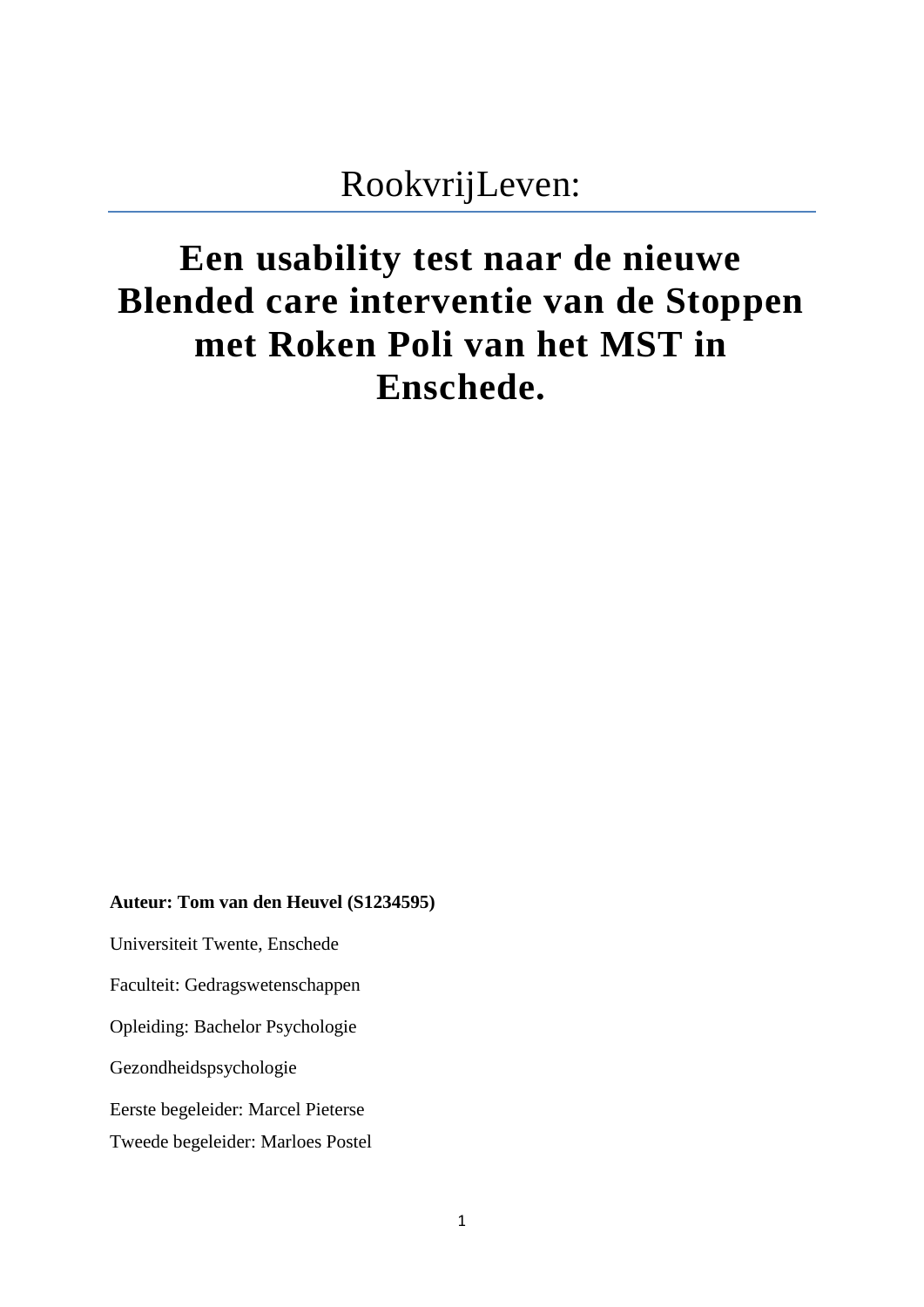# RookvrijLeven:

# Een usability test naar de nieuwe Blended care interventie van de Stoppen met Roken Poli van het MST in Enschede.

**Auteur: Tom van den Heuvel (S1234595)**

Universiteit Twente, Enschede

Faculteit: Gedragswetenschappen

Opleiding: Bachelor Psychologie

Gezondheidspsychologie

Eerste begeleider: Marcel Pieterse

Tweede begeleider: Marloes Postel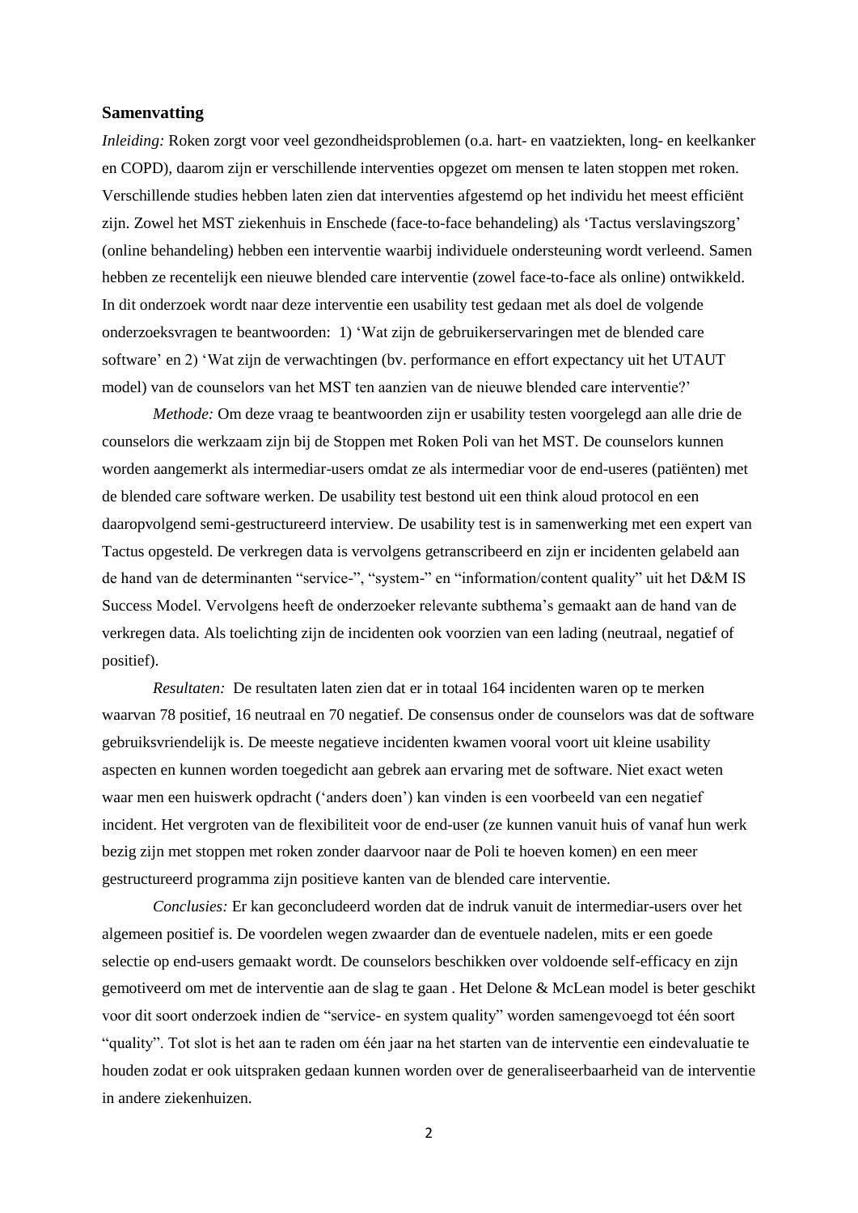## Samenvatting

*Inleiding:* Roken zorgt voor veel gezondheidsproblemen (o.a. hart- en vaatziekten, long- en keelkanker en COPD), daarom zijn er verschillende interventies opgezet om mensen te laten stoppen met roken. Verschillende studies hebben laten zien dat interventies afgestemd op het individu het meest efficiënt zijn. Zowel het MST ziekenhuis in Enschede (face-to-face behandeling) als 'Tactus verslavingszorg' (online behandeling) hebben een interventie waarbij individuele ondersteuning wordt verleend. Samen hebben ze recentelijk een nieuwe blended care interventie (zowel face-to-face als online) ontwikkeld. In dit onderzoek wordt naar deze interventie een usability test gedaan met als doel de volgende onderzoeksvragen te beantwoorden: 1) 'Wat zijn de gebruikerservaringen met de blended care software' en 2) 'Wat zijn de verwachtingen (bv. performance en effort expectancy uit het UTAUT model) van de counselors van het MST ten aanzien van de nieuwe blended care interventie?'

*Methode:* Om deze vraag te beantwoorden zijn er usability testen voorgelegd aan alle drie de counselors die werkzaam zijn bij de Stoppen met Roken Poli van het MST. De counselors kunnen worden aangemerkt als intermediar-users omdat ze als intermediar voor de end-useres (patiënten) met de blended care software werken. De usability test bestond uit een think aloud protocol en een daaropvolgend semi-gestructureerd interview. De usability test is in samenwerking met een expert van Tactus opgesteld. De verkregen data is vervolgens getranscribeerd en zijn er incidenten gelabeld aan de hand van de determinanten "service-", "system-" en "information/content quality" uit het D&M IS Success Model. Vervolgens heeft de onderzoeker relevante subthema's gemaakt aan de hand van de verkregen data. Als toelichting zijn de incidenten ook voorzien van een lading (neutraal, negatief of positief).

*Resultaten:* De resultaten laten zien dat er in totaal 164 incidenten waren op te merken waarvan 78 positief, 16 neutraal en 70 negatief. De consensus onder de counselors was dat de software gebruiksvriendelijk is. De meeste negatieve incidenten kwamen vooral voort uit kleine usability aspecten en kunnen worden toegedicht aan gebrek aan ervaring met de software. Niet exact weten waar men een huiswerk opdracht ('anders doen') kan vinden is een voorbeeld van een negatief incident. Het vergroten van de flexibiliteit voor de end-user (ze kunnen vanuit huis of vanaf hun werk bezig zijn met stoppen met roken zonder daarvoor naar de Poli te hoeven komen) en een meer gestructureerd programma zijn positieve kanten van de blended care interventie.

*Conclusies:* Er kan geconcludeerd worden dat de indruk vanuit de intermediar-users over het algemeen positief is. De voordelen wegen zwaarder dan de eventuele nadelen, mits er een goede selectie op end-users gemaakt wordt. De counselors beschikken over voldoende self-efficacy en zijn gemotiveerd om met de interventie aan de slag te gaan . Het Delone & McLean model is beter geschikt voor dit soort onderzoek indien de "service- en system quality" worden samengevoegd tot één soort "quality". Tot slot is het aan te raden om één jaar na het starten van de interventie een eindevaluatie te houden zodat er ook uitspraken gedaan kunnen worden over de generaliseerbaarheid van de interventie in andere ziekenhuizen.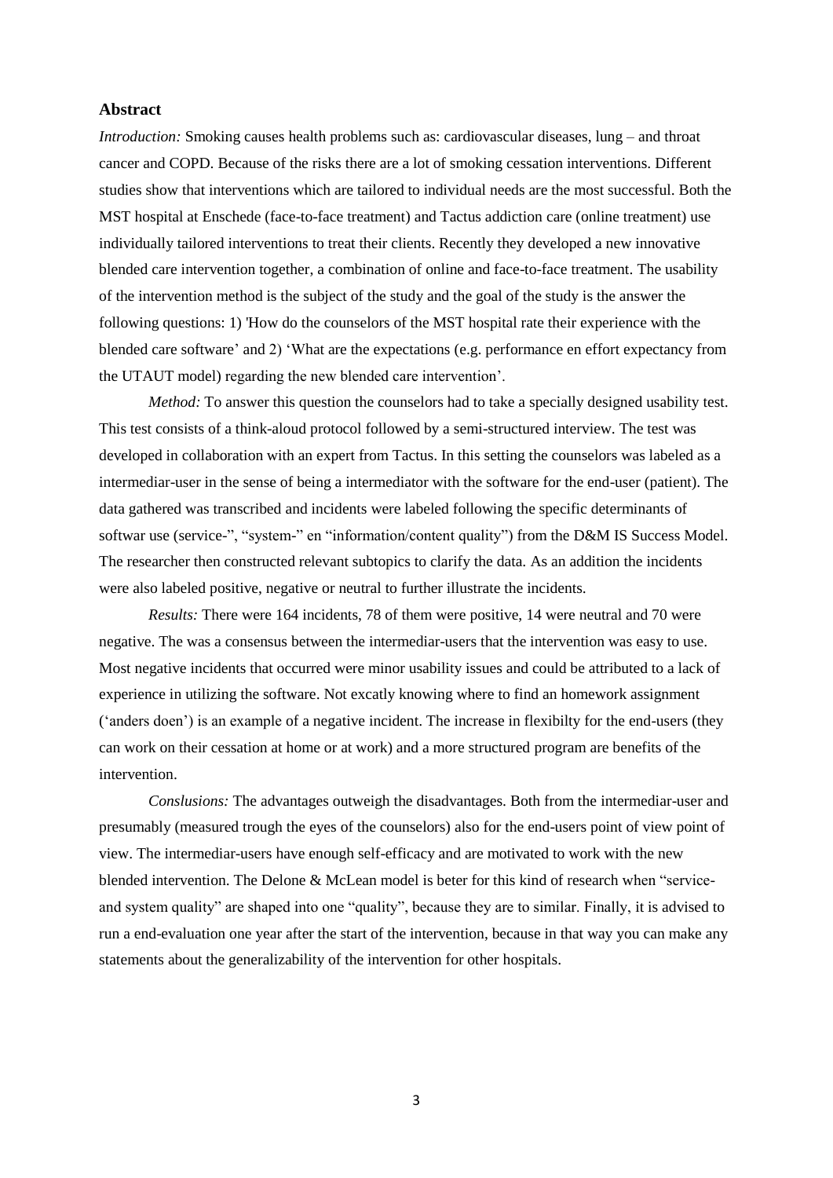## Abstract

*Introduction:* Smoking causes health problems such as: cardiovascular diseases, lung – and throat cancer and COPD. Because of the risks there are a lot of smoking cessation interventions. Different studies show that interventions which are tailored to individual needs are the most successful. Both the MST hospital at Enschede (face-to-face treatment) and Tactus addiction care (online treatment) use individually tailored interventions to treat their clients. Recently they developed a new innovative blended care intervention together, a combination of online and face-to-face treatment. The usability of the intervention method is the subject of the study and the goal of the study is the answer the following questions: 1) 'How do the counselors of the MST hospital rate their experience with the blended care software' and 2) 'What are the expectations (e.g. performance en effort expectancy from the UTAUT model) regarding the new blended care intervention'.

*Method:* To answer this question the counselors had to take a specially designed usability test. This test consists of a think-aloud protocol followed by a semi-structured interview. The test was developed in collaboration with an expert from Tactus. In this setting the counselors was labeled as a intermediar-user in the sense of being a intermediator with the software for the end-user (patient). The data gathered was transcribed and incidents were labeled following the specific determinants of softwar use (service-", "system-" en "information/content quality") from the D&M IS Success Model. The researcher then constructed relevant subtopics to clarify the data. As an addition the incidents were also labeled positive, negative or neutral to further illustrate the incidents.

*Results:* There were 164 incidents, 78 of them were positive, 14 were neutral and 70 were negative. The was a consensus between the intermediar-users that the intervention was easy to use. Most negative incidents that occurred were minor usability issues and could be attributed to a lack of experience in utilizing the software. Not excatly knowing where to find an homework assignment ('anders doen') is an example of a negative incident. The increase in flexibilty for the end-users (they can work on their cessation at home or at work) and a more structured program are benefits of the intervention.

*Conslusions:* The advantages outweigh the disadvantages. Both from the intermediar-user and presumably (measured trough the eyes of the counselors) also for the end-users point of view point of view. The intermediar-users have enough self-efficacy and are motivated to work with the new blended intervention. The Delone & McLean model is beter for this kind of research when "service- and system quality" are shaped into one "quality", because they are to similar. Finally, it is advised to run a end-evaluation one year after the start of the intervention, because in that way you can make any statements about the generalizability of the intervention for other hospitals.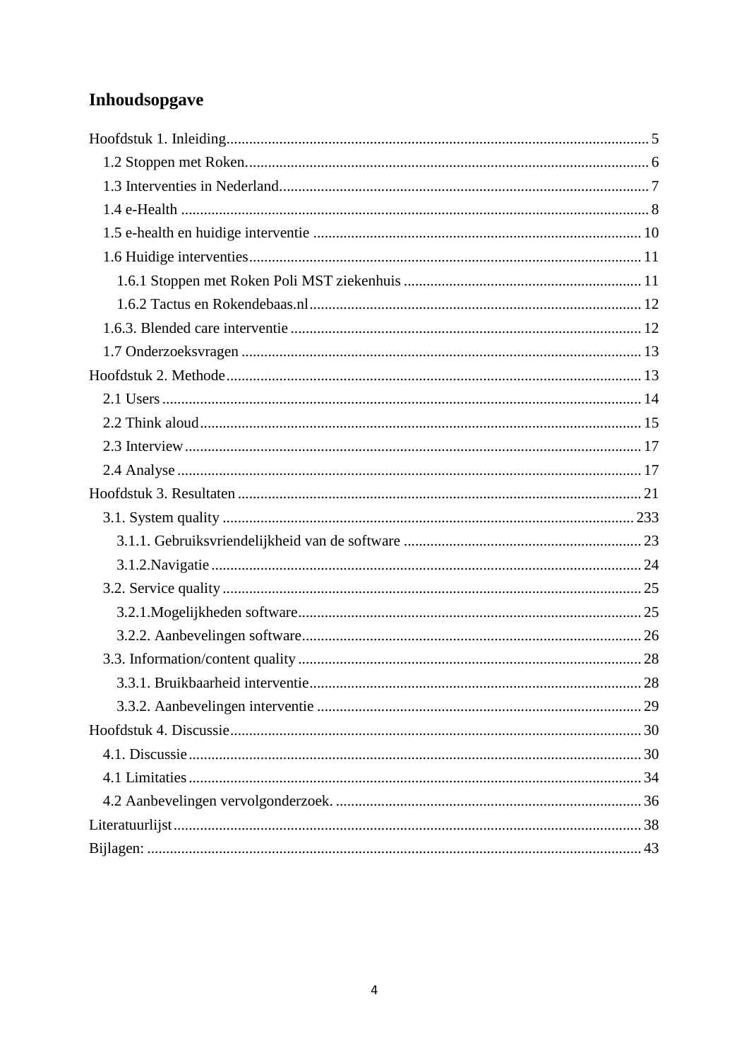# Inhoudsopgave

Hoofdstuk 1. Inleiding ... 5
- 1.2 Stoppen met Roken. ... 6
- 1.3 Interventies in Nederland ... 7
- 1.4 e-Health ... 8
- 1.5 e-health en huidige interventie ... 10
- 1.6 Huidige interventies ... 11
  - 1.6.1 Stoppen met Roken Poli MST ziekenhuis ... 11
  - 1.6.2 Tactus en Rokendebaas.nl ... 12
- 1.6.3. Blended care interventie ... 12
- 1.7 Onderzoeksvragen ... 13

Hoofdstuk 2. Methode ... 13
- 2.1 Users ... 14
- 2.2 Think aloud ... 15
- 2.3 Interview ... 17
- 2.4 Analyse ... 17

Hoofdstuk 3. Resultaten ... 21
- 3.1. System quality ... 233
  - 3.1.1. Gebruiksvriendelijkheid van de software ... 23
  - 3.1.2.Navigatie ... 24
- 3.2. Service quality ... 25
  - 3.2.1.Mogelijkheden software ... 25
  - 3.2.2. Aanbevelingen software ... 26
- 3.3. Information/content quality ... 28
  - 3.3.1. Bruikbaarheid interventie ... 28
  - 3.3.2. Aanbevelingen interventie ... 29

Hoofdstuk 4. Discussie ... 30
- 4.1. Discussie ... 30
- 4.1 Limitaties ... 34
- 4.2 Aanbevelingen vervolgonderzoek. ... 36

Literatuurlijst ... 38

Bijlagen: ... 43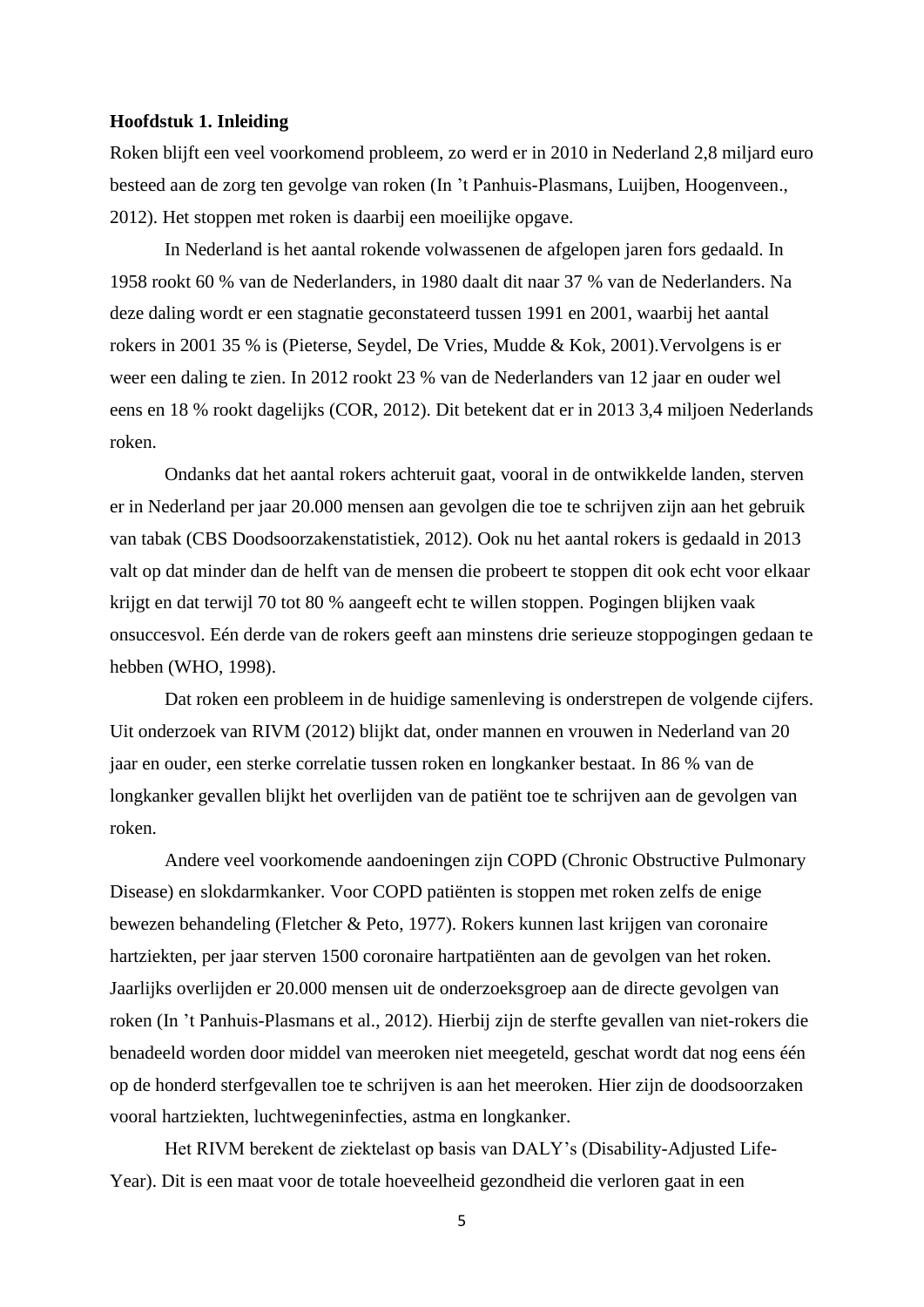**Hoofdstuk 1. Inleiding**

Roken blijft een veel voorkomend probleem, zo werd er in 2010 in Nederland 2,8 miljard euro besteed aan de zorg ten gevolge van roken (In ’t Panhuis-Plasmans, Luijben, Hoogenveen., 2012). Het stoppen met roken is daarbij een moeilijke opgave.

In Nederland is het aantal rokende volwassenen de afgelopen jaren fors gedaald. In 1958 rookt 60 % van de Nederlanders, in 1980 daalt dit naar 37 % van de Nederlanders. Na deze daling wordt er een stagnatie geconstateerd tussen 1991 en 2001, waarbij het aantal rokers in 2001 35 % is (Pieterse, Seydel, De Vries, Mudde & Kok, 2001).Vervolgens is er weer een daling te zien. In 2012 rookt 23 % van de Nederlanders van 12 jaar en ouder wel eens en 18 % rookt dagelijks (COR, 2012). Dit betekent dat er in 2013 3,4 miljoen Nederlands roken.

Ondanks dat het aantal rokers achteruit gaat, vooral in de ontwikkelde landen, sterven er in Nederland per jaar 20.000 mensen aan gevolgen die toe te schrijven zijn aan het gebruik van tabak (CBS Doodsoorzakenstatistiek, 2012). Ook nu het aantal rokers is gedaald in 2013 valt op dat minder dan de helft van de mensen die probeert te stoppen dit ook echt voor elkaar krijgt en dat terwijl 70 tot 80 % aangeeft echt te willen stoppen. Pogingen blijken vaak onsuccesvol. Eén derde van de rokers geeft aan minstens drie serieuze stoppogingen gedaan te hebben (WHO, 1998).

Dat roken een probleem in de huidige samenleving is onderstrepen de volgende cijfers. Uit onderzoek van RIVM (2012) blijkt dat, onder mannen en vrouwen in Nederland van 20 jaar en ouder, een sterke correlatie tussen roken en longkanker bestaat. In 86 % van de longkanker gevallen blijkt het overlijden van de patiënt toe te schrijven aan de gevolgen van roken.

Andere veel voorkomende aandoeningen zijn COPD (Chronic Obstructive Pulmonary Disease) en slokdarmkanker. Voor COPD patiënten is stoppen met roken zelfs de enige bewezen behandeling (Fletcher & Peto, 1977). Rokers kunnen last krijgen van coronaire hartziekten, per jaar sterven 1500 coronaire hartpatiënten aan de gevolgen van het roken. Jaarlijks overlijden er 20.000 mensen uit de onderzoeksgroep aan de directe gevolgen van roken (In ’t Panhuis-Plasmans et al., 2012). Hierbij zijn de sterfte gevallen van niet-rokers die benadeeld worden door middel van meeroken niet meegeteld, geschat wordt dat nog eens één op de honderd sterfgevallen toe te schrijven is aan het meeroken. Hier zijn de doodsoorzaken vooral hartziekten, luchtweginfecties, astma en longkanker.

Het RIVM berekent de ziektelast op basis van DALY’s (Disability-Adjusted Life-Year). Dit is een maat voor de totale hoeveelheid gezondheid die verloren gaat in een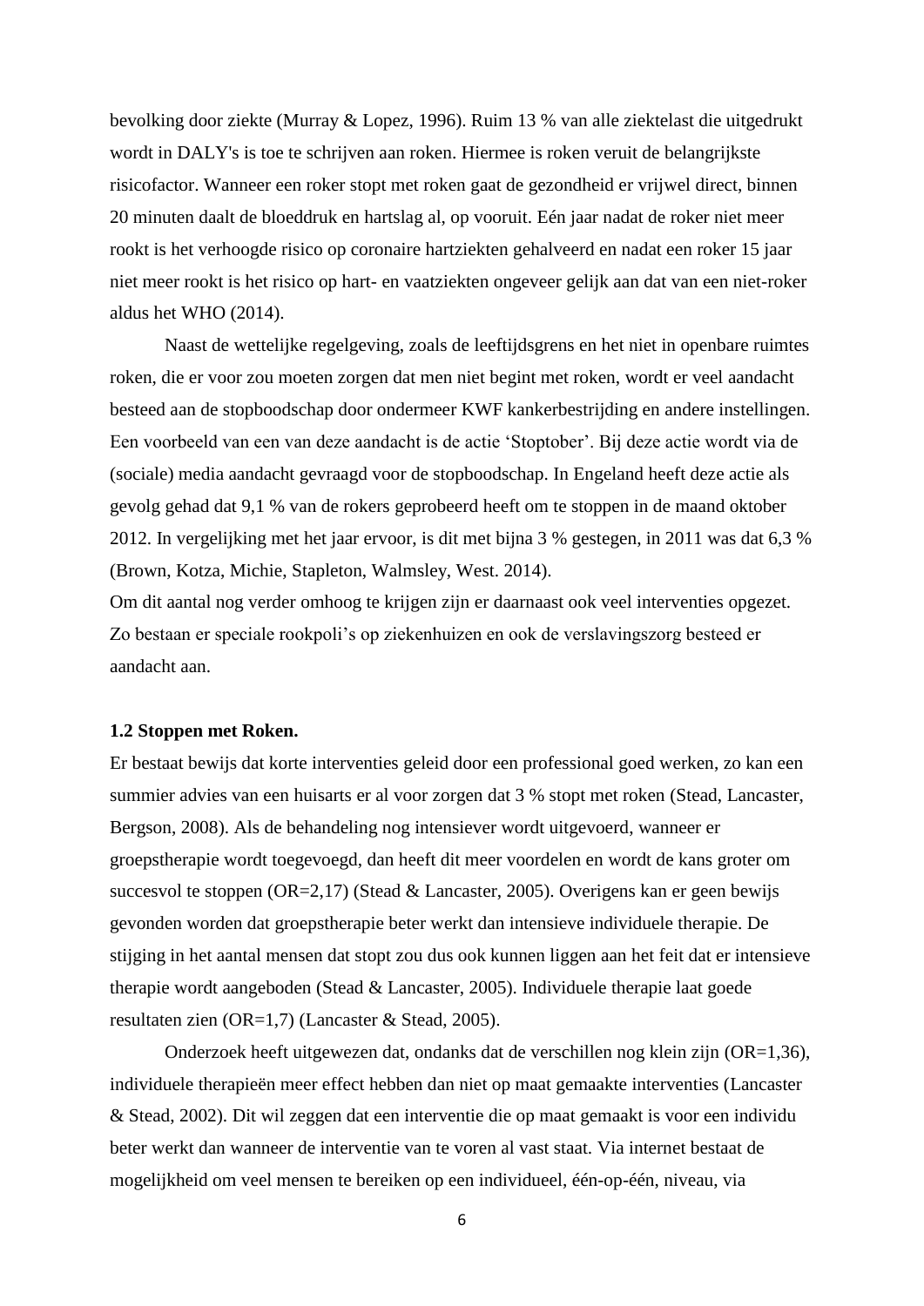bevolking door ziekte (Murray & Lopez, 1996). Ruim 13 % van alle ziektelast die uitgedrukt wordt in DALY's is toe te schrijven aan roken. Hiermee is roken veruit de belangrijkste risicofactor. Wanneer een roker stopt met roken gaat de gezondheid er vrijwel direct, binnen 20 minuten daalt de bloeddruk en hartslag al, op vooruit. Eén jaar nadat de roker niet meer rookt is het verhoogde risico op coronaire hartziekten gehalveerd en nadat een roker 15 jaar niet meer rookt is het risico op hart- en vaatziekten ongeveer gelijk aan dat van een niet-roker aldus het WHO (2014).

Naast de wettelijke regelgeving, zoals de leeftijdsgrens en het niet in openbare ruimtes roken, die er voor zou moeten zorgen dat men niet begint met roken, wordt er veel aandacht besteed aan de stopboodschap door ondermeer KWF kankerbestrijding en andere instellingen. Een voorbeeld van een van deze aandacht is de actie 'Stoptober'. Bij deze actie wordt via de (sociale) media aandacht gevraagd voor de stopboodschap. In Engeland heeft deze actie als gevolg gehad dat 9,1 % van de rokers geprobeerd heeft om te stoppen in de maand oktober 2012. In vergelijking met het jaar ervoor, is dit met bijna 3 % gestegen, in 2011 was dat 6,3 % (Brown, Kotza, Michie, Stapleton, Walmsley, West. 2014).

Om dit aantal nog verder omhoog te krijgen zijn er daarnaast ook veel interventies opgezet. Zo bestaan er speciale rookpoli's op ziekenhuizen en ook de verslavingszorg besteed er aandacht aan.

**1.2 Stoppen met Roken.**

Er bestaat bewijs dat korte interventies geleid door een professional goed werken, zo kan een summier advies van een huisarts er al voor zorgen dat 3 % stopt met roken (Stead, Lancaster, Bergson, 2008). Als de behandeling nog intensiever wordt uitgevoerd, wanneer er groepstherapie wordt toegevoegd, dan heeft dit meer voordelen en wordt de kans groter om succesvol te stoppen (OR=2,17) (Stead & Lancaster, 2005). Overigens kan er geen bewijs gevonden worden dat groepstherapie beter werkt dan intensieve individuele therapie. De stijging in het aantal mensen dat stopt zou dus ook kunnen liggen aan het feit dat er intensieve therapie wordt aangeboden (Stead & Lancaster, 2005). Individuele therapie laat goede resultaten zien (OR=1,7) (Lancaster & Stead, 2005).

Onderzoek heeft uitgewezen dat, ondanks dat de verschillen nog klein zijn (OR=1,36), individuele therapieën meer effect hebben dan niet op maat gemaakte interventies (Lancaster & Stead, 2002). Dit wil zeggen dat een interventie die op maat gemaakt is voor een individu beter werkt dan wanneer de interventie van te voren al vast staat. Via internet bestaat de mogelijkheid om veel mensen te bereiken op een individueel, één-op-één, niveau, via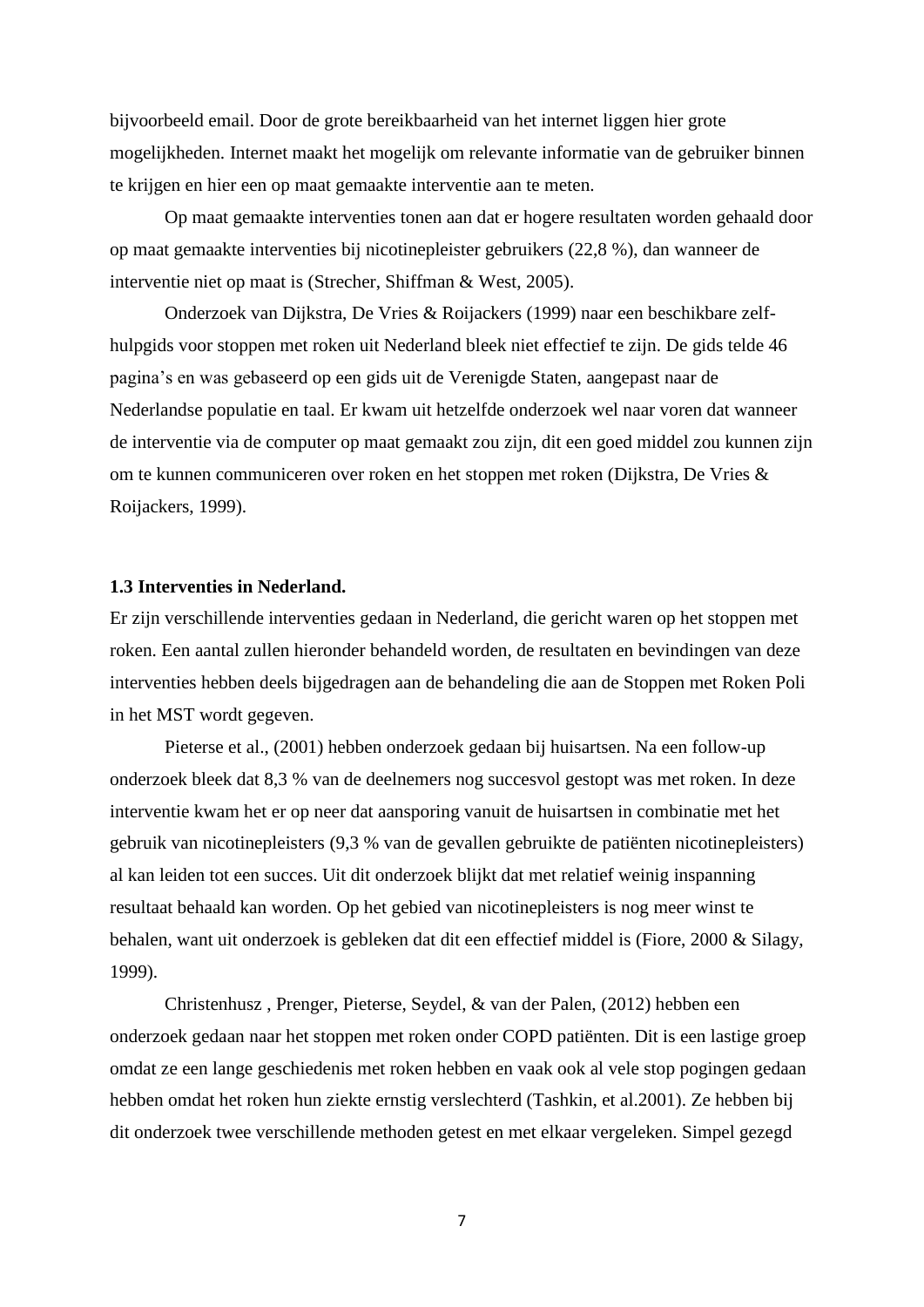bijvoorbeeld email. Door de grote bereikbaarheid van het internet liggen hier grote mogelijkheden. Internet maakt het mogelijk om relevante informatie van de gebruiker binnen te krijgen en hier een op maat gemaakte interventie aan te meten.

Op maat gemaakte interventies tonen aan dat er hogere resultaten worden gehaald door op maat gemaakte interventies bij nicotinepleister gebruikers (22,8 %), dan wanneer de interventie niet op maat is (Strecher, Shiffman & West, 2005).

Onderzoek van Dijkstra, De Vries & Roijackers (1999) naar een beschikbare zelf-hulpgids voor stoppen met roken uit Nederland bleek niet effectief te zijn. De gids telde 46 pagina's en was gebaseerd op een gids uit de Verenigde Staten, aangepast naar de Nederlandse populatie en taal. Er kwam uit hetzelfde onderzoek wel naar voren dat wanneer de interventie via de computer op maat gemaakt zou zijn, dit een goed middel zou kunnen zijn om te kunnen communiceren over roken en het stoppen met roken (Dijkstra, De Vries & Roijackers, 1999).

**1.3 Interventies in Nederland.**

Er zijn verschillende interventies gedaan in Nederland, die gericht waren op het stoppen met roken. Een aantal zullen hieronder behandeld worden, de resultaten en bevindingen van deze interventies hebben deels bijgedragen aan de behandeling die aan de Stoppen met Roken Poli in het MST wordt gegeven.

Pieterse et al., (2001) hebben onderzoek gedaan bij huisartsen. Na een follow-up onderzoek bleek dat 8,3 % van de deelnemers nog succesvol gestopt was met roken. In deze interventie kwam het er op neer dat aansporing vanuit de huisartsen in combinatie met het gebruik van nicotinepleisters (9,3 % van de gevallen gebruikte de patiënten nicotinepleisters) al kan leiden tot een succes. Uit dit onderzoek blijkt dat met relatief weinig inspanning resultaat behaald kan worden. Op het gebied van nicotinepleisters is nog meer winst te behalen, want uit onderzoek is gebleken dat dit een effectief middel is (Fiore, 2000 & Silagy, 1999).

Christenhusz , Prenger, Pieterse, Seydel, & van der Palen, (2012) hebben een onderzoek gedaan naar het stoppen met roken onder COPD patiënten. Dit is een lastige groep omdat ze een lange geschiedenis met roken hebben en vaak ook al vele stop pogingen gedaan hebben omdat het roken hun ziekte ernstig verslechterd (Tashkin, et al.2001). Ze hebben bij dit onderzoek twee verschillende methoden getest en met elkaar vergeleken. Simpel gezegd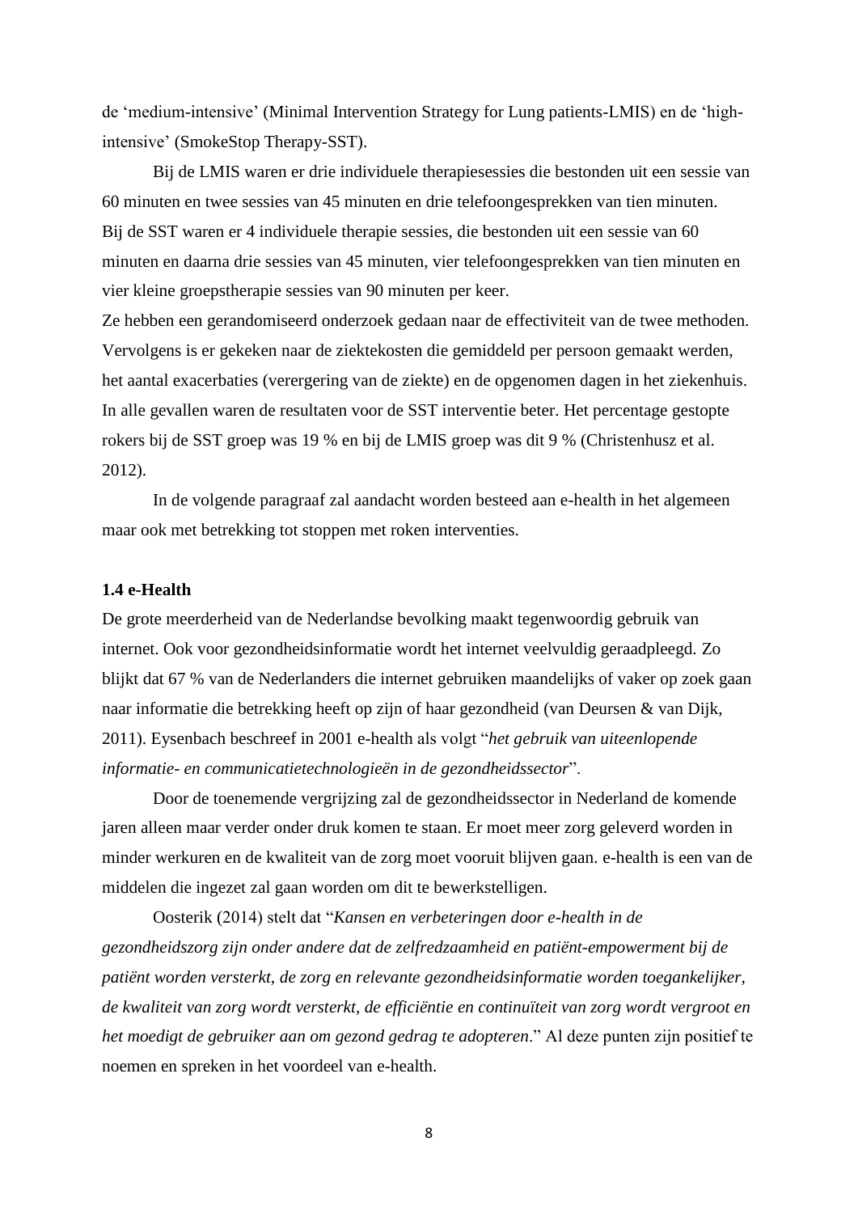de 'medium-intensive' (Minimal Intervention Strategy for Lung patients-LMIS) en de 'high-intensive' (SmokeStop Therapy-SST).

Bij de LMIS waren er drie individuele therapiesessies die bestonden uit een sessie van 60 minuten en twee sessies van 45 minuten en drie telefoongesprekken van tien minuten. Bij de SST waren er 4 individuele therapie sessies, die bestonden uit een sessie van 60 minuten en daarna drie sessies van 45 minuten, vier telefoongesprekken van tien minuten en vier kleine groepstherapie sessies van 90 minuten per keer.
Ze hebben een gerandomiseerd onderzoek gedaan naar de effectiviteit van de twee methoden. Vervolgens is er gekeken naar de ziektekosten die gemiddeld per persoon gemaakt werden, het aantal exacerbaties (verergering van de ziekte) en de opgenomen dagen in het ziekenhuis. In alle gevallen waren de resultaten voor de SST interventie beter. Het percentage gestopte rokers bij de SST groep was 19 % en bij de LMIS groep was dit 9 % (Christenhusz et al. 2012).

In de volgende paragraaf zal aandacht worden besteed aan e-health in het algemeen maar ook met betrekking tot stoppen met roken interventies.

### 1.4 e-Health

De grote meerderheid van de Nederlandse bevolking maakt tegenwoordig gebruik van internet. Ook voor gezondheidsinformatie wordt het internet veelvuldig geraadpleegd. Zo blijkt dat 67 % van de Nederlanders die internet gebruiken maandelijks of vaker op zoek gaan naar informatie die betrekking heeft op zijn of haar gezondheid (van Deursen & van Dijk, 2011). Eysenbach beschreef in 2001 e-health als volgt "*het gebruik van uiteenlopende informatie- en communicatietechnologieën in de gezondheidssector*".

Door de toenemende vergrijzing zal de gezondheidssector in Nederland de komende jaren alleen maar verder onder druk komen te staan. Er moet meer zorg geleverd worden in minder werkuren en de kwaliteit van de zorg moet vooruit blijven gaan. e-health is een van de middelen die ingezet zal gaan worden om dit te bewerkstelligen.

Oosterik (2014) stelt dat "*Kansen en verbeteringen door e-health in de gezondheidszorg zijn onder andere dat de zelfredzaamheid en patiënt-empowerment bij de patiënt worden versterkt, de zorg en relevante gezondheidsinformatie worden toegankelijker, de kwaliteit van zorg wordt versterkt, de efficiëntie en continuïteit van zorg wordt vergroot en het moedigt de gebruiker aan om gezond gedrag te adopteren*." Al deze punten zijn positief te noemen en spreken in het voordeel van e-health.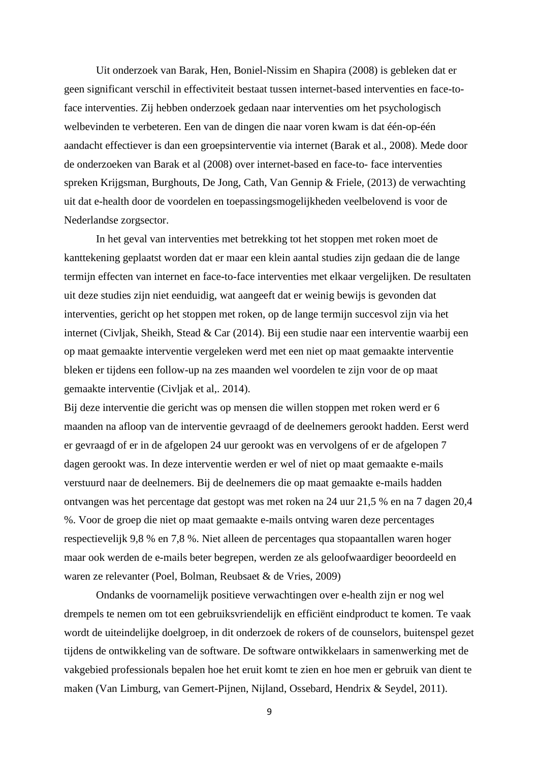Uit onderzoek van Barak, Hen, Boniel-Nissim en Shapira (2008) is gebleken dat er geen significant verschil in effectiviteit bestaat tussen internet-based interventies en face-to-face interventies. Zij hebben onderzoek gedaan naar interventies om het psychologisch welbevinden te verbeteren. Een van de dingen die naar voren kwam is dat één-op-één aandacht effectiever is dan een groepsinterventie via internet (Barak et al., 2008). Mede door de onderzoeken van Barak et al (2008) over internet-based en face-to- face interventies spreken Krijgsman, Burghouts, De Jong, Cath, Van Gennip & Friele, (2013) de verwachting uit dat e-health door de voordelen en toepassingsmogelijkheden veelbelovend is voor de Nederlandse zorgsector.

In het geval van interventies met betrekking tot het stoppen met roken moet de kanttekening geplaatst worden dat er maar een klein aantal studies zijn gedaan die de lange termijn effecten van internet en face-to-face interventies met elkaar vergelijken. De resultaten uit deze studies zijn niet eenduidig, wat aangeeft dat er weinig bewijs is gevonden dat interventies, gericht op het stoppen met roken, op de lange termijn succesvol zijn via het internet (Civljak, Sheikh, Stead & Car (2014). Bij een studie naar een interventie waarbij een op maat gemaakte interventie vergeleken werd met een niet op maat gemaakte interventie bleken er tijdens een follow-up na zes maanden wel voordelen te zijn voor de op maat gemaakte interventie (Civljak et al,. 2014).
Bij deze interventie die gericht was op mensen die willen stoppen met roken werd er 6 maanden na afloop van de interventie gevraagd of de deelnemers gerookt hadden. Eerst werd er gevraagd of er in de afgelopen 24 uur gerookt was en vervolgens of er de afgelopen 7 dagen gerookt was. In deze interventie werden er wel of niet op maat gemaakte e-mails verstuurd naar de deelnemers. Bij de deelnemers die op maat gemaakte e-mails hadden ontvangen was het percentage dat gestopt was met roken na 24 uur 21,5 % en na 7 dagen 20,4 %. Voor de groep die niet op maat gemaakte e-mails ontving waren deze percentages respectievelijk 9,8 % en 7,8 %. Niet alleen de percentages qua stopaantallen waren hoger maar ook werden de e-mails beter begrepen, werden ze als geloofwaardiger beoordeeld en waren ze relevanter (Poel, Bolman, Reubsaet & de Vries, 2009)

Ondanks de voornamelijk positieve verwachtingen over e-health zijn er nog wel drempels te nemen om tot een gebruiksvriendelijk en efficiënt eindproduct te komen. Te vaak wordt de uiteindelijke doelgroep, in dit onderzoek de rokers of de counselors, buitenspel gezet tijdens de ontwikkeling van de software. De software ontwikkelaars in samenwerking met de vakgebied professionals bepalen hoe het eruit komt te zien en hoe men er gebruik van dient te maken (Van Limburg, van Gemert-Pijnen, Nijland, Ossebard, Hendrix & Seydel, 2011).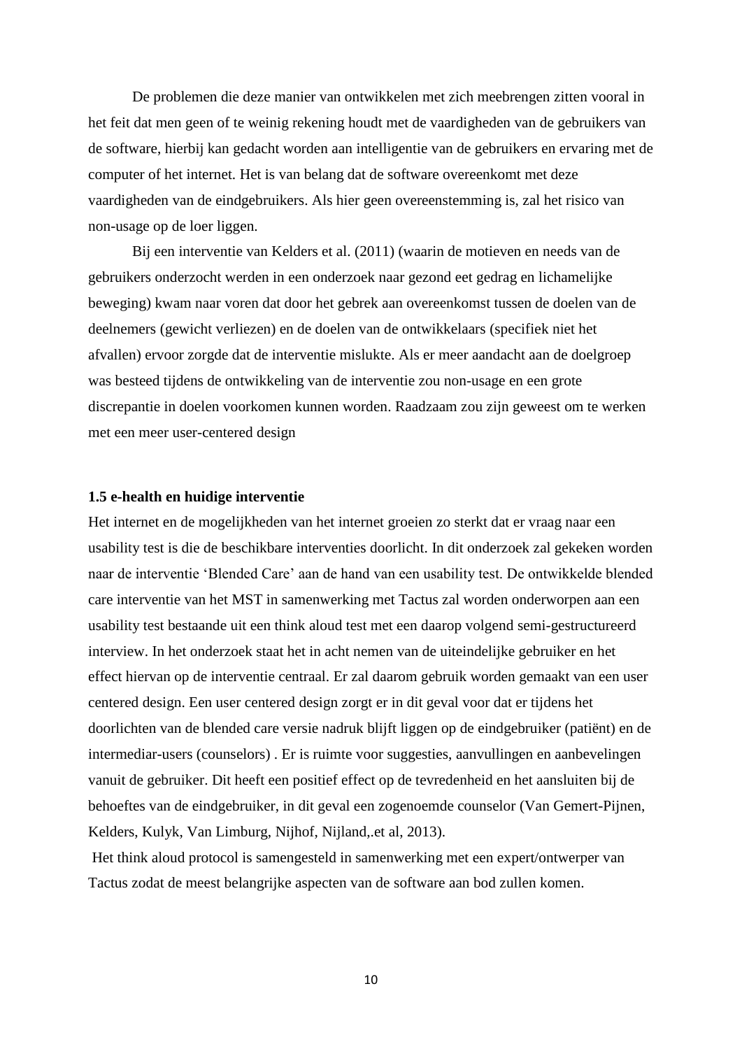De problemen die deze manier van ontwikkelen met zich meebrengen zitten vooral in het feit dat men geen of te weinig rekening houdt met de vaardigheden van de gebruikers van de software, hierbij kan gedacht worden aan intelligentie van de gebruikers en ervaring met de computer of het internet. Het is van belang dat de software overeenkomt met deze vaardigheden van de eindgebruikers. Als hier geen overeenstemming is, zal het risico van non-usage op de loer liggen.

Bij een interventie van Kelders et al. (2011) (waarin de motieven en needs van de gebruikers onderzocht werden in een onderzoek naar gezond eet gedrag en lichamelijke beweging) kwam naar voren dat door het gebrek aan overeenkomst tussen de doelen van de deelnemers (gewicht verliezen) en de doelen van de ontwikkelaars (specifiek niet het afvallen) ervoor zorgde dat de interventie mislukte. Als er meer aandacht aan de doelgroep was besteed tijdens de ontwikkeling van de interventie zou non-usage en een grote discrepantie in doelen voorkomen kunnen worden. Raadzaam zou zijn geweest om te werken met een meer user-centered design

**1.5 e-health en huidige interventie**

Het internet en de mogelijkheden van het internet groeien zo sterkt dat er vraag naar een usability test is die de beschikbare interventies doorlicht. In dit onderzoek zal gekeken worden naar de interventie 'Blended Care' aan de hand van een usability test. De ontwikkelde blended care interventie van het MST in samenwerking met Tactus zal worden onderworpen aan een usability test bestaande uit een think aloud test met een daarop volgend semi-gestructureerd interview. In het onderzoek staat het in acht nemen van de uiteindelijke gebruiker en het effect hiervan op de interventie centraal. Er zal daarom gebruik worden gemaakt van een user centered design. Een user centered design zorgt er in dit geval voor dat er tijdens het doorlichten van de blended care versie nadruk blijft liggen op de eindgebruiker (patiënt) en de intermediar-users (counselors) . Er is ruimte voor suggesties, aanvullingen en aanbevelingen vanuit de gebruiker. Dit heeft een positief effect op de tevredenheid en het aansluiten bij de behoeftes van de eindgebruiker, in dit geval een zogenoemde counselor (Van Gemert-Pijnen, Kelders, Kulyk, Van Limburg, Nijhof, Nijland,.et al, 2013).

Het think aloud protocol is samengesteld in samenwerking met een expert/ontwerper van Tactus zodat de meest belangrijke aspecten van de software aan bod zullen komen.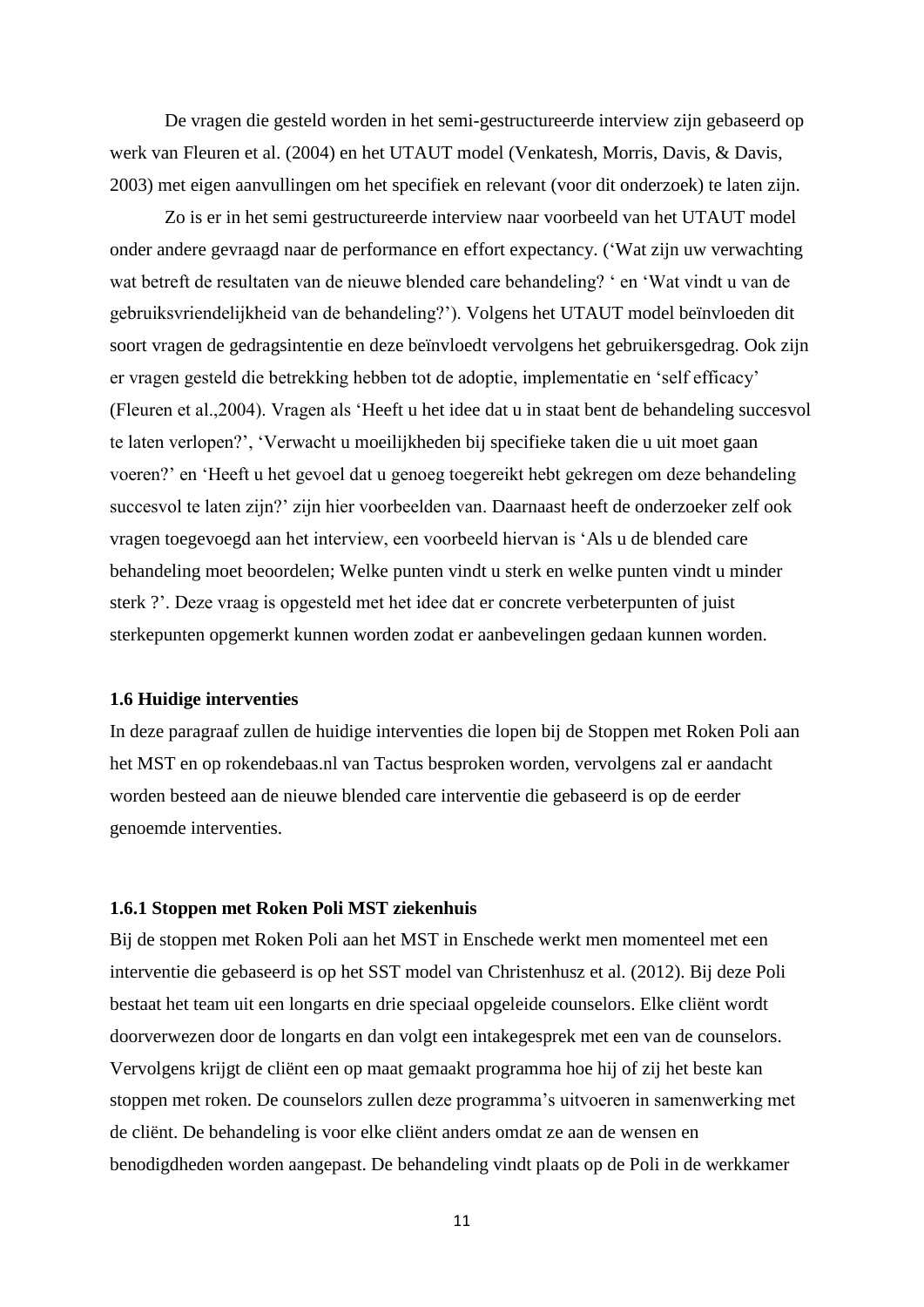De vragen die gesteld worden in het semi-gestructureerde interview zijn gebaseerd op werk van Fleuren et al. (2004) en het UTAUT model (Venkatesh, Morris, Davis, & Davis, 2003) met eigen aanvullingen om het specifiek en relevant (voor dit onderzoek) te laten zijn.

Zo is er in het semi gestructureerde interview naar voorbeeld van het UTAUT model onder andere gevraagd naar de performance en effort expectancy. ('Wat zijn uw verwachting wat betreft de resultaten van de nieuwe blended care behandeling? ' en 'Wat vindt u van de gebruiksvriendelijkheid van de behandeling?'). Volgens het UTAUT model beïnvloeden dit soort vragen de gedragsintentie en deze beïnvloedt vervolgens het gebruikersgedrag. Ook zijn er vragen gesteld die betrekking hebben tot de adoptie, implementatie en 'self efficacy' (Fleuren et al.,2004). Vragen als 'Heeft u het idee dat u in staat bent de behandeling succesvol te laten verlopen?', 'Verwacht u moeilijkheden bij specifieke taken die u uit moet gaan voeren?' en 'Heeft u het gevoel dat u genoeg toegereikt hebt gekregen om deze behandeling succesvol te laten zijn?' zijn hier voorbeelden van. Daarnaast heeft de onderzoeker zelf ook vragen toegevoegd aan het interview, een voorbeeld hiervan is 'Als u de blended care behandeling moet beoordelen; Welke punten vindt u sterk en welke punten vindt u minder sterk ?'. Deze vraag is opgesteld met het idee dat er concrete verbeterpunten of juist sterkepunten opgemerkt kunnen worden zodat er aanbevelingen gedaan kunnen worden.

### 1.6 Huidige interventies

In deze paragraaf zullen de huidige interventies die lopen bij de Stoppen met Roken Poli aan het MST en op rokendebaas.nl van Tactus besproken worden, vervolgens zal er aandacht worden besteed aan de nieuwe blended care interventie die gebaseerd is op de eerder genoemde interventies.

#### 1.6.1 Stoppen met Roken Poli MST ziekenhuis

Bij de stoppen met Roken Poli aan het MST in Enschede werkt men momenteel met een interventie die gebaseerd is op het SST model van Christenhusz et al. (2012). Bij deze Poli bestaat het team uit een longarts en drie speciaal opgeleide counselors. Elke cliënt wordt doorverwezen door de longarts en dan volgt een intakegesprek met een van de counselors. Vervolgens krijgt de cliënt een op maat gemaakt programma hoe hij of zij het beste kan stoppen met roken. De counselors zullen deze programma's uitvoeren in samenwerking met de cliënt. De behandeling is voor elke cliënt anders omdat ze aan de wensen en benodigdheden worden aangepast. De behandeling vindt plaats op de Poli in de werkkamer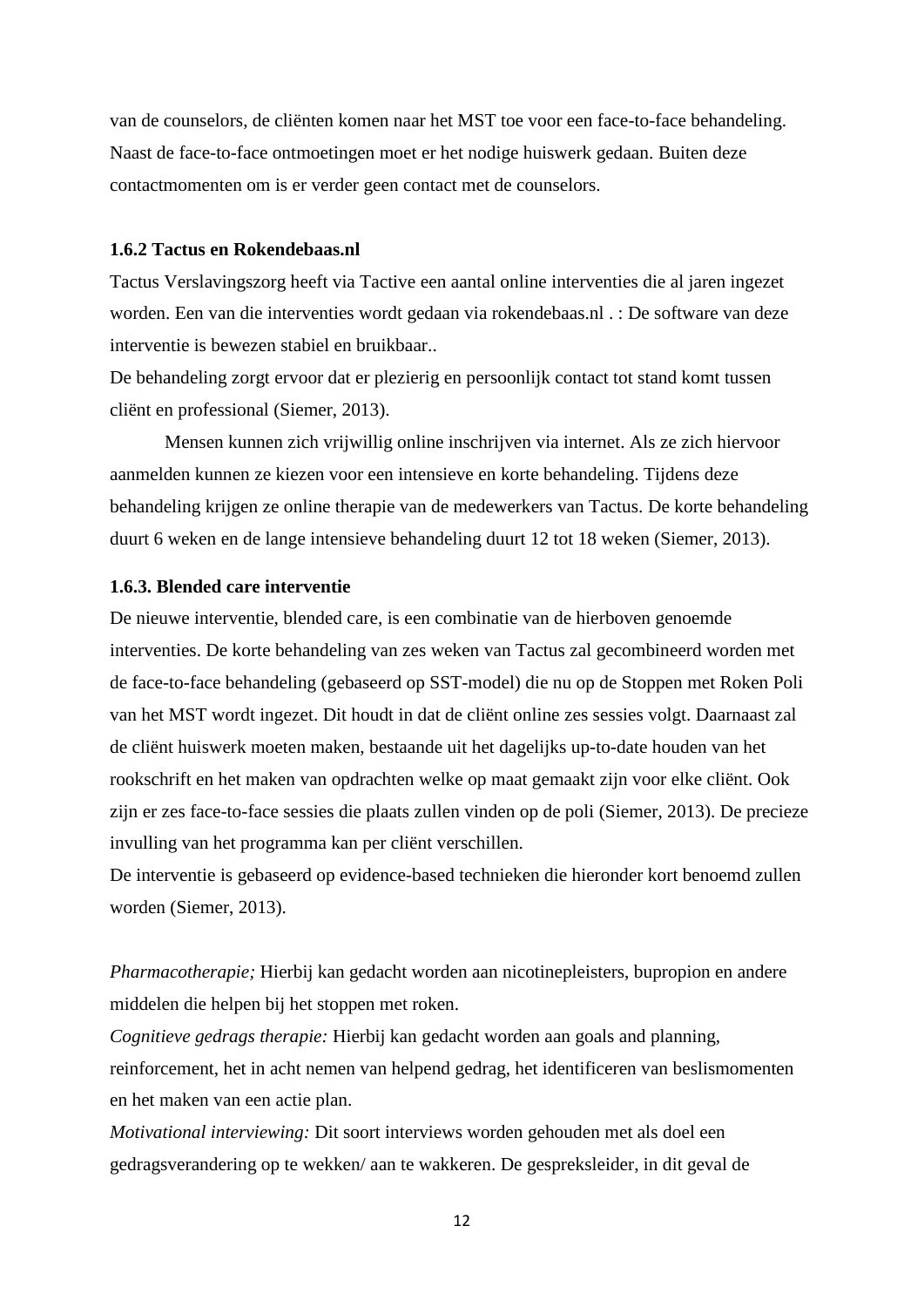van de counselors, de cliënten komen naar het MST toe voor een face-to-face behandeling. Naast de face-to-face ontmoetingen moet er het nodige huiswerk gedaan. Buiten deze contactmomenten om is er verder geen contact met de counselors.

### 1.6.2 Tactus en Rokendebaas.nl

Tactus Verslavingszorg heeft via Tactive een aantal online interventies die al jaren ingezet worden. Een van die interventies wordt gedaan via rokendebaas.nl . : De software van deze interventie is bewezen stabiel en bruikbaar..
De behandeling zorgt ervoor dat er plezierig en persoonlijk contact tot stand komt tussen cliënt en professional (Siemer, 2013).

Mensen kunnen zich vrijwillig online inschrijven via internet. Als ze zich hiervoor aanmelden kunnen ze kiezen voor een intensieve en korte behandeling. Tijdens deze behandeling krijgen ze online therapie van de medewerkers van Tactus. De korte behandeling duurt 6 weken en de lange intensieve behandeling duurt 12 tot 18 weken (Siemer, 2013).

### 1.6.3. Blended care interventie

De nieuwe interventie, blended care, is een combinatie van de hierboven genoemde interventies. De korte behandeling van zes weken van Tactus zal gecombineerd worden met de face-to-face behandeling (gebaseerd op SST-model) die nu op de Stoppen met Roken Poli van het MST wordt ingezet. Dit houdt in dat de cliënt online zes sessies volgt. Daarnaast zal de cliënt huiswerk moeten maken, bestaande uit het dagelijks up-to-date houden van het rookschrift en het maken van opdrachten welke op maat gemaakt zijn voor elke cliënt. Ook zijn er zes face-to-face sessies die plaats zullen vinden op de poli (Siemer, 2013). De precieze invulling van het programma kan per cliënt verschillen.
De interventie is gebaseerd op evidence-based technieken die hieronder kort benoemd zullen worden (Siemer, 2013).

*Pharmacotherapie;* Hierbij kan gedacht worden aan nicotinepleisters, bupropion en andere middelen die helpen bij het stoppen met roken.
*Cognitieve gedrags therapie:* Hierbij kan gedacht worden aan goals and planning, reinforcement, het in acht nemen van helpend gedrag, het identificeren van beslismomenten en het maken van een actie plan.
*Motivational interviewing:* Dit soort interviews worden gehouden met als doel een gedragsverandering op te wekken/ aan te wakkeren. De gespreksleider, in dit geval de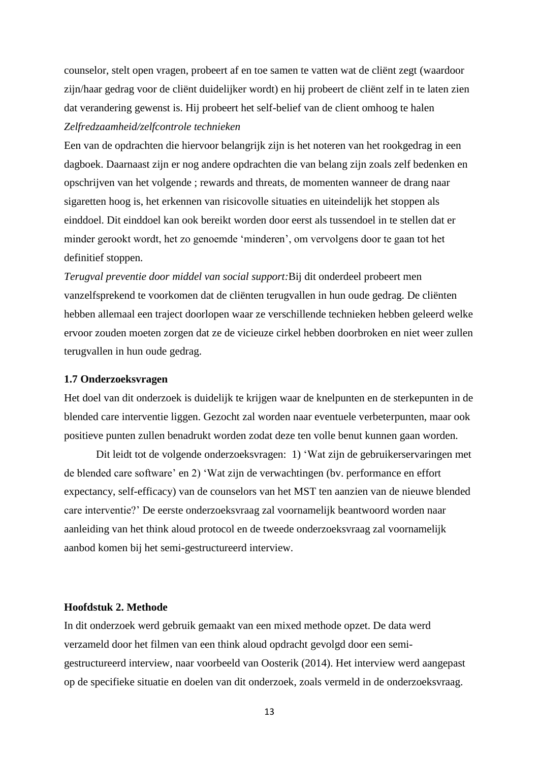counselor, stelt open vragen, probeert af en toe samen te vatten wat de cliënt zegt (waardoor zijn/haar gedrag voor de cliënt duidelijker wordt) en hij probeert de cliënt zelf in te laten zien dat verandering gewenst is. Hij probeert het self-belief van de client omhoog te halen

*Zelfredzaamheid/zelfcontrole technieken*

Een van de opdrachten die hiervoor belangrijk zijn is het noteren van het rookgedrag in een dagboek. Daarnaast zijn er nog andere opdrachten die van belang zijn zoals zelf bedenken en opschrijven van het volgende ; rewards and threats, de momenten wanneer de drang naar sigaretten hoog is, het erkennen van risicovolle situaties en uiteindelijk het stoppen als einddoel. Dit einddoel kan ook bereikt worden door eerst als tussendoel in te stellen dat er minder gerookt wordt, het zo genoemde 'minderen', om vervolgens door te gaan tot het definitief stoppen.

*Terugval preventie door middel van social support:*Bij dit onderdeel probeert men vanzelfsprekend te voorkomen dat de cliënten terugvallen in hun oude gedrag. De cliënten hebben allemaal een traject doorlopen waar ze verschillende technieken hebben geleerd welke ervoor zouden moeten zorgen dat ze de vicieuze cirkel hebben doorbroken en niet weer zullen terugvallen in hun oude gedrag.

### 1.7 Onderzoeksvragen

Het doel van dit onderzoek is duidelijk te krijgen waar de knelpunten en de sterkepunten in de blended care interventie liggen. Gezocht zal worden naar eventuele verbeterpunten, maar ook positieve punten zullen benadrukt worden zodat deze ten volle benut kunnen gaan worden.

Dit leidt tot de volgende onderzoeksvragen: 1) 'Wat zijn de gebruikerservaringen met de blended care software' en 2) 'Wat zijn de verwachtingen (bv. performance en effort expectancy, self-efficacy) van de counselors van het MST ten aanzien van de nieuwe blended care interventie?' De eerste onderzoeksvraag zal voornamelijk beantwoord worden naar aanleiding van het think aloud protocol en de tweede onderzoeksvraag zal voornamelijk aanbod komen bij het semi-gestructureerd interview.

## Hoofdstuk 2. Methode

In dit onderzoek werd gebruik gemaakt van een mixed methode opzet. De data werd verzameld door het filmen van een think aloud opdracht gevolgd door een semi-gestructureerd interview, naar voorbeeld van Oosterik (2014). Het interview werd aangepast op de specifieke situatie en doelen van dit onderzoek, zoals vermeld in de onderzoeksvraag.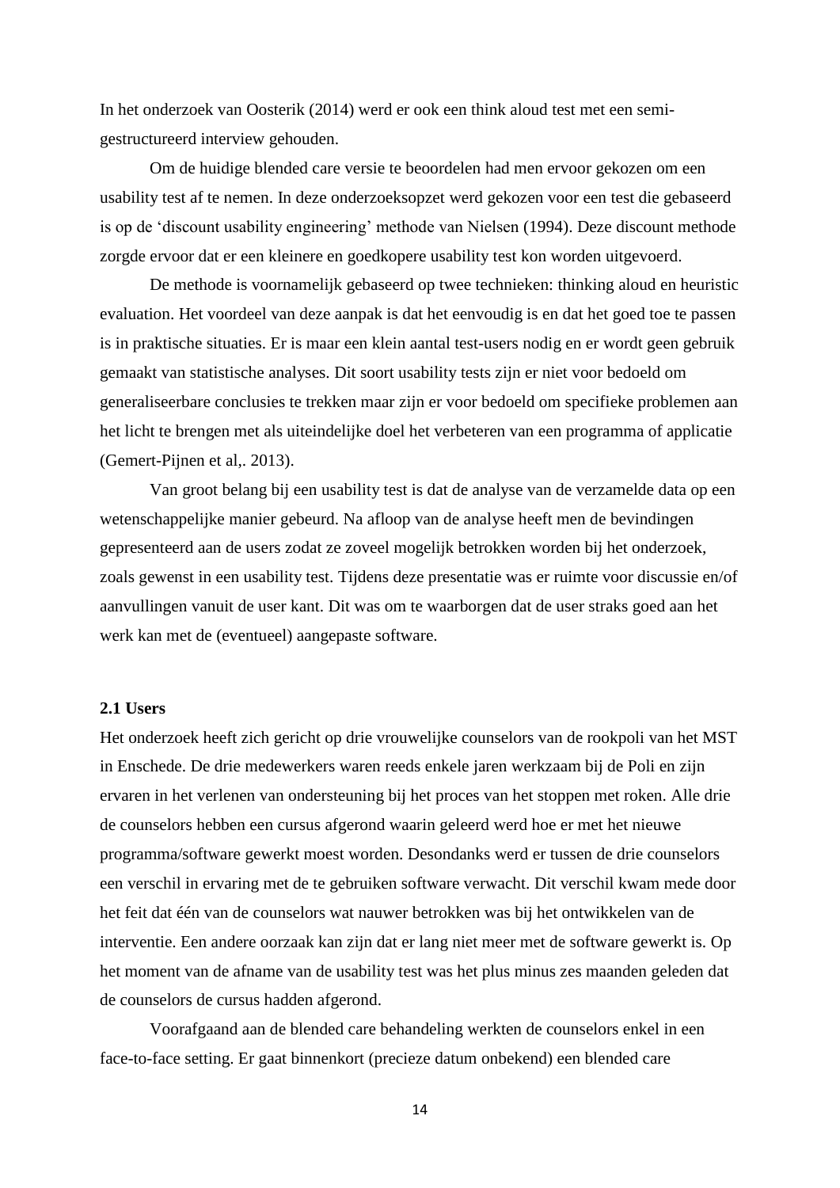In het onderzoek van Oosterik (2014) werd er ook een think aloud test met een semi-gestructureerd interview gehouden.

Om de huidige blended care versie te beoordelen had men ervoor gekozen om een usability test af te nemen. In deze onderzoeksopzet werd gekozen voor een test die gebaseerd is op de 'discount usability engineering' methode van Nielsen (1994). Deze discount methode zorgde ervoor dat er een kleinere en goedkopere usability test kon worden uitgevoerd.

De methode is voornamelijk gebaseerd op twee technieken: thinking aloud en heuristic evaluation. Het voordeel van deze aanpak is dat het eenvoudig is en dat het goed toe te passen is in praktische situaties. Er is maar een klein aantal test-users nodig en er wordt geen gebruik gemaakt van statistische analyses. Dit soort usability tests zijn er niet voor bedoeld om generaliseerbare conclusies te trekken maar zijn er voor bedoeld om specifieke problemen aan het licht te brengen met als uiteindelijke doel het verbeteren van een programma of applicatie (Gemert-Pijnen et al,. 2013).

Van groot belang bij een usability test is dat de analyse van de verzamelde data op een wetenschappelijke manier gebeurd. Na afloop van de analyse heeft men de bevindingen gepresenteerd aan de users zodat ze zoveel mogelijk betrokken worden bij het onderzoek, zoals gewenst in een usability test. Tijdens deze presentatie was er ruimte voor discussie en/of aanvullingen vanuit de user kant. Dit was om te waarborgen dat de user straks goed aan het werk kan met de (eventueel) aangepaste software.

### 2.1 Users

Het onderzoek heeft zich gericht op drie vrouwelijke counselors van de rookpoli van het MST in Enschede. De drie medewerkers waren reeds enkele jaren werkzaam bij de Poli en zijn ervaren in het verlenen van ondersteuning bij het proces van het stoppen met roken. Alle drie de counselors hebben een cursus afgerond waarin geleerd werd hoe er met het nieuwe programma/software gewerkt moest worden. Desondanks werd er tussen de drie counselors een verschil in ervaring met de te gebruiken software verwacht. Dit verschil kwam mede door het feit dat één van de counselors wat nauwer betrokken was bij het ontwikkelen van de interventie. Een andere oorzaak kan zijn dat er lang niet meer met de software gewerkt is. Op het moment van de afname van de usability test was het plus minus zes maanden geleden dat de counselors de cursus hadden afgerond.

Voorafgaand aan de blended care behandeling werkten de counselors enkel in een face-to-face setting. Er gaat binnenkort (precieze datum onbekend) een blended care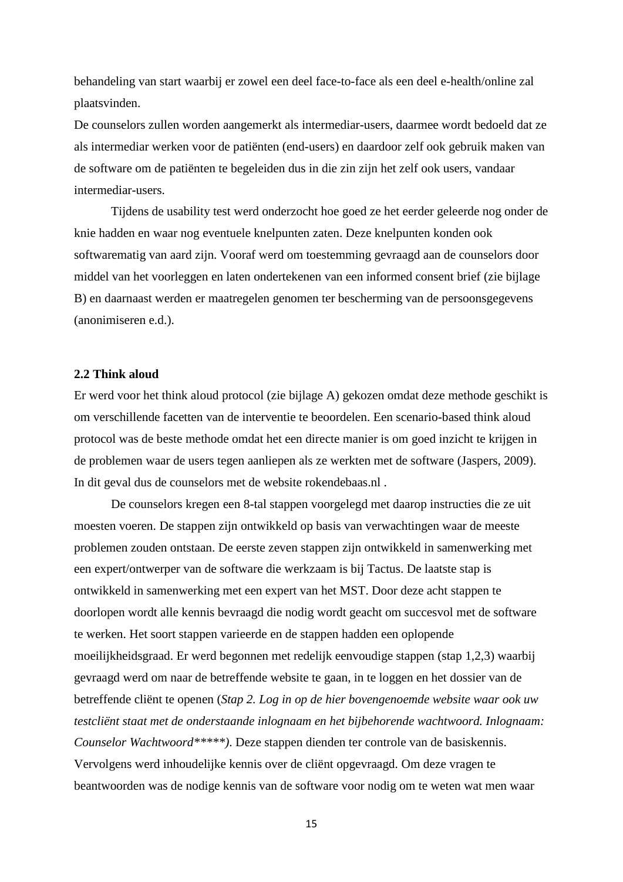behandeling van start waarbij er zowel een deel face-to-face als een deel e-health/online zal plaatsvinden.
De counselors zullen worden aangemerkt als intermediar-users, daarmee wordt bedoeld dat ze als intermediar werken voor de patiënten (end-users) en daardoor zelf ook gebruik maken van de software om de patiënten te begeleiden dus in die zin zijn het zelf ook users, vandaar intermediar-users.

Tijdens de usability test werd onderzocht hoe goed ze het eerder geleerde nog onder de knie hadden en waar nog eventuele knelpunten zaten. Deze knelpunten konden ook softwarematig van aard zijn. Vooraf werd om toestemming gevraagd aan de counselors door middel van het voorleggen en laten ondertekenen van een informed consent brief (zie bijlage B) en daarnaast werden er maatregelen genomen ter bescherming van de persoonsgegevens (anonimiseren e.d.).

### 2.2 Think aloud

Er werd voor het think aloud protocol (zie bijlage A) gekozen omdat deze methode geschikt is om verschillende facetten van de interventie te beoordelen. Een scenario-based think aloud protocol was de beste methode omdat het een directe manier is om goed inzicht te krijgen in de problemen waar de users tegen aanliepen als ze werkten met de software (Jaspers, 2009). In dit geval dus de counselors met de website rokendebaas.nl .

De counselors kregen een 8-tal stappen voorgelegd met daarop instructies die ze uit moesten voeren. De stappen zijn ontwikkeld op basis van verwachtingen waar de meeste problemen zouden ontstaan. De eerste zeven stappen zijn ontwikkeld in samenwerking met een expert/ontwerper van de software die werkzaam is bij Tactus. De laatste stap is ontwikkeld in samenwerking met een expert van het MST. Door deze acht stappen te doorlopen wordt alle kennis bevraagd die nodig wordt geacht om succesvol met de software te werken. Het soort stappen varieerde en de stappen hadden een oplopende moeilijkheidsgraad. Er werd begonnen met redelijk eenvoudige stappen (stap 1,2,3) waarbij gevraagd werd om naar de betreffende website te gaan, in te loggen en het dossier van de betreffende cliënt te openen (*Stap 2. Log in op de hier bovengenoemde website waar ook uw testcliënt staat met de onderstaande inlognaam en het bijbehorende wachtwoord. Inlognaam: Counselor Wachtwoord*\*\*\*\*\*). Deze stappen dienden ter controle van de basiskennis. Vervolgens werd inhoudelijke kennis over de cliënt opgevraagd. Om deze vragen te beantwoorden was de nodige kennis van de software voor nodig om te weten wat men waar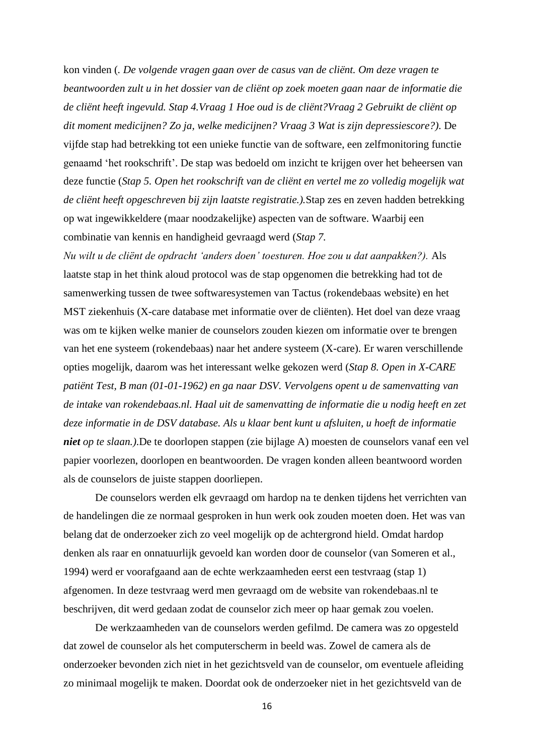kon vinden (. *De volgende vragen gaan over de casus van de cliënt. Om deze vragen te beantwoorden zult u in het dossier van de cliënt op zoek moeten gaan naar de informatie die de cliënt heeft ingevuld. Stap 4.Vraag 1 Hoe oud is de cliënt?Vraag 2 Gebruikt de cliënt op dit moment medicijnen? Zo ja, welke medicijnen? Vraag 3 Wat is zijn depressiescore?).* De vijfde stap had betrekking tot een unieke functie van de software, een zelfmonitoring functie genaamd 'het rookschrift'. De stap was bedoeld om inzicht te krijgen over het beheersen van deze functie (*Stap 5. Open het rookschrift van de cliënt en vertel me zo volledig mogelijk wat de cliënt heeft opgeschreven bij zijn laatste registratie.).*Stap zes en zeven hadden betrekking op wat ingewikkeldere (maar noodzakelijke) aspecten van de software. Waarbij een combinatie van kennis en handigheid gevraagd werd (*Stap 7.*
*Nu wilt u de cliënt de opdracht 'anders doen' toesturen. Hoe zou u dat aanpakken?).* Als laatste stap in het think aloud protocol was de stap opgenomen die betrekking had tot de samenwerking tussen de twee softwaresystemen van Tactus (rokendebaas website) en het MST ziekenhuis (X-care database met informatie over de cliënten). Het doel van deze vraag was om te kijken welke manier de counselors zouden kiezen om informatie over te brengen van het ene systeem (rokendebaas) naar het andere systeem (X-care). Er waren verschillende opties mogelijk, daarom was het interessant welke gekozen werd (*Stap 8. Open in X-CARE patiënt Test, B man (01-01-1962) en ga naar DSV. Vervolgens opent u de samenvatting van de intake van rokendebaas.nl. Haal uit de samenvatting de informatie die u nodig heeft en zet deze informatie in de DSV database. Als u klaar bent kunt u afsluiten, u hoeft de informatie* ***niet*** *op te slaan.).*De te doorlopen stappen (zie bijlage A) moesten de counselors vanaf een vel papier voorlezen, doorlopen en beantwoorden. De vragen konden alleen beantwoord worden als de counselors de juiste stappen doorliepen.

De counselors werden elk gevraagd om hardop na te denken tijdens het verrichten van de handelingen die ze normaal gesproken in hun werk ook zouden moeten doen. Het was van belang dat de onderzoeker zich zo veel mogelijk op de achtergrond hield. Omdat hardop denken als raar en onnatuurlijk gevoeld kan worden door de counselor (van Someren et al., 1994) werd er voorafgaand aan de echte werkzaamheden eerst een testvraag (stap 1) afgenomen. In deze testvraag werd men gevraagd om de website van rokendebaas.nl te beschrijven, dit werd gedaan zodat de counselor zich meer op haar gemak zou voelen.

De werkzaamheden van de counselors werden gefilmd. De camera was zo opgesteld dat zowel de counselor als het computerscherm in beeld was. Zowel de camera als de onderzoeker bevonden zich niet in het gezichtsveld van de counselor, om eventuele afleiding zo minimaal mogelijk te maken. Doordat ook de onderzoeker niet in het gezichtsveld van de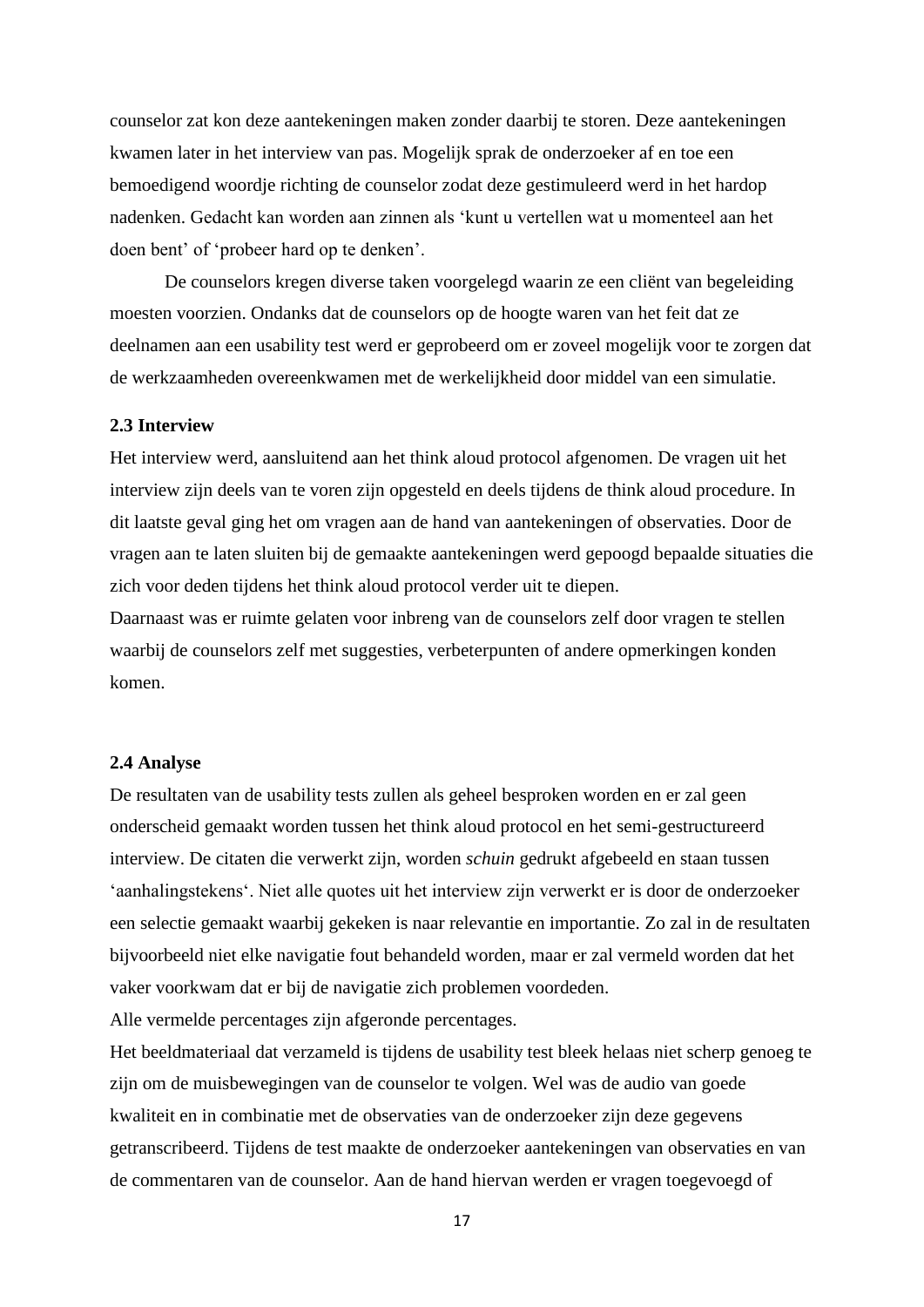counselor zat kon deze aantekeningen maken zonder daarbij te storen. Deze aantekeningen kwamen later in het interview van pas. Mogelijk sprak de onderzoeker af en toe een bemoedigend woordje richting de counselor zodat deze gestimuleerd werd in het hardop nadenken. Gedacht kan worden aan zinnen als 'kunt u vertellen wat u momenteel aan het doen bent' of 'probeer hard op te denken'.

De counselors kregen diverse taken voorgelegd waarin ze een cliënt van begeleiding moesten voorzien. Ondanks dat de counselors op de hoogte waren van het feit dat ze deelnamen aan een usability test werd er geprobeerd om er zoveel mogelijk voor te zorgen dat de werkzaamheden overeenkwamen met de werkelijkheid door middel van een simulatie.

### 2.3 Interview

Het interview werd, aansluitend aan het think aloud protocol afgenomen. De vragen uit het interview zijn deels van te voren zijn opgesteld en deels tijdens de think aloud procedure. In dit laatste geval ging het om vragen aan de hand van aantekeningen of observaties. Door de vragen aan te laten sluiten bij de gemaakte aantekeningen werd gepoogd bepaalde situaties die zich voor deden tijdens het think aloud protocol verder uit te diepen.
Daarnaast was er ruimte gelaten voor inbreng van de counselors zelf door vragen te stellen waarbij de counselors zelf met suggesties, verbeterpunten of andere opmerkingen konden komen.

### 2.4 Analyse

De resultaten van de usability tests zullen als geheel besproken worden en er zal geen onderscheid gemaakt worden tussen het think aloud protocol en het semi-gestructureerd interview. De citaten die verwerkt zijn, worden *schuin* gedrukt afgebeeld en staan tussen 'aanhalingstekens'. Niet alle quotes uit het interview zijn verwerkt er is door de onderzoeker een selectie gemaakt waarbij gekeken is naar relevantie en importantie. Zo zal in de resultaten bijvoorbeeld niet elke navigatie fout behandeld worden, maar er zal vermeld worden dat het vaker voorkwam dat er bij de navigatie zich problemen voordeden.
Alle vermelde percentages zijn afgeronde percentages.
Het beeldmateriaal dat verzameld is tijdens de usability test bleek helaas niet scherp genoeg te zijn om de muisbewegingen van de counselor te volgen. Wel was de audio van goede kwaliteit en in combinatie met de observaties van de onderzoeker zijn deze gegevens getranscribeerd. Tijdens de test maakte de onderzoeker aantekeningen van observaties en van de commentaren van de counselor. Aan de hand hiervan werden er vragen toegevoegd of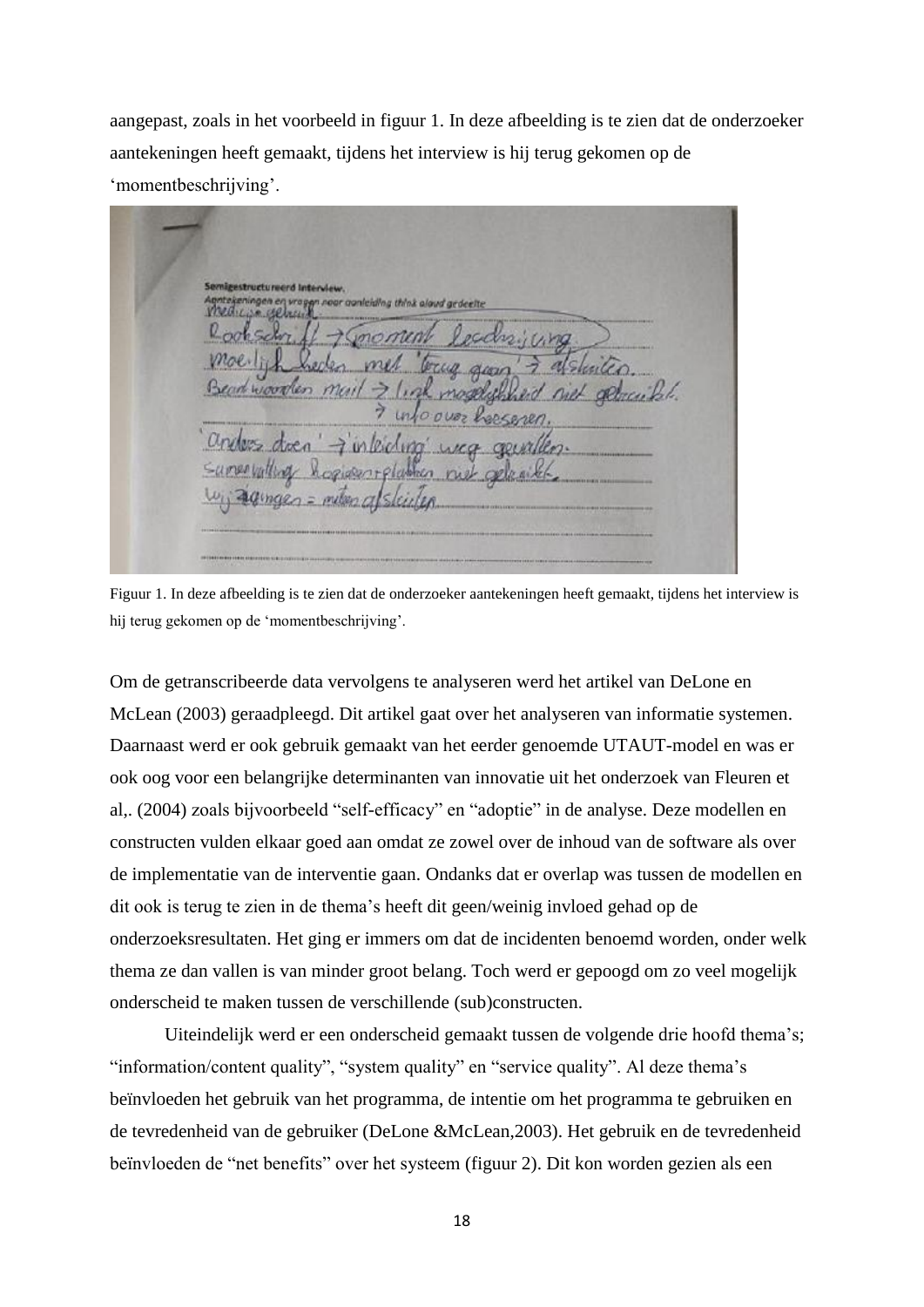aangepast, zoals in het voorbeeld in figuur 1. In deze afbeelding is te zien dat de onderzoeker aantekeningen heeft gemaakt, tijdens het interview is hij terug gekomen op de 'momentbeschrijving'.

Figuur 1. In deze afbeelding is te zien dat de onderzoeker aantekeningen heeft gemaakt, tijdens het interview is hij terug gekomen op de 'momentbeschrijving'.

Om de getranscribeerde data vervolgens te analyseren werd het artikel van DeLone en McLean (2003) geraadpleegd. Dit artikel gaat over het analyseren van informatie systemen. Daarnaast werd er ook gebruik gemaakt van het eerder genoemde UTAUT-model en was er ook oog voor een belangrijke determinanten van innovatie uit het onderzoek van Fleuren et al,. (2004) zoals bijvoorbeeld "self-efficacy" en "adoptie" in de analyse. Deze modellen en constructen vulden elkaar goed aan omdat ze zowel over de inhoud van de software als over de implementatie van de interventie gaan. Ondanks dat er overlap was tussen de modellen en dit ook is terug te zien in de thema's heeft dit geen/weinig invloed gehad op de onderzoeksresultaten. Het ging er immers om dat de incidenten benoemd worden, onder welk thema ze dan vallen is van minder groot belang. Toch werd er gepoogd om zo veel mogelijk onderscheid te maken tussen de verschillende (sub)constructen.

Uiteindelijk werd er een onderscheid gemaakt tussen de volgende drie hoofd thema's; "information/content quality", "system quality" en "service quality". Al deze thema's beïnvloeden het gebruik van het programma, de intentie om het programma te gebruiken en de tevredenheid van de gebruiker (DeLone &McLean,2003). Het gebruik en de tevredenheid beïnvloeden de "net benefits" over het systeem (figuur 2). Dit kon worden gezien als een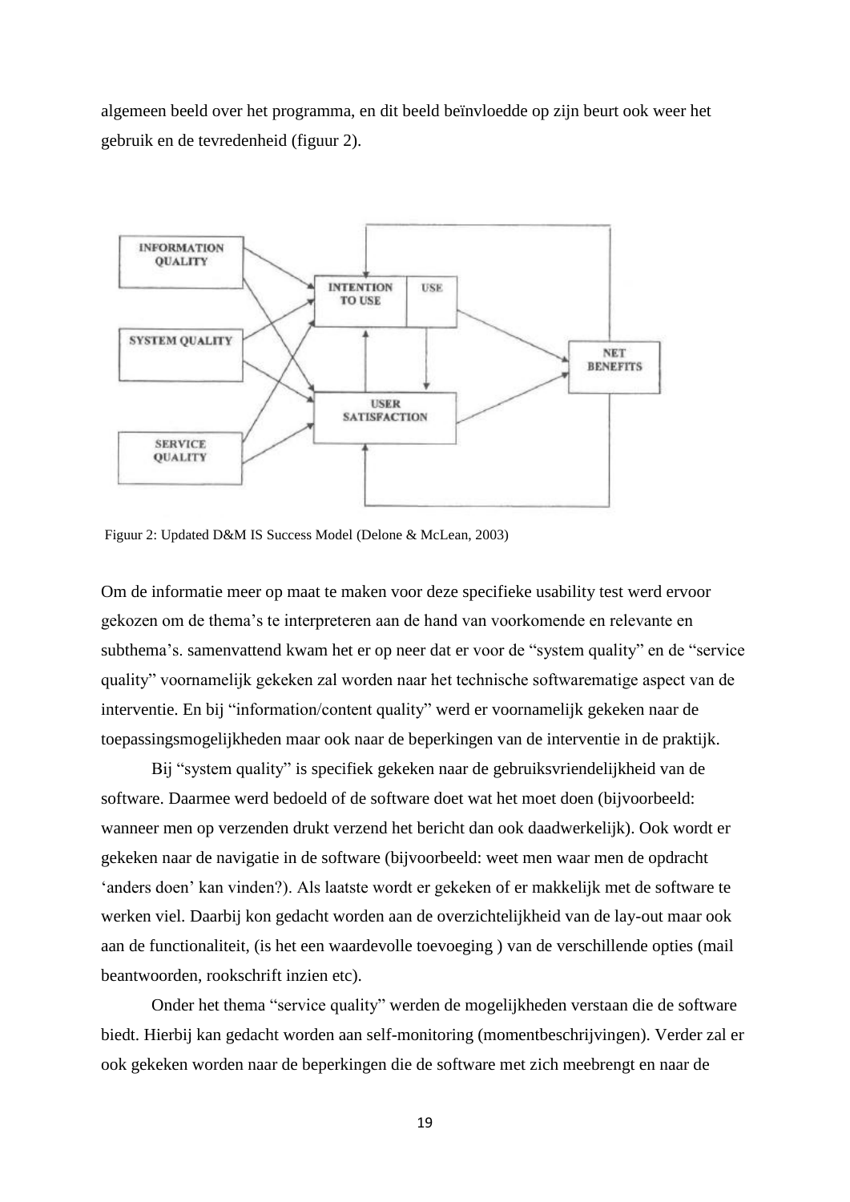algemeen beeld over het programma, en dit beeld beïnvloedde op zijn beurt ook weer het gebruik en de tevredenheid (figuur 2).

Figuur 2: Updated D&M IS Success Model (Delone & McLean, 2003)

Om de informatie meer op maat te maken voor deze specifieke usability test werd ervoor gekozen om de thema's te interpreteren aan de hand van voorkomende en relevante en subthema's. samenvattend kwam het er op neer dat er voor de "system quality" en de "service quality" voornamelijk gekeken zal worden naar het technische softwarematige aspect van de interventie. En bij "information/content quality" werd er voornamelijk gekeken naar de toepassingsmogelijkheden maar ook naar de beperkingen van de interventie in de praktijk.

Bij "system quality" is specifiek gekeken naar de gebruiksvriendelijkheid van de software. Daarmee werd bedoeld of de software doet wat het moet doen (bijvoorbeeld: wanneer men op verzenden drukt verzend het bericht dan ook daadwerkelijk). Ook wordt er gekeken naar de navigatie in de software (bijvoorbeeld: weet men waar men de opdracht 'anders doen' kan vinden?). Als laatste wordt er gekeken of er makkelijk met de software te werken viel. Daarbij kon gedacht worden aan de overzichtelijkheid van de lay-out maar ook aan de functionaliteit, (is het een waardevolle toevoeging ) van de verschillende opties (mail beantwoorden, rookschrift inzien etc).

Onder het thema "service quality" werden de mogelijkheden verstaan die de software biedt. Hierbij kan gedacht worden aan self-monitoring (momentbeschrijvingen). Verder zal er ook gekeken worden naar de beperkingen die de software met zich meebrengt en naar de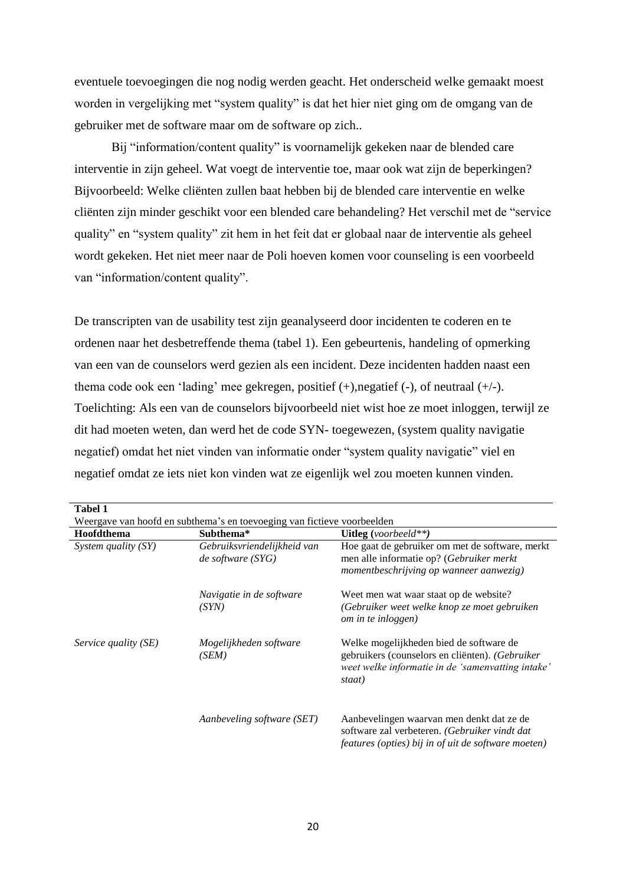eventuele toevoegingen die nog nodig werden geacht. Het onderscheid welke gemaakt moest worden in vergelijking met "system quality" is dat het hier niet ging om de omgang van de gebruiker met de software maar om de software op zich..

Bij "information/content quality" is voornamelijk gekeken naar de blended care interventie in zijn geheel. Wat voegt de interventie toe, maar ook wat zijn de beperkingen? Bijvoorbeeld: Welke cliënten zullen baat hebben bij de blended care interventie en welke cliënten zijn minder geschikt voor een blended care behandeling? Het verschil met de "service quality" en "system quality" zit hem in het feit dat er globaal naar de interventie als geheel wordt gekeken. Het niet meer naar de Poli hoeven komen voor counseling is een voorbeeld van "information/content quality".

De transcripten van de usability test zijn geanalyseerd door incidenten te coderen en te ordenen naar het desbetreffende thema (tabel 1). Een gebeurtenis, handeling of opmerking van een van de counselors werd gezien als een incident. Deze incidenten hadden naast een thema code ook een 'lading' mee gekregen, positief (+),negatief (-), of neutraal (+/-). Toelichting: Als een van de counselors bijvoorbeeld niet wist hoe ze moet inloggen, terwijl ze dit had moeten weten, dan werd het de code SYN- toegewezen, (system quality navigatie negatief) omdat het niet vinden van informatie onder "system quality navigatie" viel en negatief omdat ze iets niet kon vinden wat ze eigenlijk wel zou moeten kunnen vinden.

**Tabel 1**

Weergave van hoofd en subthema's en toevoeging van fictieve voorbeelden

| **Hoofdthema** | **Subthema*** | **Uitleg (*voorbeeld*\*\*)** |
|---|---|---|
| *System quality (SY)* | *Gebruiksvriendelijkheid van de software (SYG)* | Hoe gaat de gebruiker om met de software, merkt men alle informatie op? (*Gebruiker merkt momentbeschrijving op wanneer aanwezig)* |
| | *Navigatie in de software (SYN)* | Weet men wat waar staat op de website? *(Gebruiker weet welke knop ze moet gebruiken om in te inloggen)* |
| *Service quality (SE)* | *Mogelijkheden software (SEM)* | Welke mogelijkheden bied de software de gebruikers (counselors en cliënten). *(Gebruiker weet welke informatie in de 'samenvatting intake' staat)* |
| | *Aanbeveling software (SET)* | Aanbevelingen waarvan men denkt dat ze de software zal verbeteren. *(Gebruiker vindt dat features (opties) bij in of uit de software moeten)* |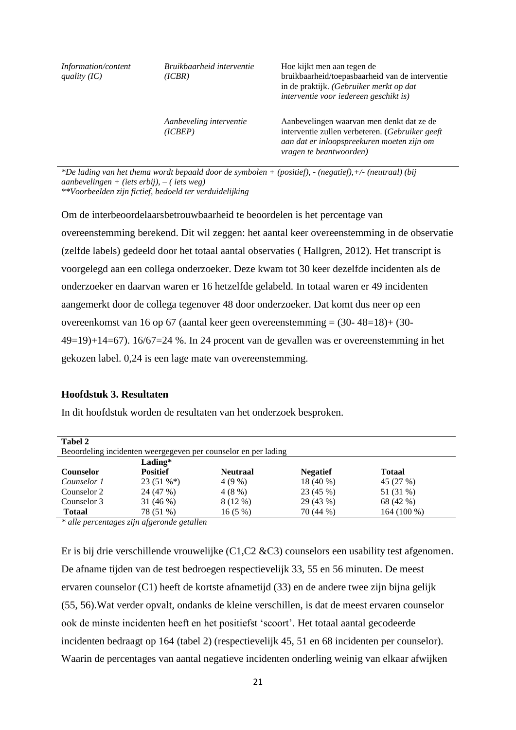| | | |
|---|---|---|
| *Information/content quality (IC)* | *Bruikbaarheid interventie (ICBR)* | Hoe kijkt men aan tegen de bruikbaarheid/toepasbaarheid van de interventie in de praktijk. *(Gebruiker merkt op dat interventie voor iedereen geschikt is)* |
| | *Aanbeveling interventie (ICBEP)* | Aanbevelingen waarvan men denkt dat ze de interventie zullen verbeteren. (*Gebruiker geeft aan dat er inloopspreekuren moeten zijn om vragen te beantwoorden)* |

*\*De lading van het thema wordt bepaald door de symbolen + (positief), - (negatief),+/- (neutraal) (bij aanbevelingen + (iets erbij), – ( iets weg)*
*\*\*Voorbeelden zijn fictief, bedoeld ter verduidelijking*

Om de interbeoordelaarsbetrouwbaarheid te beoordelen is het percentage van overeenstemming berekend. Dit wil zeggen: het aantal keer overeenstemming in de observatie (zelfde labels) gedeeld door het totaal aantal observaties ( Hallgren, 2012). Het transcript is voorgelegd aan een collega onderzoeker. Deze kwam tot 30 keer dezelfde incidenten als de onderzoeker en daarvan waren er 16 hetzelfde gelabeld. In totaal waren er 49 incidenten aangemerkt door de collega tegenover 48 door onderzoeker. Dat komt dus neer op een overeenkomst van 16 op 67 (aantal keer geen overeenstemming = (30- 48=18)+ (30-49=19)+14=67). 16/67=24 %. In 24 procent van de gevallen was er overeenstemming in het gekozen label. 0,24 is een lage mate van overeenstemming.

## Hoofdstuk 3. Resultaten

In dit hoofdstuk worden de resultaten van het onderzoek besproken.

**Tabel 2**
Beoordeling incidenten weergegeven per counselor en per lading

| | **Lading\*** | | | |
|---|---|---|---|---|
| **Counselor** | **Positief** | **Neutraal** | **Negatief** | **Totaal** |
| *Counselor 1* | 23 (51 %\*) | 4 (9 %) | 18 (40 %) | 45 (27 %) |
| Counselor 2 | 24 (47 %) | 4 (8 %) | 23 (45 %) | 51 (31 %) |
| Counselor 3 | 31 (46 %) | 8 (12 %) | 29 (43 %) | 68 (42 %) |
| **Totaal** | 78 (51 %) | 16 (5 %) | 70 (44 %) | 164 (100 %) |

*\* alle percentages zijn afgeronde getallen*

Er is bij drie verschillende vrouwelijke (C1,C2 &C3) counselors een usability test afgenomen. De afname tijden van de test bedroegen respectievelijk 33, 55 en 56 minuten. De meest ervaren counselor (C1) heeft de kortste afnametijd (33) en de andere twee zijn bijna gelijk (55, 56).Wat verder opvalt, ondanks de kleine verschillen, is dat de meest ervaren counselor ook de minste incidenten heeft en het positiefst 'scoort'. Het totaal aantal gecodeerde incidenten bedraagt op 164 (tabel 2) (respectievelijk 45, 51 en 68 incidenten per counselor). Waarin de percentages van aantal negatieve incidenten onderling weinig van elkaar afwijken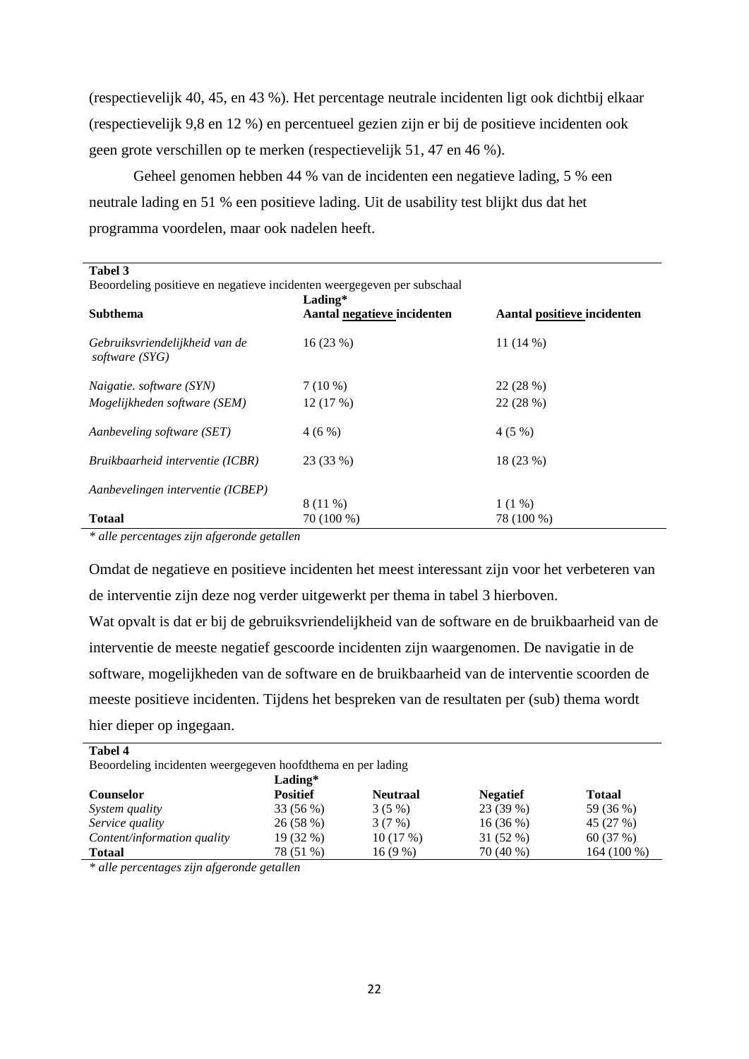(respectievelijk 40, 45, en 43 %). Het percentage neutrale incidenten ligt ook dichtbij elkaar (respectievelijk 9,8 en 12 %) en percentueel gezien zijn er bij de positieve incidenten ook geen grote verschillen op te merken (respectievelijk 51, 47 en 46 %).

Geheel genomen hebben 44 % van de incidenten een negatieve lading, 5 % een neutrale lading en 51 % een positieve lading. Uit de usability test blijkt dus dat het programma voordelen, maar ook nadelen heeft.

**Tabel 3**

Beoordeling positieve en negatieve incidenten weergegeven per subschaal

| **Subthema** | **Lading*** <br> **Aantal negatieve incidenten** | **Aantal positieve incidenten** |
|---|---|---|
| *Gebruiksvriendelijkheid van de software (SYG)* | 16 (23 %) | 11 (14 %) |
| *Naigatie. software (SYN)* | 7 (10 %) | 22 (28 %) |
| *Mogelijkheden software (SEM)* | 12 (17 %) | 22 (28 %) |
| *Aanbeveling software (SET)* | 4 (6 %) | 4 (5 %) |
| *Bruikbaarheid interventie (ICBR)* | 23 (33 %) | 18 (23 %) |
| *Aanbevelingen interventie (ICBEP)* | 8 (11 %) | 1 (1 %) |
| **Totaal** | 70 (100 %) | 78 (100 %) |

*\* alle percentages zijn afgeronde getallen*

Omdat de negatieve en positieve incidenten het meest interessant zijn voor het verbeteren van de interventie zijn deze nog verder uitgewerkt per thema in tabel 3 hierboven.

Wat opvalt is dat er bij de gebruiksvriendelijkheid van de software en de bruikbaarheid van de interventie de meeste negatief gescoorde incidenten zijn waargenomen. De navigatie in de software, mogelijkheden van de software en de bruikbaarheid van de interventie scoorden de meeste positieve incidenten. Tijdens het bespreken van de resultaten per (sub) thema wordt hier dieper op ingegaan.

**Tabel 4**

Beoordeling incidenten weergegeven hoofdthema en per lading

| **Counselor** | **Lading*** <br> **Positief** | **Neutraal** | **Negatief** | **Totaal** |
|---|---|---|---|---|
| *System quality* | 33 (56 %) | 3 (5 %) | 23 (39 %) | 59 (36 %) |
| *Service quality* | 26 (58 %) | 3 (7 %) | 16 (36 %) | 45 (27 %) |
| *Content/information quality* | 19 (32 %) | 10 (17 %) | 31 (52 %) | 60 (37 %) |
| **Totaal** | 78 (51 %) | 16 (9 %) | 70 (40 %) | 164 (100 %) |

*\* alle percentages zijn afgeronde getallen*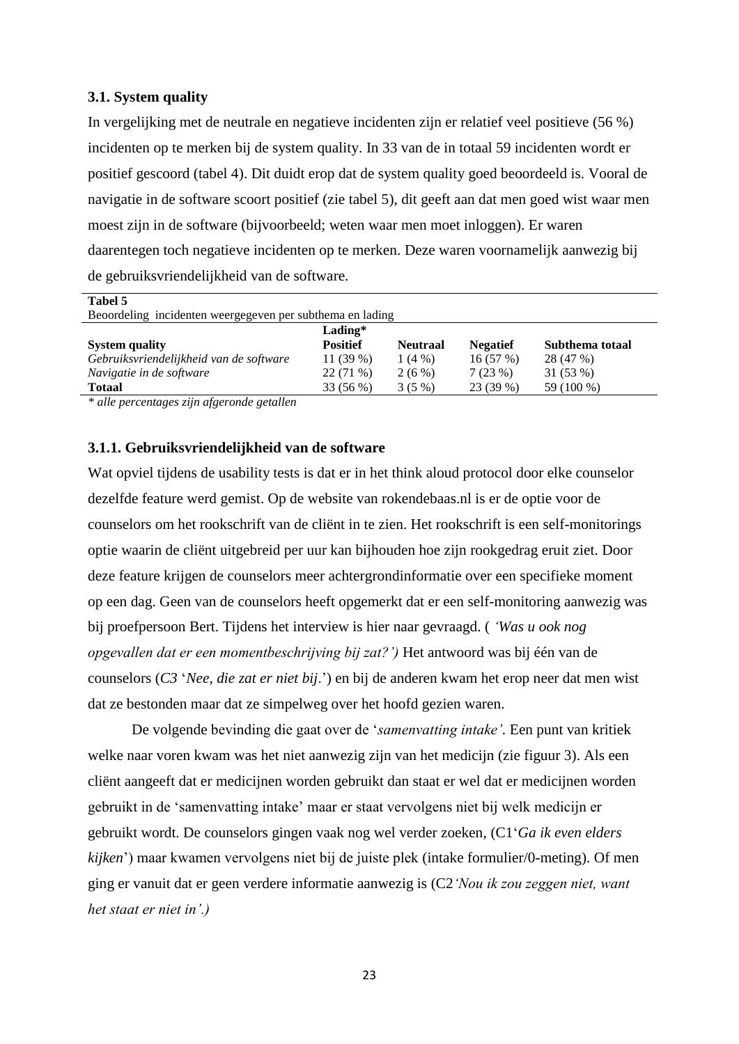### 3.1. System quality

In vergelijking met de neutrale en negatieve incidenten zijn er relatief veel positieve (56 %) incidenten op te merken bij de system quality. In 33 van de in totaal 59 incidenten wordt er positief gescoord (tabel 4). Dit duidt erop dat de system quality goed beoordeeld is. Vooral de navigatie in de software scoort positief (zie tabel 5), dit geeft aan dat men goed wist waar men moest zijn in de software (bijvoorbeeld; weten waar men moet inloggen). Er waren daarentegen toch negatieve incidenten op te merken. Deze waren voornamelijk aanwezig bij de gebruiksvriendelijkheid van de software.

**Tabel 5**
Beoordeling incidenten weergegeven per subthema en lading

| **System quality** | **Lading*** **Positief** | **Neutraal** | **Negatief** | **Subthema totaal** |
|---|---|---|---|---|
| *Gebruiksvriendelijkheid van de software* | 11 (39 %) | 1 (4 %) | 16 (57 %) | 28 (47 %) |
| *Navigatie in de software* | 22 (71 %) | 2 (6 %) | 7 (23 %) | 31 (53 %) |
| **Totaal** | 33 (56 %) | 3 (5 %) | 23 (39 %) | 59 (100 %) |

*\* alle percentages zijn afgeronde getallen*

#### 3.1.1. Gebruiksvriendelijkheid van de software

Wat opviel tijdens de usability tests is dat er in het think aloud protocol door elke counselor dezelfde feature werd gemist. Op de website van rokendebaas.nl is er de optie voor de counselors om het rookschrift van de cliënt in te zien. Het rookschrift is een self-monitorings optie waarin de cliënt uitgebreid per uur kan bijhouden hoe zijn rookgedrag eruit ziet. Door deze feature krijgen de counselors meer achtergrondinformatie over een specifieke moment op een dag. Geen van de counselors heeft opgemerkt dat er een self-monitoring aanwezig was bij proefpersoon Bert. Tijdens het interview is hier naar gevraagd. ( *'Was u ook nog opgevallen dat er een momentbeschrijving bij zat?')* Het antwoord was bij één van de counselors (*C3* '*Nee, die zat er niet bij*.') en bij de anderen kwam het erop neer dat men wist dat ze bestonden maar dat ze simpelweg over het hoofd gezien waren.

De volgende bevinding die gaat over de '*samenvatting intake'*. Een punt van kritiek welke naar voren kwam was het niet aanwezig zijn van het medicijn (zie figuur 3). Als een cliënt aangeeft dat er medicijnen worden gebruikt dan staat er wel dat er medicijnen worden gebruikt in de 'samenvatting intake' maar er staat vervolgens niet bij welk medicijn er gebruikt wordt. De counselors gingen vaak nog wel verder zoeken, (C1'*Ga ik even elders kijken*') maar kwamen vervolgens niet bij de juiste plek (intake formulier/0-meting). Of men ging er vanuit dat er geen verdere informatie aanwezig is (C2*'Nou ik zou zeggen niet, want het staat er niet in'.)*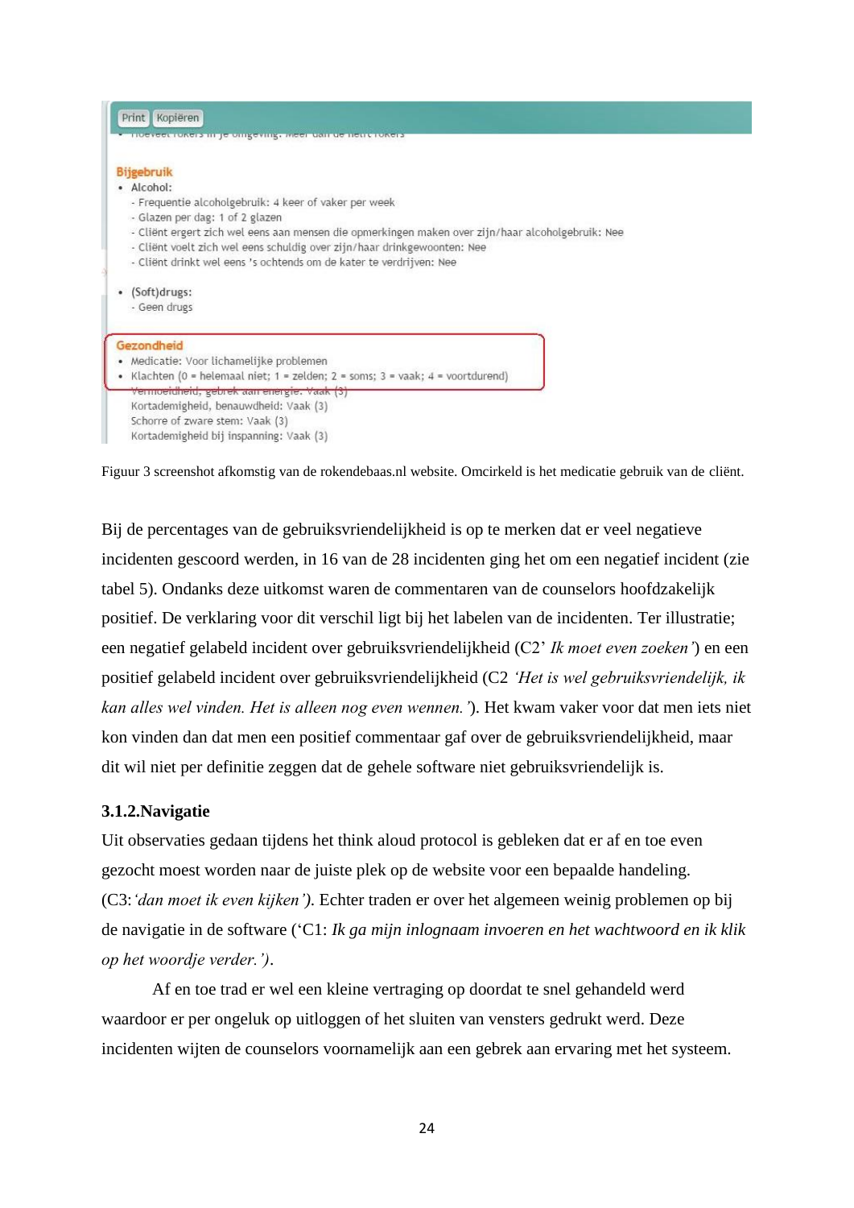Print Kopiëren

**Bijgebruik**

- Alcohol:
  - Frequentie alcoholgebruik: 4 keer of vaker per week
  - Glazen per dag: 1 of 2 glazen
  - Cliënt ergert zich wel eens aan mensen die opmerkingen maken over zijn/haar alcoholgebruik: Nee
  - Cliënt voelt zich wel eens schuldig over zijn/haar drinkgewoonten: Nee
  - Cliënt drinkt wel eens 's ochtends om de kater te verdrijven: Nee
- (Soft)drugs:
  - Geen drugs

**Gezondheid**

- Medicatie: Voor lichamelijke problemen
- Klachten (0 = helemaal niet; 1 = zelden; 2 = soms; 3 = vaak; 4 = voortdurend)

  Vermoeidheid, gebrek aan energie: Vaak (3)
  Kortademigheid, benauwdheid: Vaak (3)
  Schorre of zware stem: Vaak (3)
  Kortademigheid bij inspanning: Vaak (3)

Figuur 3 screenshot afkomstig van de rokendebaas.nl website. Omcirkeld is het medicatie gebruik van de cliënt.

Bij de percentages van de gebruiksvriendelijkheid is op te merken dat er veel negatieve incidenten gescoord werden, in 16 van de 28 incidenten ging het om een negatief incident (zie tabel 5). Ondanks deze uitkomst waren de commentaren van de counselors hoofdzakelijk positief. De verklaring voor dit verschil ligt bij het labelen van de incidenten. Ter illustratie; een negatief gelabeld incident over gebruiksvriendelijkheid (C2' *Ik moet even zoeken'*) en een positief gelabeld incident over gebruiksvriendelijkheid (C2 *'Het is wel gebruiksvriendelijk, ik kan alles wel vinden. Het is alleen nog even wennen.'*). Het kwam vaker voor dat men iets niet kon vinden dan dat men een positief commentaar gaf over de gebruiksvriendelijkheid, maar dit wil niet per definitie zeggen dat de gehele software niet gebruiksvriendelijk is.

### 3.1.2.Navigatie

Uit observaties gedaan tijdens het think aloud protocol is gebleken dat er af en toe even gezocht moest worden naar de juiste plek op de website voor een bepaalde handeling. (C3:*'dan moet ik even kijken')*. Echter traden er over het algemeen weinig problemen op bij de navigatie in de software ('C1: *Ik ga mijn inlognaam invoeren en het wachtwoord en ik klik op het woordje verder.')*.

Af en toe trad er wel een kleine vertraging op doordat te snel gehandeld werd waardoor er per ongeluk op uitloggen of het sluiten van vensters gedrukt werd. Deze incidenten wijten de counselors voornamelijk aan een gebrek aan ervaring met het systeem.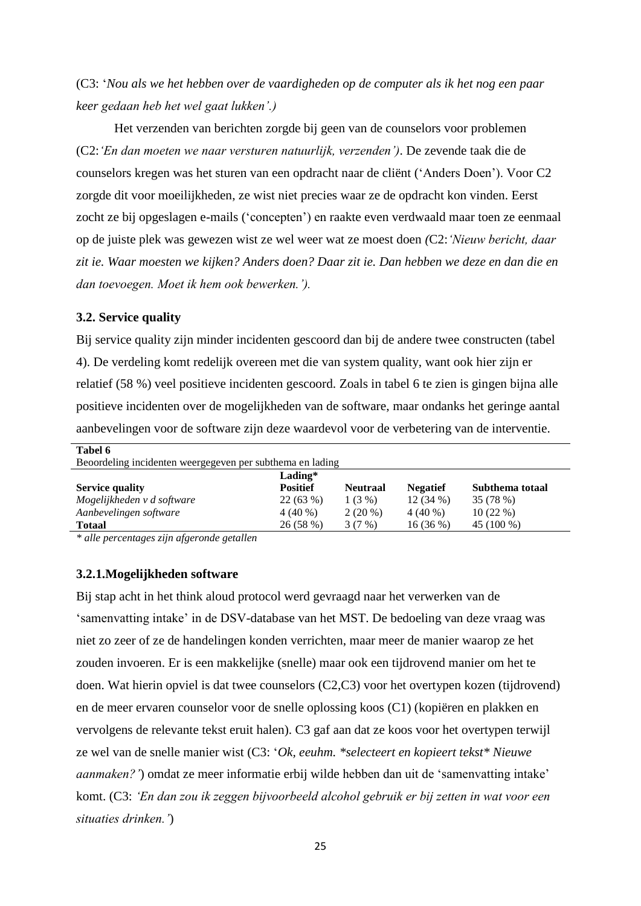(C3: '*Nou als we het hebben over de vaardigheden op de computer als ik het nog een paar keer gedaan heb het wel gaat lukken'.)*

Het verzenden van berichten zorgde bij geen van de counselors voor problemen (C2:*'En dan moeten we naar versturen natuurlijk, verzenden')*. De zevende taak die de counselors kregen was het sturen van een opdracht naar de cliënt ('Anders Doen'). Voor C2 zorgde dit voor moeilijkheden, ze wist niet precies waar ze de opdracht kon vinden. Eerst zocht ze bij opgeslagen e-mails ('concepten') en raakte even verdwaald maar toen ze eenmaal op de juiste plek was gewezen wist ze wel weer wat ze moest doen *(*C2:*'Nieuw bericht, daar zit ie. Waar moesten we kijken? Anders doen? Daar zit ie. Dan hebben we deze en dan die en dan toevoegen. Moet ik hem ook bewerken.').*

### 3.2. Service quality

Bij service quality zijn minder incidenten gescoord dan bij de andere twee constructen (tabel 4). De verdeling komt redelijk overeen met die van system quality, want ook hier zijn er relatief (58 %) veel positieve incidenten gescoord. Zoals in tabel 6 te zien is gingen bijna alle positieve incidenten over de mogelijkheden van de software, maar ondanks het geringe aantal aanbevelingen voor de software zijn deze waardevol voor de verbetering van de interventie.

**Tabel 6**
Beoordeling incidenten weergegeven per subthema en lading

| | **Lading*** | | | |
|---|---|---|---|---|
| **Service quality** | **Positief** | **Neutraal** | **Negatief** | **Subthema totaal** |
| *Mogelijkheden v d software* | 22 (63 %) | 1 (3 %) | 12 (34 %) | 35 (78 %) |
| *Aanbevelingen software* | 4 (40 %) | 2 (20 %) | 4 (40 %) | 10 (22 %) |
| **Totaal** | 26 (58 %) | 3 (7 %) | 16 (36 %) | 45 (100 %) |

*\* alle percentages zijn afgeronde getallen*

#### 3.2.1.Mogelijkheden software

Bij stap acht in het think aloud protocol werd gevraagd naar het verwerken van de 'samenvatting intake' in de DSV-database van het MST. De bedoeling van deze vraag was niet zo zeer of ze de handelingen konden verrichten, maar meer de manier waarop ze het zouden invoeren. Er is een makkelijke (snelle) maar ook een tijdrovend manier om het te doen. Wat hierin opviel is dat twee counselors (C2,C3) voor het overtypen kozen (tijdrovend) en de meer ervaren counselor voor de snelle oplossing koos (C1) (kopiëren en plakken en vervolgens de relevante tekst eruit halen). C3 gaf aan dat ze koos voor het overtypen terwijl ze wel van de snelle manier wist (C3: '*Ok, eeuhm. \*selecteert en kopieert tekst\* Nieuwe aanmaken?'*) omdat ze meer informatie erbij wilde hebben dan uit de 'samenvatting intake' komt. (C3: *'En dan zou ik zeggen bijvoorbeeld alcohol gebruik er bij zetten in wat voor een situaties drinken.'*)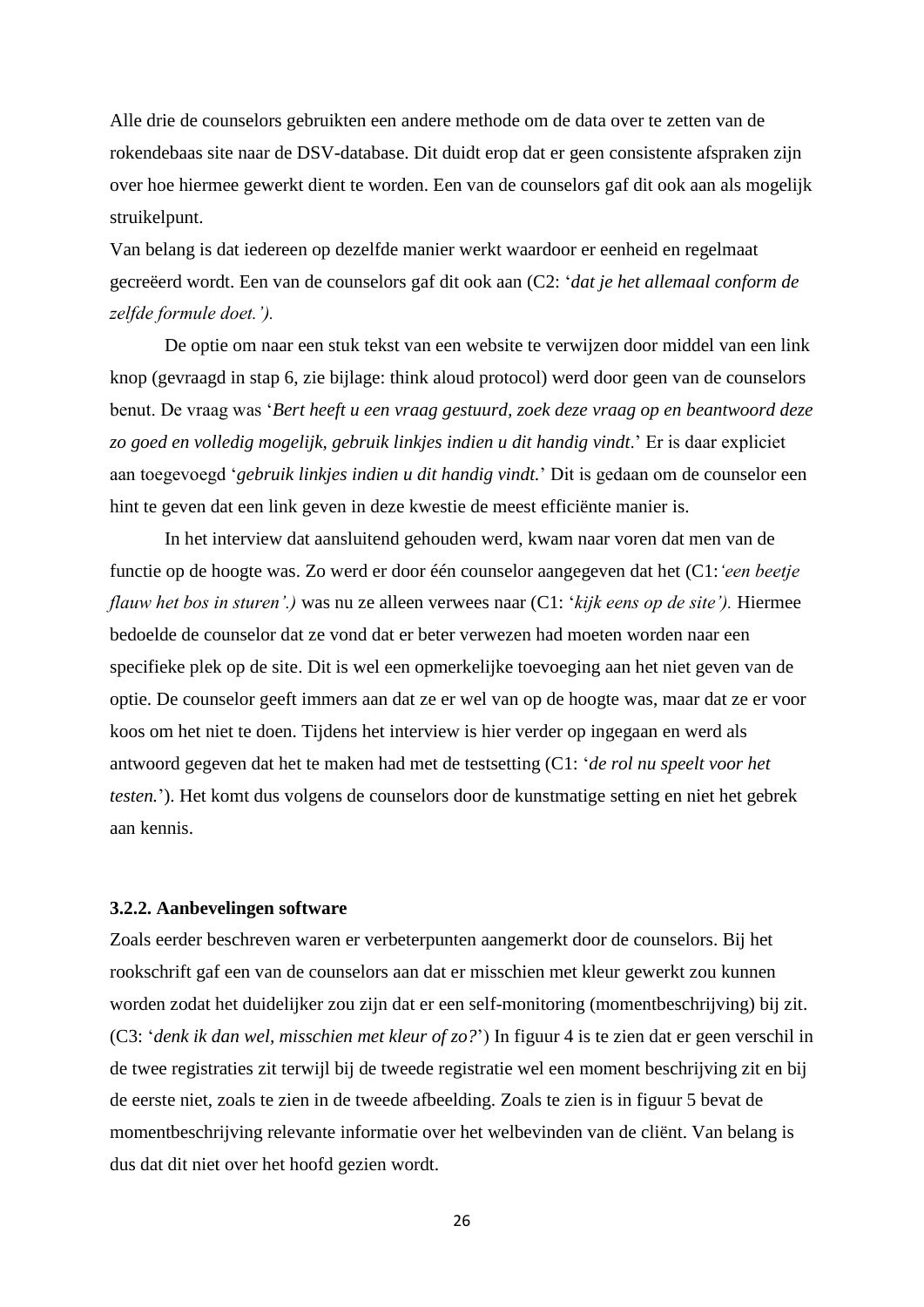Alle drie de counselors gebruikten een andere methode om de data over te zetten van de rokendebaas site naar de DSV-database. Dit duidt erop dat er geen consistente afspraken zijn over hoe hiermee gewerkt dient te worden. Een van de counselors gaf dit ook aan als mogelijk struikelpunt.

Van belang is dat iedereen op dezelfde manier werkt waardoor er eenheid en regelmaat gecreëerd wordt. Een van de counselors gaf dit ook aan (C2: '*dat je het allemaal conform de zelfde formule doet.').*

De optie om naar een stuk tekst van een website te verwijzen door middel van een link knop (gevraagd in stap 6, zie bijlage: think aloud protocol) werd door geen van de counselors benut. De vraag was '*Bert heeft u een vraag gestuurd, zoek deze vraag op en beantwoord deze zo goed en volledig mogelijk, gebruik linkjes indien u dit handig vindt*.' Er is daar expliciet aan toegevoegd '*gebruik linkjes indien u dit handig vindt.*' Dit is gedaan om de counselor een hint te geven dat een link geven in deze kwestie de meest efficiënte manier is.

In het interview dat aansluitend gehouden werd, kwam naar voren dat men van de functie op de hoogte was. Zo werd er door één counselor aangegeven dat het (C1:*'een beetje flauw het bos in sturen'.)* was nu ze alleen verwees naar (C1: '*kijk eens op de site').* Hiermee bedoelde de counselor dat ze vond dat er beter verwezen had moeten worden naar een specifieke plek op de site. Dit is wel een opmerkelijke toevoeging aan het niet geven van de optie. De counselor geeft immers aan dat ze er wel van op de hoogte was, maar dat ze er voor koos om het niet te doen. Tijdens het interview is hier verder op ingegaan en werd als antwoord gegeven dat het te maken had met de testsetting (C1: '*de rol nu speelt voor het testen.*'). Het komt dus volgens de counselors door de kunstmatige setting en niet het gebrek aan kennis.

#### 3.2.2. Aanbevelingen software

Zoals eerder beschreven waren er verbeterpunten aangemerkt door de counselors. Bij het rookschrift gaf een van de counselors aan dat er misschien met kleur gewerkt zou kunnen worden zodat het duidelijker zou zijn dat er een self-monitoring (momentbeschrijving) bij zit. (C3: '*denk ik dan wel, misschien met kleur of zo?*') In figuur 4 is te zien dat er geen verschil in de twee registraties zit terwijl bij de tweede registratie wel een moment beschrijving zit en bij de eerste niet, zoals te zien in de tweede afbeelding. Zoals te zien is in figuur 5 bevat de momentbeschrijving relevante informatie over het welbevinden van de cliënt. Van belang is dus dat dit niet over het hoofd gezien wordt.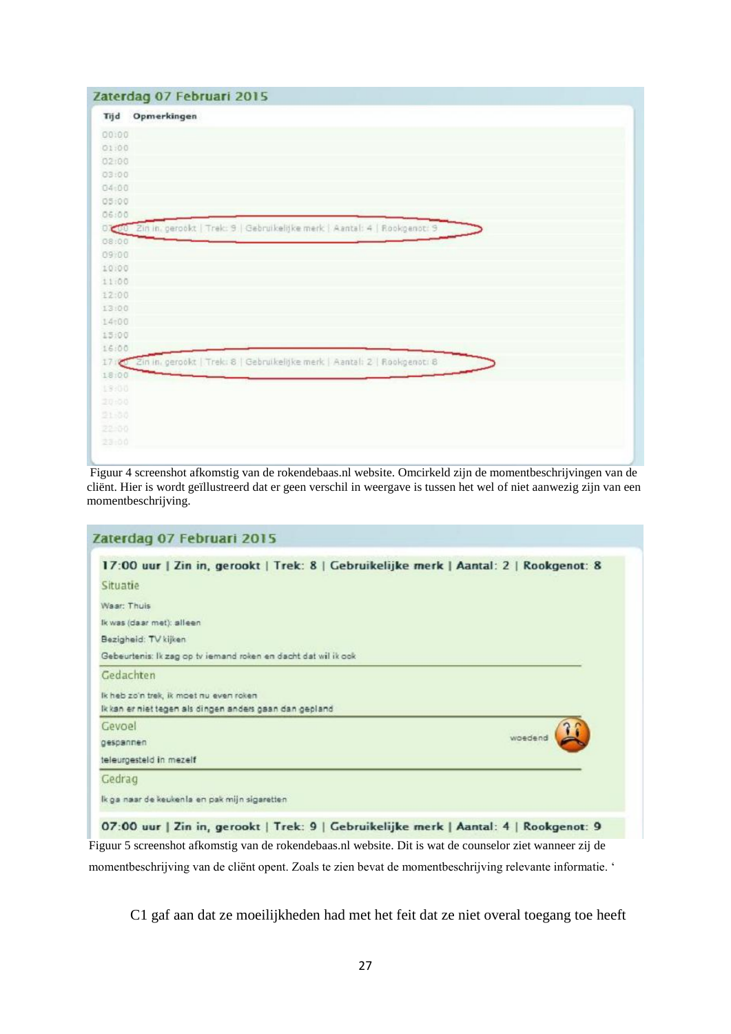Zaterdag 07 Februari 2015

| Tijd | Opmerkingen |
|---|---|
| 00:00 | |
| 01:00 | |
| 02:00 | |
| 03:00 | |
| 04:00 | |
| 05:00 | |
| 06:00 | |
| 07:00 | Zin in, gerookt \| Trek: 9 \| Gebruikelijke merk \| Aantal: 4 \| Rookgenot: 9 |
| 08:00 | |
| 09:00 | |
| 10:00 | |
| 11:00 | |
| 12:00 | |
| 13:00 | |
| 14:00 | |
| 15:00 | |
| 16:00 | |
| 17:00 | Zin in, gerookt \| Trek: 8 \| Gebruikelijke merk \| Aantal: 2 \| Rookgenot: 8 |
| 18:00 | |
| 19:00 | |
| 20:00 | |
| 21:00 | |
| 22:00 | |
| 23:00 | |

Figuur 4 screenshot afkomstig van de rokendebaas.nl website. Omcirkeld zijn de momentbeschrijvingen van de cliënt. Hier is wordt geïllustreerd dat er geen verschil in weergave is tussen het wel of niet aanwezig zijn van een momentbeschrijving.

Zaterdag 07 Februari 2015

**17:00 uur | Zin in, gerookt | Trek: 8 | Gebruikelijke merk | Aantal: 2 | Rookgenot: 8**

Situatie

Waar: Thuis

Ik was (daar met): alleen

Bezigheid: TV kijken

Gebeurtenis: Ik zag op tv iemand roken en dacht dat wil ik ook

Gedachten

Ik heb zo'n trek, ik moet nu even roken

Ik kan er niet tegen als dingen anders gaan dan gepland

Gevoel

gespannen

teleurgesteld in mezelf

woedend

Gedrag

Ik ga naar de keukenla en pak mijn sigaretten

**07:00 uur | Zin in, gerookt | Trek: 9 | Gebruikelijke merk | Aantal: 4 | Rookgenot: 9**

Figuur 5 screenshot afkomstig van de rokendebaas.nl website. Dit is wat de counselor ziet wanneer zij de momentbeschrijving van de cliënt opent. Zoals te zien bevat de momentbeschrijving relevante informatie. '

C1 gaf aan dat ze moeilijkheden had met het feit dat ze niet overal toegang toe heeft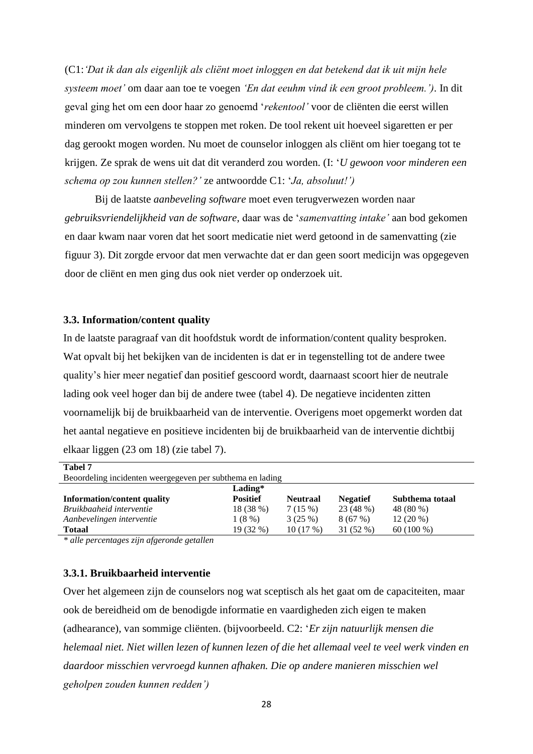(C1:*'Dat ik dan als eigenlijk als cliënt moet inloggen en dat betekend dat ik uit mijn hele systeem moet'* om daar aan toe te voegen *'En dat eeuhm vind ik een groot probleem.')*. In dit geval ging het om een door haar zo genoemd '*rekentool'* voor de cliënten die eerst willen minderen om vervolgens te stoppen met roken. De tool rekent uit hoeveel sigaretten er per dag gerookt mogen worden. Nu moet de counselor inloggen als cliënt om hier toegang tot te krijgen. Ze sprak de wens uit dat dit veranderd zou worden. (I: '*U gewoon voor minderen een schema op zou kunnen stellen?'* ze antwoordde C1: '*Ja, absoluut!')*

Bij de laatste *aanbeveling software* moet even terugverwezen worden naar *gebruiksvriendelijkheid van de software*, daar was de '*samenvatting intake'* aan bod gekomen en daar kwam naar voren dat het soort medicatie niet werd getoond in de samenvatting (zie figuur 3). Dit zorgde ervoor dat men verwachtte dat er dan geen soort medicijn was opgegeven door de cliënt en men ging dus ook niet verder op onderzoek uit.

### 3.3. Information/content quality

In de laatste paragraaf van dit hoofdstuk wordt de information/content quality besproken. Wat opvalt bij het bekijken van de incidenten is dat er in tegenstelling tot de andere twee quality's hier meer negatief dan positief gescoord wordt, daarnaast scoort hier de neutrale lading ook veel hoger dan bij de andere twee (tabel 4). De negatieve incidenten zitten voornamelijk bij de bruikbaarheid van de interventie. Overigens moet opgemerkt worden dat het aantal negatieve en positieve incidenten bij de bruikbaarheid van de interventie dichtbij elkaar liggen (23 om 18) (zie tabel 7).

**Tabel 7**
Beoordeling incidenten weergegeven per subthema en lading

| **Information/content quality** | **Lading*** **Positief** | **Neutraal** | **Negatief** | **Subthema totaal** |
|---|---|---|---|---|
| *Bruikbaaheid interventie* | 18 (38 %) | 7 (15 %) | 23 (48 %) | 48 (80 %) |
| *Aanbevelingen interventie* | 1 (8 %) | 3 (25 %) | 8 (67 %) | 12 (20 %) |
| **Totaal** | 19 (32 %) | 10 (17 %) | 31 (52 %) | 60 (100 %) |

*\* alle percentages zijn afgeronde getallen*

#### 3.3.1. Bruikbaarheid interventie

Over het algemeen zijn de counselors nog wat sceptisch als het gaat om de capaciteiten, maar ook de bereidheid om de benodigde informatie en vaardigheden zich eigen te maken (adhearance), van sommige cliënten. (bijvoorbeeld. C2: '*Er zijn natuurlijk mensen die helemaal niet. Niet willen lezen of kunnen lezen of die het allemaal veel te veel werk vinden en daardoor misschien vervroegd kunnen afhaken. Die op andere manieren misschien wel geholpen zouden kunnen redden')*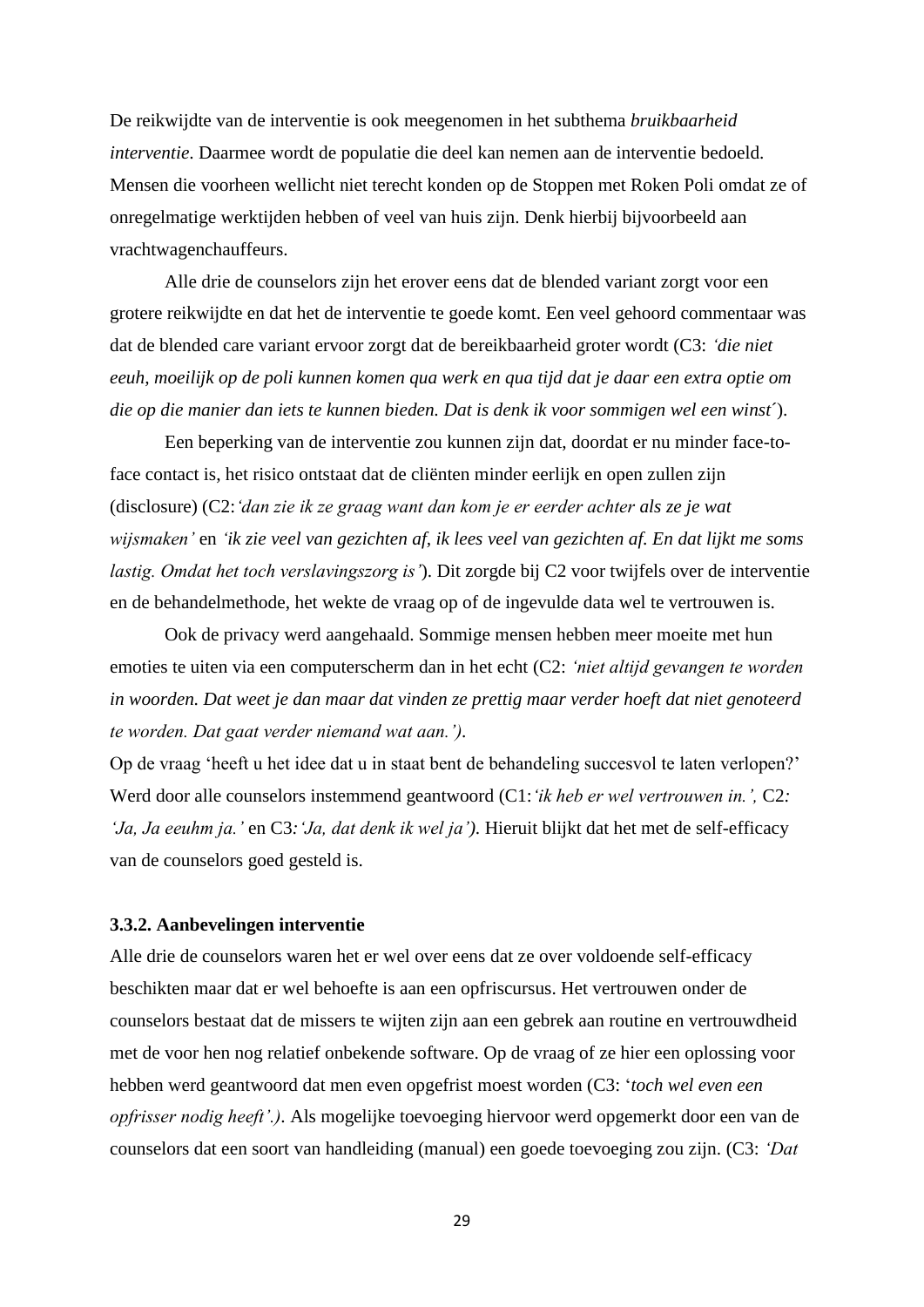De reikwijdte van de interventie is ook meegenomen in het subthema *bruikbaarheid interventie*. Daarmee wordt de populatie die deel kan nemen aan de interventie bedoeld. Mensen die voorheen wellicht niet terecht konden op de Stoppen met Roken Poli omdat ze of onregelmatige werktijden hebben of veel van huis zijn. Denk hierbij bijvoorbeeld aan vrachtwagenchauffeurs.

Alle drie de counselors zijn het erover eens dat de blended variant zorgt voor een grotere reikwijdte en dat het de interventie te goede komt. Een veel gehoord commentaar was dat de blended care variant ervoor zorgt dat de bereikbaarheid groter wordt (C3: *'die niet eeuh, moeilijk op de poli kunnen komen qua werk en qua tijd dat je daar een extra optie om die op die manier dan iets te kunnen bieden. Dat is denk ik voor sommigen wel een winst´*).

Een beperking van de interventie zou kunnen zijn dat, doordat er nu minder face-to-face contact is, het risico ontstaat dat de cliënten minder eerlijk en open zullen zijn (disclosure) (C2:*'dan zie ik ze graag want dan kom je er eerder achter als ze je wat wijsmaken'* en *'ik zie veel van gezichten af, ik lees veel van gezichten af. En dat lijkt me soms lastig. Omdat het toch verslavingszorg is'*). Dit zorgde bij C2 voor twijfels over de interventie en de behandelmethode, het wekte de vraag op of de ingevulde data wel te vertrouwen is.

Ook de privacy werd aangehaald. Sommige mensen hebben meer moeite met hun emoties te uiten via een computerscherm dan in het echt (C2: *'niet altijd gevangen te worden in woorden. Dat weet je dan maar dat vinden ze prettig maar verder hoeft dat niet genoteerd te worden. Dat gaat verder niemand wat aan.')*.

Op de vraag 'heeft u het idee dat u in staat bent de behandeling succesvol te laten verlopen?' Werd door alle counselors instemmend geantwoord (C1:*'ik heb er wel vertrouwen in.',* C2*: 'Ja, Ja eeuhm ja.'* en C3*:'Ja, dat denk ik wel ja')*. Hieruit blijkt dat het met de self-efficacy van de counselors goed gesteld is.

### 3.3.2. Aanbevelingen interventie

Alle drie de counselors waren het er wel over eens dat ze over voldoende self-efficacy beschikten maar dat er wel behoefte is aan een opfriscursus. Het vertrouwen onder de counselors bestaat dat de missers te wijten zijn aan een gebrek aan routine en vertrouwdheid met de voor hen nog relatief onbekende software. Op de vraag of ze hier een oplossing voor hebben werd geantwoord dat men even opgefrist moest worden (C3: '*toch wel even een opfrisser nodig heeft'.)*. Als mogelijke toevoeging hiervoor werd opgemerkt door een van de counselors dat een soort van handleiding (manual) een goede toevoeging zou zijn. (C3: *'Dat*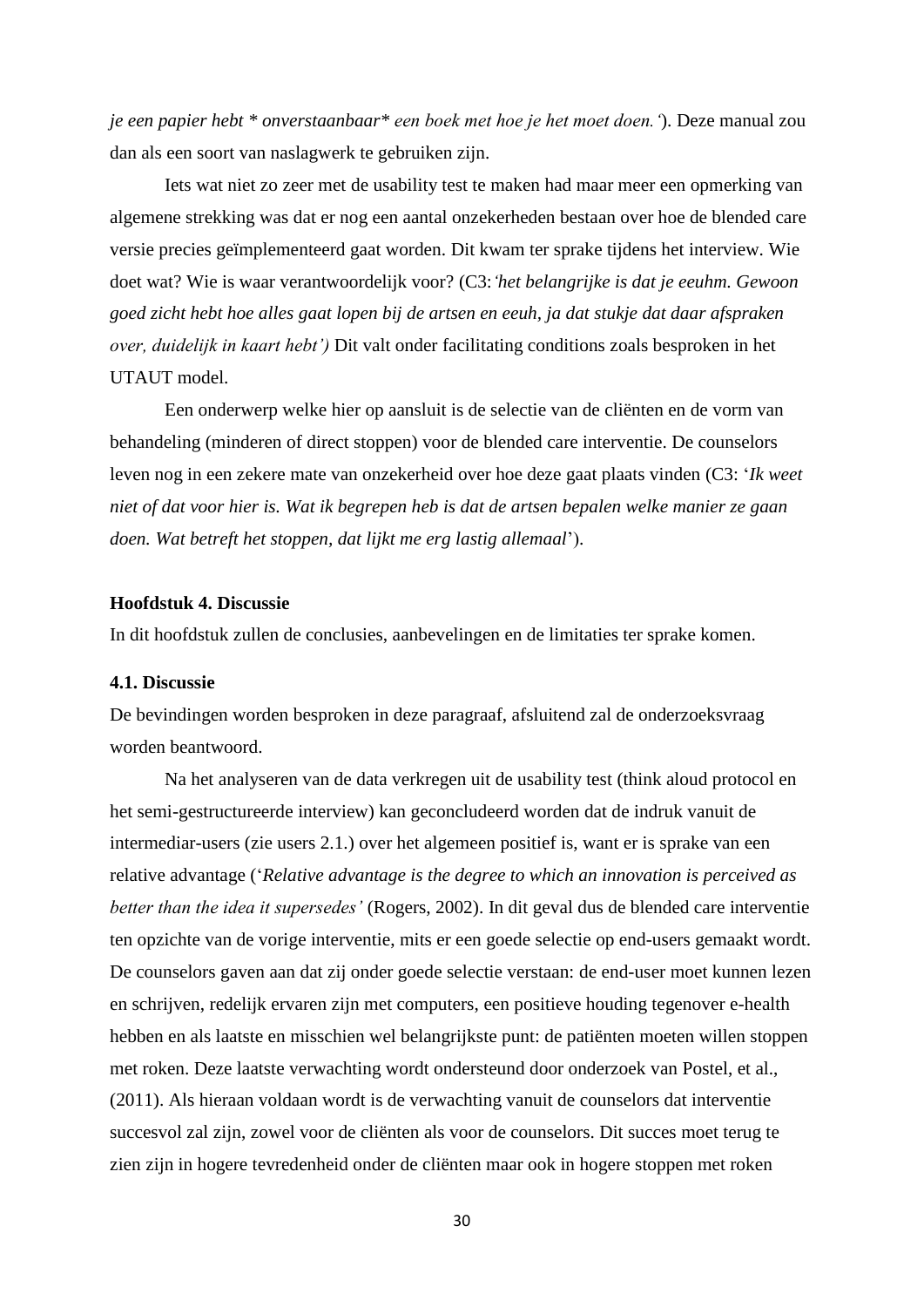*je een papier hebt * onverstaanbaar* een boek met hoe je het moet doen.'*). Deze manual zou dan als een soort van naslagwerk te gebruiken zijn.

Iets wat niet zo zeer met de usability test te maken had maar meer een opmerking van algemene strekking was dat er nog een aantal onzekerheden bestaan over hoe de blended care versie precies geïmplementeerd gaat worden. Dit kwam ter sprake tijdens het interview. Wie doet wat? Wie is waar verantwoordelijk voor? (C3:*'het belangrijke is dat je eeuhm. Gewoon goed zicht hebt hoe alles gaat lopen bij de artsen en eeuh, ja dat stukje dat daar afspraken over, duidelijk in kaart hebt')* Dit valt onder facilitating conditions zoals besproken in het UTAUT model.

Een onderwerp welke hier op aansluit is de selectie van de cliënten en de vorm van behandeling (minderen of direct stoppen) voor de blended care interventie. De counselors leven nog in een zekere mate van onzekerheid over hoe deze gaat plaats vinden (C3: '*Ik weet niet of dat voor hier is. Wat ik begrepen heb is dat de artsen bepalen welke manier ze gaan doen. Wat betreft het stoppen, dat lijkt me erg lastig allemaal*').

## Hoofdstuk 4. Discussie

In dit hoofdstuk zullen de conclusies, aanbevelingen en de limitaties ter sprake komen.

### 4.1. Discussie

De bevindingen worden besproken in deze paragraaf, afsluitend zal de onderzoeksvraag worden beantwoord.

Na het analyseren van de data verkregen uit de usability test (think aloud protocol en het semi-gestructureerde interview) kan geconcludeerd worden dat de indruk vanuit de intermediar-users (zie users 2.1.) over het algemeen positief is, want er is sprake van een relative advantage ('*Relative advantage is the degree to which an innovation is perceived as better than the idea it supersedes'* (Rogers, 2002). In dit geval dus de blended care interventie ten opzichte van de vorige interventie, mits er een goede selectie op end-users gemaakt wordt. De counselors gaven aan dat zij onder goede selectie verstaan: de end-user moet kunnen lezen en schrijven, redelijk ervaren zijn met computers, een positieve houding tegenover e-health hebben en als laatste en misschien wel belangrijkste punt: de patiënten moeten willen stoppen met roken. Deze laatste verwachting wordt ondersteund door onderzoek van Postel, et al., (2011). Als hieraan voldaan wordt is de verwachting vanuit de counselors dat interventie succesvol zal zijn, zowel voor de cliënten als voor de counselors. Dit succes moet terug te zien zijn in hogere tevredenheid onder de cliënten maar ook in hogere stoppen met roken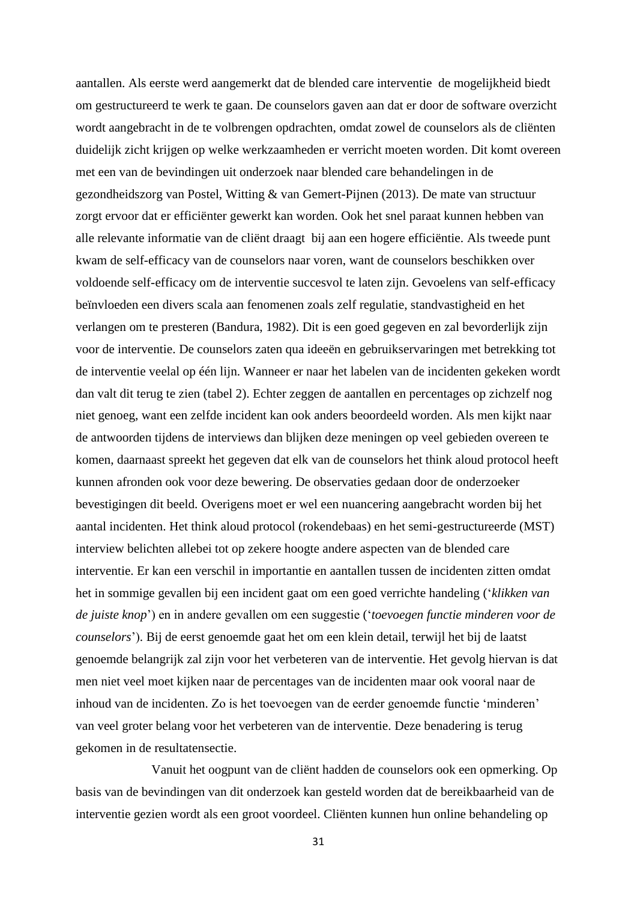aantallen. Als eerste werd aangemerkt dat de blended care interventie de mogelijkheid biedt om gestructureerd te werk te gaan. De counselors gaven aan dat er door de software overzicht wordt aangebracht in de te volbrengen opdrachten, omdat zowel de counselors als de cliënten duidelijk zicht krijgen op welke werkzaamheden er verricht moeten worden. Dit komt overeen met een van de bevindingen uit onderzoek naar blended care behandelingen in de gezondheidszorg van Postel, Witting & van Gemert-Pijnen (2013). De mate van structuur zorgt ervoor dat er efficiënter gewerkt kan worden. Ook het snel paraat kunnen hebben van alle relevante informatie van de cliënt draagt bij aan een hogere efficiëntie. Als tweede punt kwam de self-efficacy van de counselors naar voren, want de counselors beschikken over voldoende self-efficacy om de interventie succesvol te laten zijn. Gevoelens van self-efficacy beïnvloeden een divers scala aan fenomenen zoals zelf regulatie, standvastigheid en het verlangen om te presteren (Bandura, 1982). Dit is een goed gegeven en zal bevorderlijk zijn voor de interventie. De counselors zaten qua ideeën en gebruikservaringen met betrekking tot de interventie veelal op één lijn. Wanneer er naar het labelen van de incidenten gekeken wordt dan valt dit terug te zien (tabel 2). Echter zeggen de aantallen en percentages op zichzelf nog niet genoeg, want een zelfde incident kan ook anders beoordeeld worden. Als men kijkt naar de antwoorden tijdens de interviews dan blijken deze meningen op veel gebieden overeen te komen, daarnaast spreekt het gegeven dat elk van de counselors het think aloud protocol heeft kunnen afronden ook voor deze bewering. De observaties gedaan door de onderzoeker bevestigingen dit beeld. Overigens moet er wel een nuancering aangebracht worden bij het aantal incidenten. Het think aloud protocol (rokendebaas) en het semi-gestructureerde (MST) interview belichten allebei tot op zekere hoogte andere aspecten van de blended care interventie. Er kan een verschil in importantie en aantallen tussen de incidenten zitten omdat het in sommige gevallen bij een incident gaat om een goed verrichte handeling ('*klikken van de juiste knop*') en in andere gevallen om een suggestie ('*toevoegen functie minderen voor de counselors*'). Bij de eerst genoemde gaat het om een klein detail, terwijl het bij de laatst genoemde belangrijk zal zijn voor het verbeteren van de interventie. Het gevolg hiervan is dat men niet veel moet kijken naar de percentages van de incidenten maar ook vooral naar de inhoud van de incidenten. Zo is het toevoegen van de eerder genoemde functie 'minderen' van veel groter belang voor het verbeteren van de interventie. Deze benadering is terug gekomen in de resultatensectie.

Vanuit het oogpunt van de cliënt hadden de counselors ook een opmerking. Op basis van de bevindingen van dit onderzoek kan gesteld worden dat de bereikbaarheid van de interventie gezien wordt als een groot voordeel. Cliënten kunnen hun online behandeling op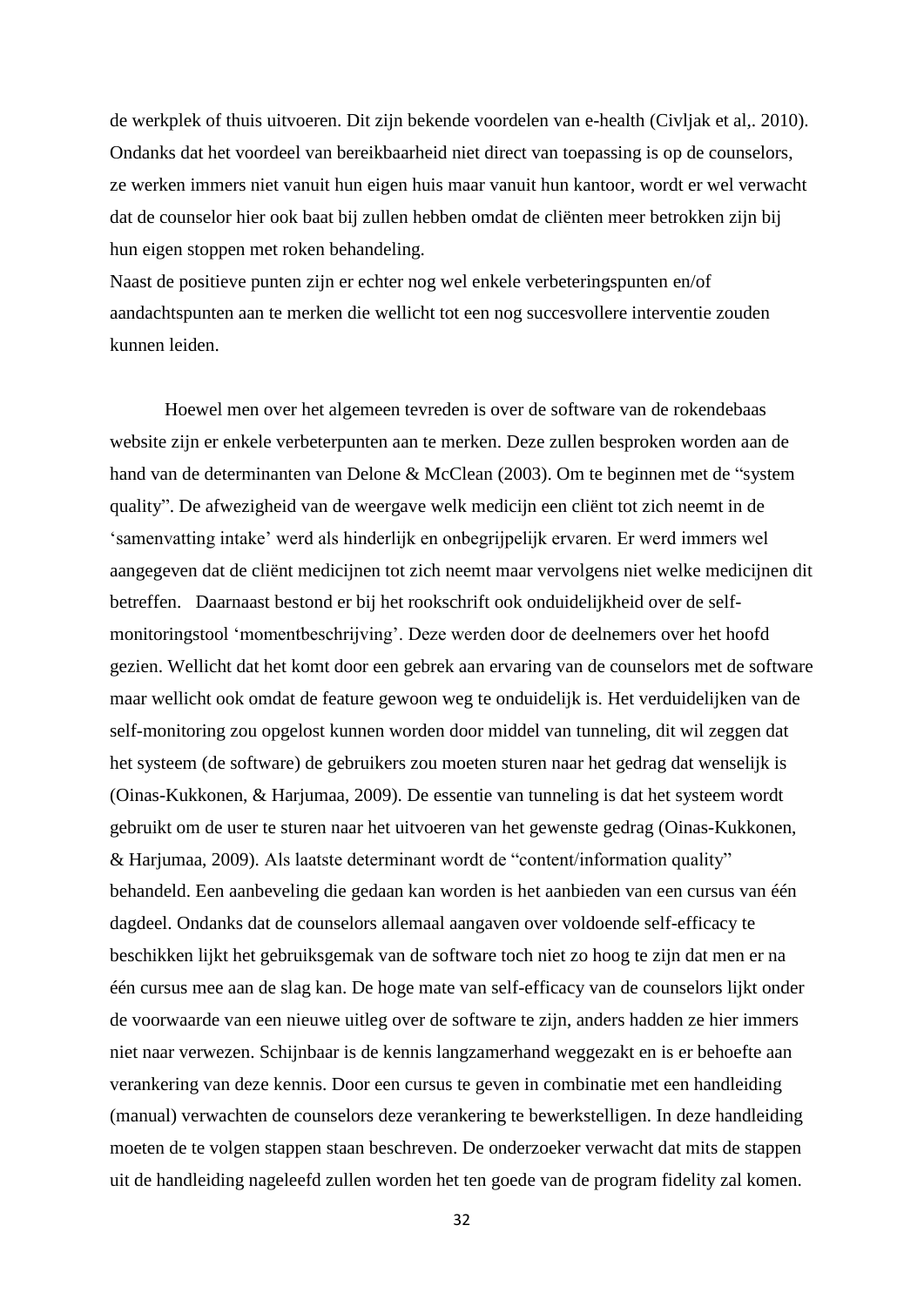de werkplek of thuis uitvoeren. Dit zijn bekende voordelen van e-health (Civljak et al,. 2010). Ondanks dat het voordeel van bereikbaarheid niet direct van toepassing is op de counselors, ze werken immers niet vanuit hun eigen huis maar vanuit hun kantoor, wordt er wel verwacht dat de counselor hier ook baat bij zullen hebben omdat de cliënten meer betrokken zijn bij hun eigen stoppen met roken behandeling.
Naast de positieve punten zijn er echter nog wel enkele verbeteringspunten en/of aandachtspunten aan te merken die wellicht tot een nog succesvollere interventie zouden kunnen leiden.

Hoewel men over het algemeen tevreden is over de software van de rokendebaas website zijn er enkele verbeterpunten aan te merken. Deze zullen besproken worden aan de hand van de determinanten van Delone & McClean (2003). Om te beginnen met de "system quality". De afwezigheid van de weergave welk medicijn een cliënt tot zich neemt in de 'samenvatting intake' werd als hinderlijk en onbegrijpelijk ervaren. Er werd immers wel aangegeven dat de cliënt medicijnen tot zich neemt maar vervolgens niet welke medicijnen dit betreffen. Daarnaast bestond er bij het rookschrift ook onduidelijkheid over de self-monitoringstool 'momentbeschrijving'. Deze werden door de deelnemers over het hoofd gezien. Wellicht dat het komt door een gebrek aan ervaring van de counselors met de software maar wellicht ook omdat de feature gewoon weg te onduidelijk is. Het verduidelijken van de self-monitoring zou opgelost kunnen worden door middel van tunneling, dit wil zeggen dat het systeem (de software) de gebruikers zou moeten sturen naar het gedrag dat wenselijk is (Oinas-Kukkonen, & Harjumaa, 2009). De essentie van tunneling is dat het systeem wordt gebruikt om de user te sturen naar het uitvoeren van het gewenste gedrag (Oinas-Kukkonen, & Harjumaa, 2009). Als laatste determinant wordt de "content/information quality" behandeld. Een aanbeveling die gedaan kan worden is het aanbieden van een cursus van één dagdeel. Ondanks dat de counselors allemaal aangaven over voldoende self-efficacy te beschikken lijkt het gebruiksgemak van de software toch niet zo hoog te zijn dat men er na één cursus mee aan de slag kan. De hoge mate van self-efficacy van de counselors lijkt onder de voorwaarde van een nieuwe uitleg over de software te zijn, anders hadden ze hier immers niet naar verwezen. Schijnbaar is de kennis langzamerhand weggezakt en is er behoefte aan verankering van deze kennis. Door een cursus te geven in combinatie met een handleiding (manual) verwachten de counselors deze verankering te bewerkstelligen. In deze handleiding moeten de te volgen stappen staan beschreven. De onderzoeker verwacht dat mits de stappen uit de handleiding nageleefd zullen worden het ten goede van de program fidelity zal komen.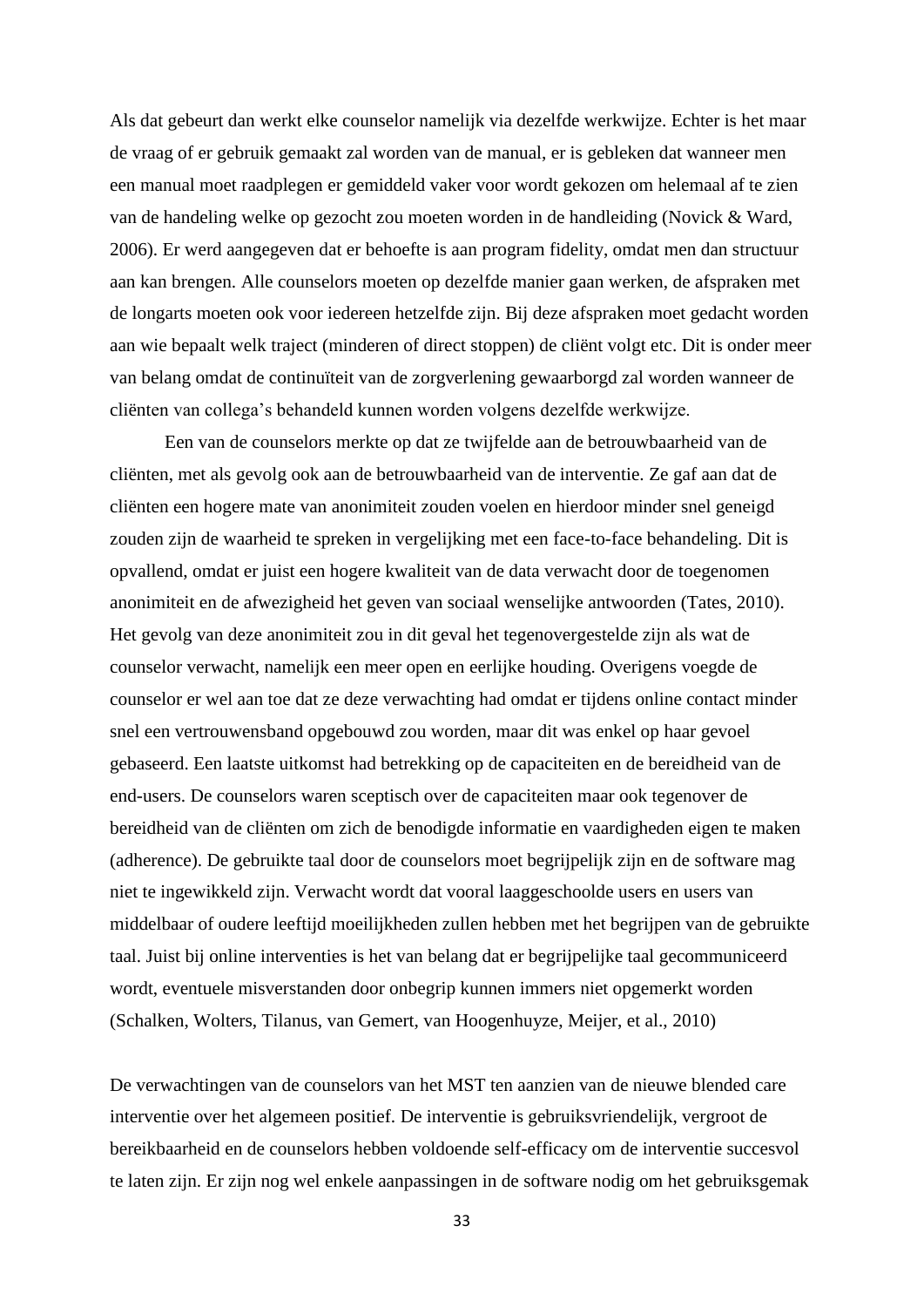Als dat gebeurt dan werkt elke counselor namelijk via dezelfde werkwijze. Echter is het maar de vraag of er gebruik gemaakt zal worden van de manual, er is gebleken dat wanneer men een manual moet raadplegen er gemiddeld vaker voor wordt gekozen om helemaal af te zien van de handeling welke op gezocht zou moeten worden in de handleiding (Novick & Ward, 2006). Er werd aangegeven dat er behoefte is aan program fidelity, omdat men dan structuur aan kan brengen. Alle counselors moeten op dezelfde manier gaan werken, de afspraken met de longarts moeten ook voor iedereen hetzelfde zijn. Bij deze afspraken moet gedacht worden aan wie bepaalt welk traject (minderen of direct stoppen) de cliënt volgt etc. Dit is onder meer van belang omdat de continuïteit van de zorgverlening gewaarborgd zal worden wanneer de cliënten van collega's behandeld kunnen worden volgens dezelfde werkwijze.

Een van de counselors merkte op dat ze twijfelde aan de betrouwbaarheid van de cliënten, met als gevolg ook aan de betrouwbaarheid van de interventie. Ze gaf aan dat de cliënten een hogere mate van anonimiteit zouden voelen en hierdoor minder snel geneigd zouden zijn de waarheid te spreken in vergelijking met een face-to-face behandeling. Dit is opvallend, omdat er juist een hogere kwaliteit van de data verwacht door de toegenomen anonimiteit en de afwezigheid het geven van sociaal wenselijke antwoorden (Tates, 2010). Het gevolg van deze anonimiteit zou in dit geval het tegenovergestelde zijn als wat de counselor verwacht, namelijk een meer open en eerlijke houding. Overigens voegde de counselor er wel aan toe dat ze deze verwachting had omdat er tijdens online contact minder snel een vertrouwensband opgebouwd zou worden, maar dit was enkel op haar gevoel gebaseerd. Een laatste uitkomst had betrekking op de capaciteiten en de bereidheid van de end-users. De counselors waren sceptisch over de capaciteiten maar ook tegenover de bereidheid van de cliënten om zich de benodigde informatie en vaardigheden eigen te maken (adherence). De gebruikte taal door de counselors moet begrijpelijk zijn en de software mag niet te ingewikkeld zijn. Verwacht wordt dat vooral laaggeschoolde users en users van middelbaar of oudere leeftijd moeilijkheden zullen hebben met het begrijpen van de gebruikte taal. Juist bij online interventies is het van belang dat er begrijpelijke taal gecommuniceerd wordt, eventuele misverstanden door onbegrip kunnen immers niet opgemerkt worden (Schalken, Wolters, Tilanus, van Gemert, van Hoogenhuyze, Meijer, et al., 2010)

De verwachtingen van de counselors van het MST ten aanzien van de nieuwe blended care interventie over het algemeen positief. De interventie is gebruiksvriendelijk, vergroot de bereikbaarheid en de counselors hebben voldoende self-efficacy om de interventie succesvol te laten zijn. Er zijn nog wel enkele aanpassingen in de software nodig om het gebruiksgemak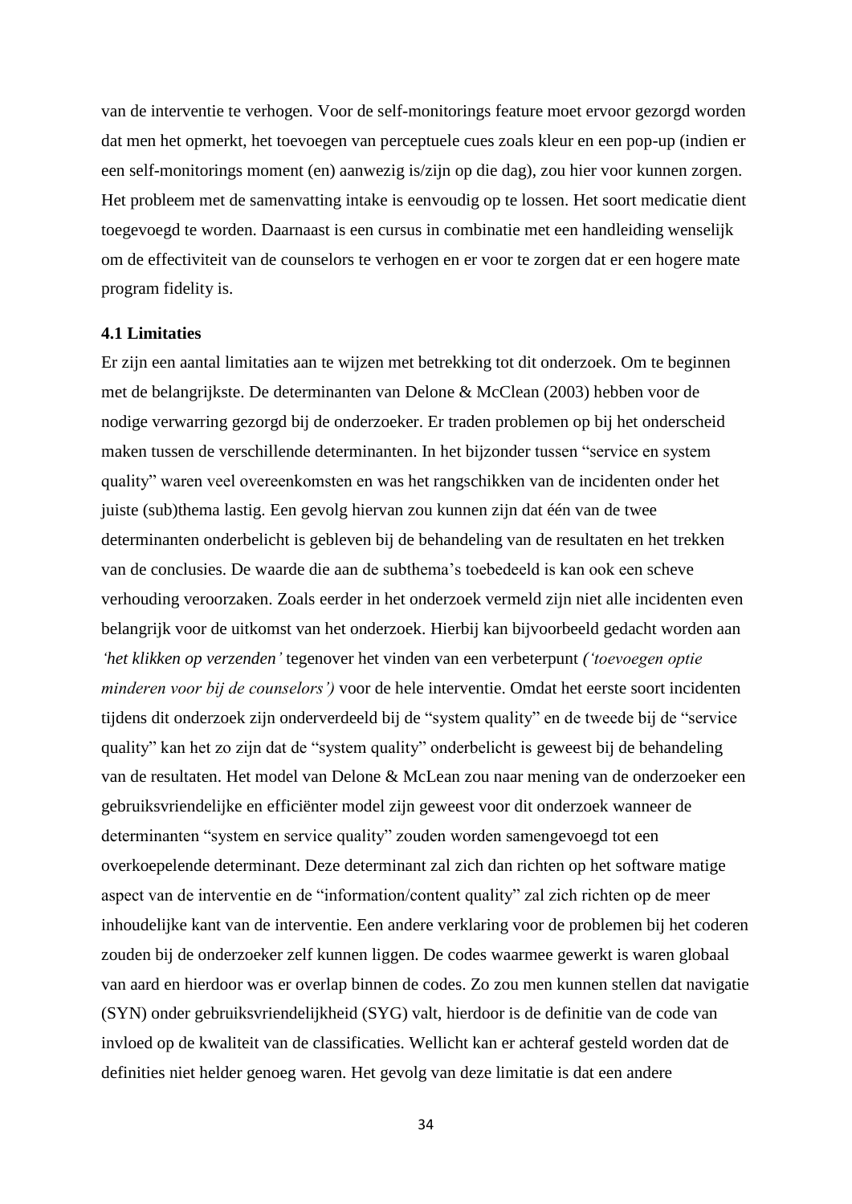van de interventie te verhogen. Voor de self-monitorings feature moet ervoor gezorgd worden dat men het opmerkt, het toevoegen van perceptuele cues zoals kleur en een pop-up (indien er een self-monitorings moment (en) aanwezig is/zijn op die dag), zou hier voor kunnen zorgen. Het probleem met de samenvatting intake is eenvoudig op te lossen. Het soort medicatie dient toegevoegd te worden. Daarnaast is een cursus in combinatie met een handleiding wenselijk om de effectiviteit van de counselors te verhogen en er voor te zorgen dat er een hogere mate program fidelity is.

### 4.1 Limitaties

Er zijn een aantal limitaties aan te wijzen met betrekking tot dit onderzoek. Om te beginnen met de belangrijkste. De determinanten van Delone & McClean (2003) hebben voor de nodige verwarring gezorgd bij de onderzoeker. Er traden problemen op bij het onderscheid maken tussen de verschillende determinanten. In het bijzonder tussen "service en system quality" waren veel overeenkomsten en was het rangschikken van de incidenten onder het juiste (sub)thema lastig. Een gevolg hiervan zou kunnen zijn dat één van de twee determinanten onderbelicht is gebleven bij de behandeling van de resultaten en het trekken van de conclusies. De waarde die aan de subthema's toebedeeld is kan ook een scheve verhouding veroorzaken. Zoals eerder in het onderzoek vermeld zijn niet alle incidenten even belangrijk voor de uitkomst van het onderzoek. Hierbij kan bijvoorbeeld gedacht worden aan *'het klikken op verzenden'* tegenover het vinden van een verbeterpunt *('toevoegen optie minderen voor bij de counselors')* voor de hele interventie. Omdat het eerste soort incidenten tijdens dit onderzoek zijn onderverdeeld bij de "system quality" en de tweede bij de "service quality" kan het zo zijn dat de "system quality" onderbelicht is geweest bij de behandeling van de resultaten. Het model van Delone & McLean zou naar mening van de onderzoeker een gebruiksvriendelijke en efficiënter model zijn geweest voor dit onderzoek wanneer de determinanten "system en service quality" zouden worden samengevoegd tot een overkoepelende determinant. Deze determinant zal zich dan richten op het software matige aspect van de interventie en de "information/content quality" zal zich richten op de meer inhoudelijke kant van de interventie. Een andere verklaring voor de problemen bij het coderen zouden bij de onderzoeker zelf kunnen liggen. De codes waarmee gewerkt is waren globaal van aard en hierdoor was er overlap binnen de codes. Zo zou men kunnen stellen dat navigatie (SYN) onder gebruiksvriendelijkheid (SYG) valt, hierdoor is de definitie van de code van invloed op de kwaliteit van de classificaties. Wellicht kan er achteraf gesteld worden dat de definities niet helder genoeg waren. Het gevolg van deze limitatie is dat een andere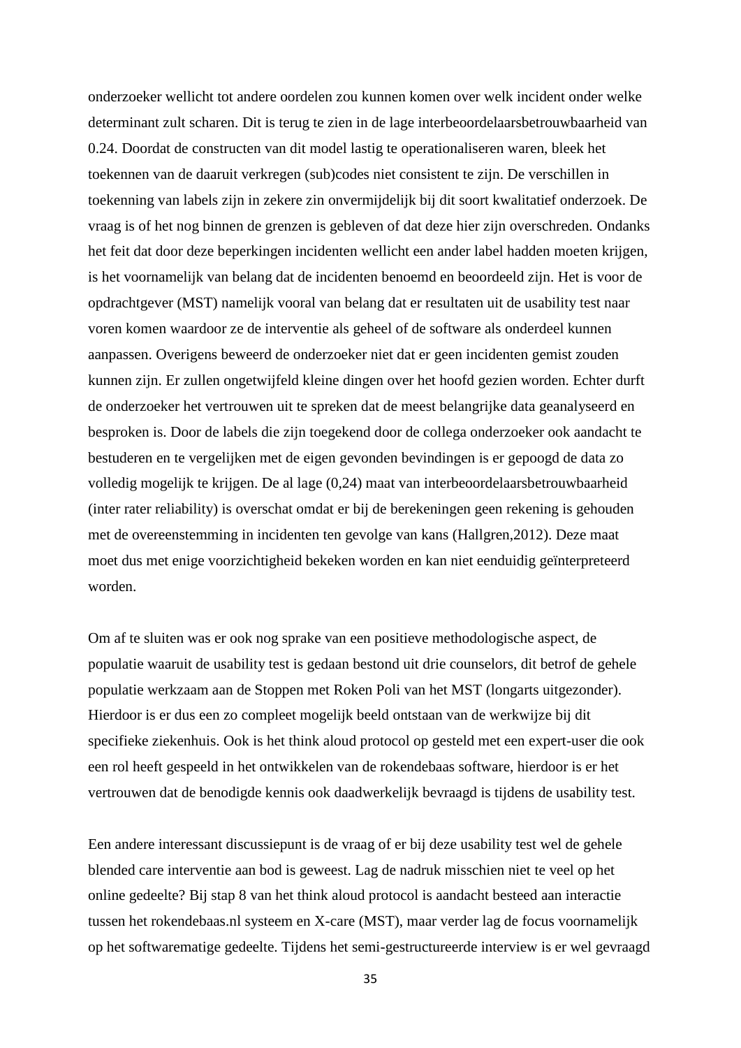onderzoeker wellicht tot andere oordelen zou kunnen komen over welk incident onder welke determinant zult scharen. Dit is terug te zien in de lage interbeoordelaarsbetrouwbaarheid van 0.24. Doordat de constructen van dit model lastig te operationaliseren waren, bleek het toekennen van de daaruit verkregen (sub)codes niet consistent te zijn. De verschillen in toekenning van labels zijn in zekere zin onvermijdelijk bij dit soort kwalitatief onderzoek. De vraag is of het nog binnen de grenzen is gebleven of dat deze hier zijn overschreden. Ondanks het feit dat door deze beperkingen incidenten wellicht een ander label hadden moeten krijgen, is het voornamelijk van belang dat de incidenten benoemd en beoordeeld zijn. Het is voor de opdrachtgever (MST) namelijk vooral van belang dat er resultaten uit de usability test naar voren komen waardoor ze de interventie als geheel of de software als onderdeel kunnen aanpassen. Overigens beweerd de onderzoeker niet dat er geen incidenten gemist zouden kunnen zijn. Er zullen ongetwijfeld kleine dingen over het hoofd gezien worden. Echter durft de onderzoeker het vertrouwen uit te spreken dat de meest belangrijke data geanalyseerd en besproken is. Door de labels die zijn toegekend door de collega onderzoeker ook aandacht te bestuderen en te vergelijken met de eigen gevonden bevindingen is er gepoogd de data zo volledig mogelijk te krijgen. De al lage (0,24) maat van interbeoordelaarsbetrouwbaarheid (inter rater reliability) is overschat omdat er bij de berekeningen geen rekening is gehouden met de overeenstemming in incidenten ten gevolge van kans (Hallgren,2012). Deze maat moet dus met enige voorzichtigheid bekeken worden en kan niet eenduidig geïnterpreteerd worden.

Om af te sluiten was er ook nog sprake van een positieve methodologische aspect, de populatie waaruit de usability test is gedaan bestond uit drie counselors, dit betrof de gehele populatie werkzaam aan de Stoppen met Roken Poli van het MST (longarts uitgezonder). Hierdoor is er dus een zo compleet mogelijk beeld ontstaan van de werkwijze bij dit specifieke ziekenhuis. Ook is het think aloud protocol op gesteld met een expert-user die ook een rol heeft gespeeld in het ontwikkelen van de rokendebaas software, hierdoor is er het vertrouwen dat de benodigde kennis ook daadwerkelijk bevraagd is tijdens de usability test.

Een andere interessant discussiepunt is de vraag of er bij deze usability test wel de gehele blended care interventie aan bod is geweest. Lag de nadruk misschien niet te veel op het online gedeelte? Bij stap 8 van het think aloud protocol is aandacht besteed aan interactie tussen het rokendebaas.nl systeem en X-care (MST), maar verder lag de focus voornamelijk op het softwarematige gedeelte. Tijdens het semi-gestructureerde interview is er wel gevraagd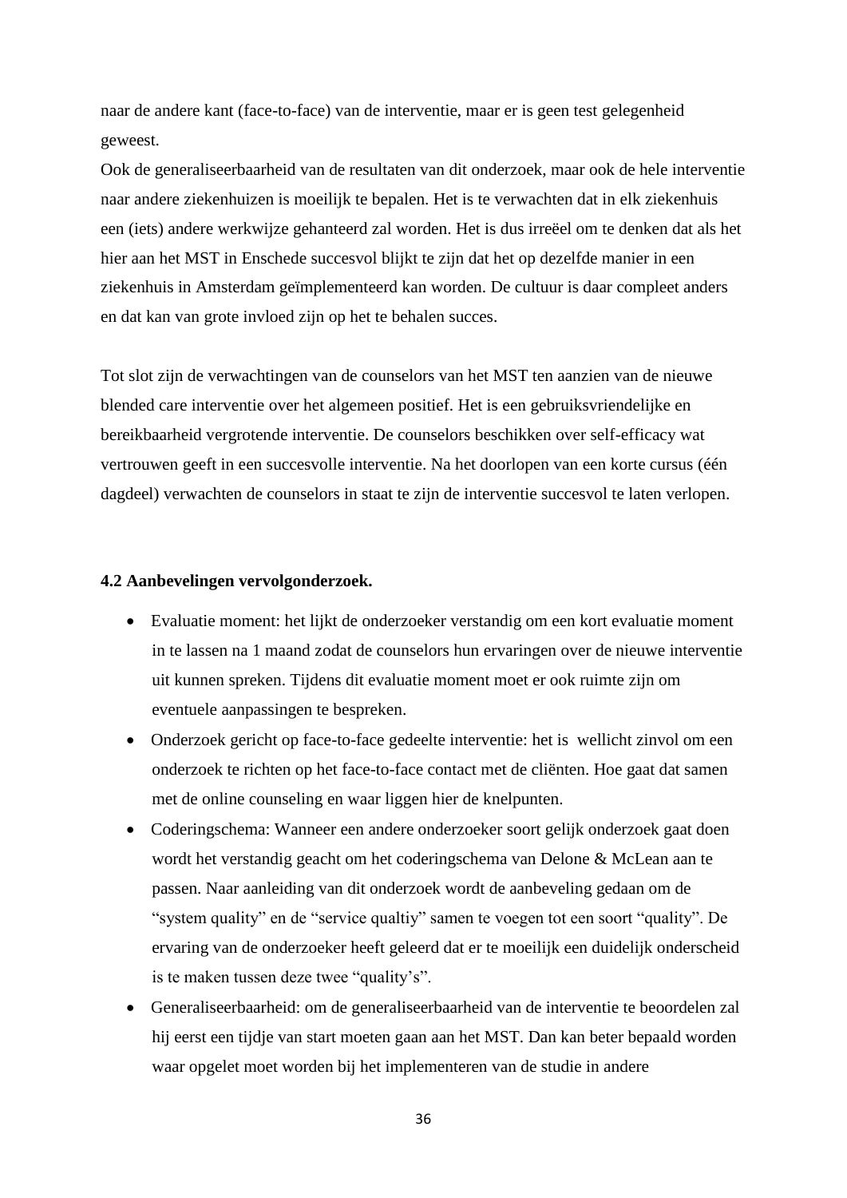naar de andere kant (face-to-face) van de interventie, maar er is geen test gelegenheid geweest.
Ook de generaliseerbaarheid van de resultaten van dit onderzoek, maar ook de hele interventie naar andere ziekenhuizen is moeilijk te bepalen. Het is te verwachten dat in elk ziekenhuis een (iets) andere werkwijze gehanteerd zal worden. Het is dus irreëel om te denken dat als het hier aan het MST in Enschede succesvol blijkt te zijn dat het op dezelfde manier in een ziekenhuis in Amsterdam geïmplementeerd kan worden. De cultuur is daar compleet anders en dat kan van grote invloed zijn op het te behalen succes.

Tot slot zijn de verwachtingen van de counselors van het MST ten aanzien van de nieuwe blended care interventie over het algemeen positief. Het is een gebruiksvriendelijke en bereikbaarheid vergrotende interventie. De counselors beschikken over self-efficacy wat vertrouwen geeft in een succesvolle interventie. Na het doorlopen van een korte cursus (één dagdeel) verwachten de counselors in staat te zijn de interventie succesvol te laten verlopen.

### 4.2 Aanbevelingen vervolgonderzoek.

- Evaluatie moment: het lijkt de onderzoeker verstandig om een kort evaluatie moment in te lassen na 1 maand zodat de counselors hun ervaringen over de nieuwe interventie uit kunnen spreken. Tijdens dit evaluatie moment moet er ook ruimte zijn om eventuele aanpassingen te bespreken.
- Onderzoek gericht op face-to-face gedeelte interventie: het is wellicht zinvol om een onderzoek te richten op het face-to-face contact met de cliënten. Hoe gaat dat samen met de online counseling en waar liggen hier de knelpunten.
- Coderingschema: Wanneer een andere onderzoeker soort gelijk onderzoek gaat doen wordt het verstandig geacht om het coderingschema van Delone & McLean aan te passen. Naar aanleiding van dit onderzoek wordt de aanbeveling gedaan om de "system quality" en de "service qualtiy" samen te voegen tot een soort "quality". De ervaring van de onderzoeker heeft geleerd dat er te moeilijk een duidelijk onderscheid is te maken tussen deze twee "quality's".
- Generaliseerbaarheid: om de generaliseerbaarheid van de interventie te beoordelen zal hij eerst een tijdje van start moeten gaan aan het MST. Dan kan beter bepaald worden waar opgelet moet worden bij het implementeren van de studie in andere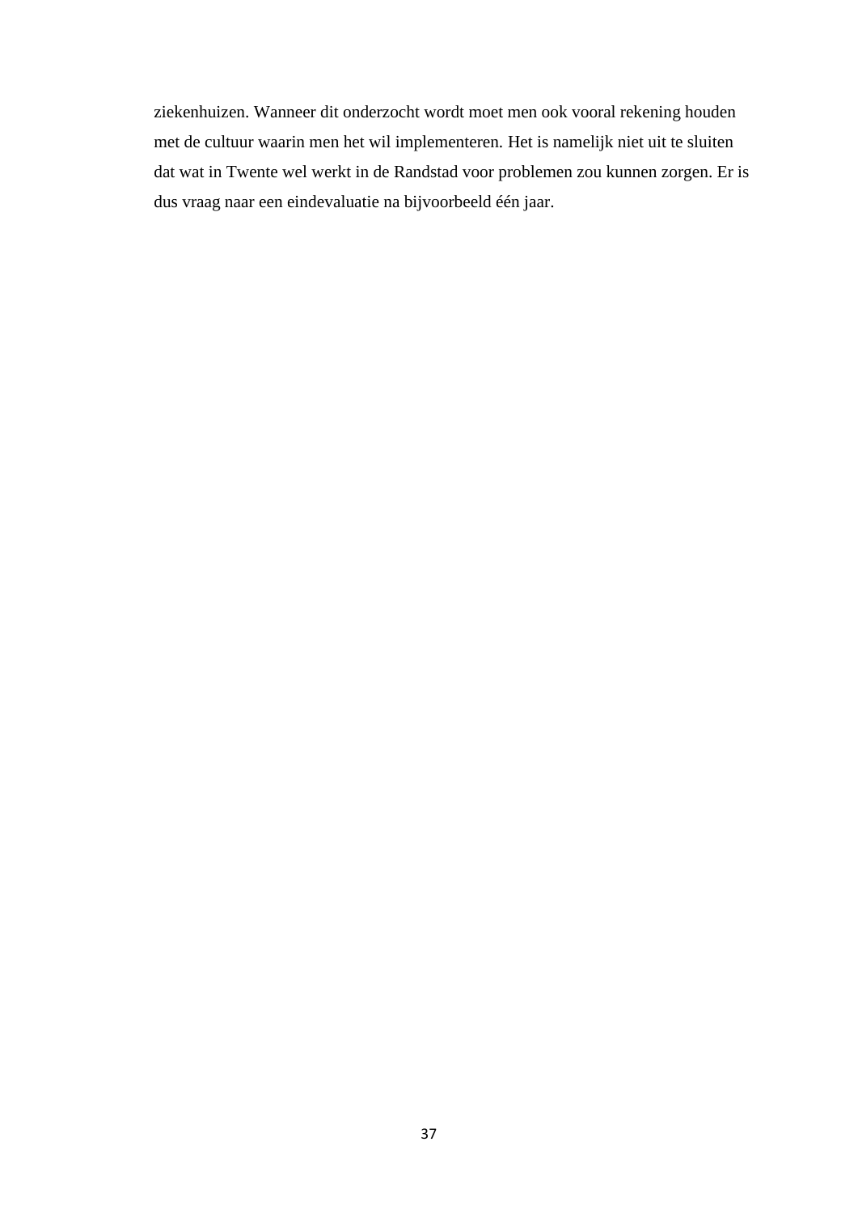ziekenhuizen. Wanneer dit onderzocht wordt moet men ook vooral rekening houden met de cultuur waarin men het wil implementeren. Het is namelijk niet uit te sluiten dat wat in Twente wel werkt in de Randstad voor problemen zou kunnen zorgen. Er is dus vraag naar een eindevaluatie na bijvoorbeeld één jaar.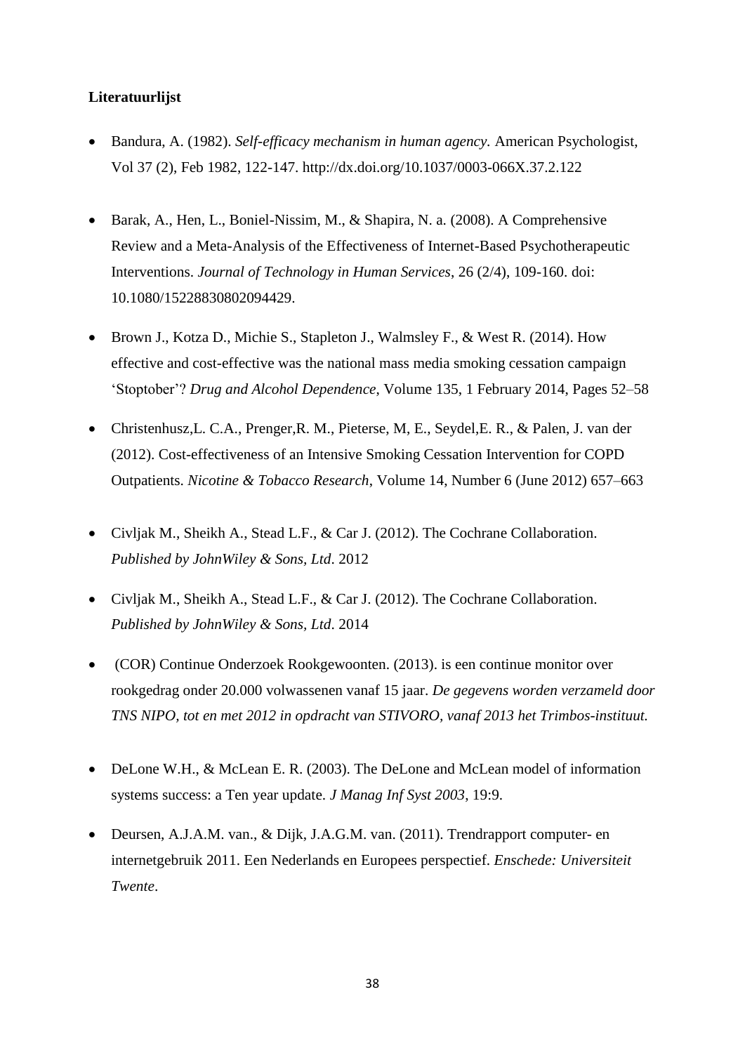**Literatuurlijst**

- Bandura, A. (1982). *Self-efficacy mechanism in human agency.* American Psychologist, Vol 37 (2), Feb 1982, 122-147. http://dx.doi.org/10.1037/0003-066X.37.2.122

- Barak, A., Hen, L., Boniel-Nissim, M., & Shapira, N. a. (2008). A Comprehensive Review and a Meta-Analysis of the Effectiveness of Internet-Based Psychotherapeutic Interventions. *Journal of Technology in Human Services*, 26 (2/4), 109-160. doi: 10.1080/15228830802094429.

- Brown J., Kotza D., Michie S., Stapleton J., Walmsley F., & West R. (2014). How effective and cost-effective was the national mass media smoking cessation campaign 'Stoptober'? *Drug and Alcohol Dependence*, Volume 135, 1 February 2014, Pages 52–58

- Christenhusz,L. C.A., Prenger,R. M., Pieterse, M, E., Seydel,E. R., & Palen, J. van der (2012). Cost-effectiveness of an Intensive Smoking Cessation Intervention for COPD Outpatients. *Nicotine & Tobacco Research*, Volume 14, Number 6 (June 2012) 657–663

- Civljak M., Sheikh A., Stead L.F., & Car J. (2012). The Cochrane Collaboration. *Published by JohnWiley & Sons, Ltd*. 2012

- Civljak M., Sheikh A., Stead L.F., & Car J. (2012). The Cochrane Collaboration. *Published by JohnWiley & Sons, Ltd*. 2014

- (COR) Continue Onderzoek Rookgewoonten. (2013). is een continue monitor over rookgedrag onder 20.000 volwassenen vanaf 15 jaar. *De gegevens worden verzameld door TNS NIPO, tot en met 2012 in opdracht van STIVORO, vanaf 2013 het Trimbos-instituut.*

- DeLone W.H., & McLean E. R. (2003). The DeLone and McLean model of information systems success: a Ten year update. *J Manag Inf Syst 2003*, 19:9.

- Deursen, A.J.A.M. van., & Dijk, J.A.G.M. van. (2011). Trendrapport computer- en internetgebruik 2011. Een Nederlands en Europees perspectief. *Enschede: Universiteit Twente*.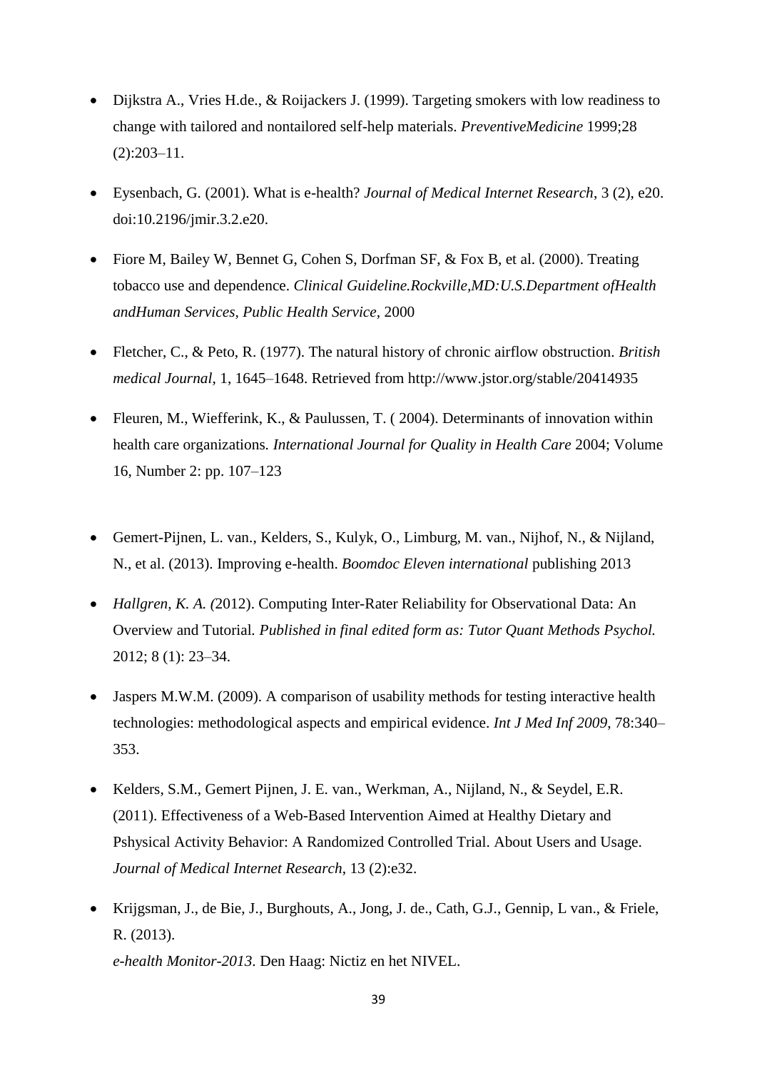- Dijkstra A., Vries H.de., & Roijackers J. (1999). Targeting smokers with low readiness to change with tailored and nontailored self-help materials. *PreventiveMedicine* 1999;28 (2):203–11.

- Eysenbach, G. (2001). What is e-health? *Journal of Medical Internet Research*, 3 (2), e20. doi:10.2196/jmir.3.2.e20.

- Fiore M, Bailey W, Bennet G, Cohen S, Dorfman SF, & Fox B, et al. (2000). Treating tobacco use and dependence. *Clinical Guideline.Rockville,MD:U.S.Department ofHealth andHuman Services, Public Health Service*, 2000

- Fletcher, C., & Peto, R. (1977). The natural history of chronic airflow obstruction. *British medical Journal*, 1, 1645–1648. Retrieved from http://www.jstor.org/stable/20414935

- Fleuren, M., Wiefferink, K., & Paulussen, T. ( 2004). Determinants of innovation within health care organizations. *International Journal for Quality in Health Care* 2004; Volume 16, Number 2: pp. 107–123

- Gemert-Pijnen, L. van., Kelders, S., Kulyk, O., Limburg, M. van., Nijhof, N., & Nijland, N., et al. (2013). Improving e-health. *Boomdoc Eleven international* publishing 2013

- *Hallgren, K. A. (*2012). Computing Inter-Rater Reliability for Observational Data: An Overview and Tutorial. *Published in final edited form as: Tutor Quant Methods Psychol.* 2012; 8 (1): 23–34.

- Jaspers M.W.M. (2009). A comparison of usability methods for testing interactive health technologies: methodological aspects and empirical evidence. *Int J Med Inf 2009*, 78:340–353.

- Kelders, S.M., Gemert Pijnen, J. E. van., Werkman, A., Nijland, N., & Seydel, E.R. (2011). Effectiveness of a Web-Based Intervention Aimed at Healthy Dietary and Pshysical Activity Behavior: A Randomized Controlled Trial. About Users and Usage. *Journal of Medical Internet Research*, 13 (2):e32.

- Krijgsman, J., de Bie, J., Burghouts, A., Jong, J. de., Cath, G.J., Gennip, L van., & Friele, R. (2013).
  *e-health Monitor-2013*. Den Haag: Nictiz en het NIVEL.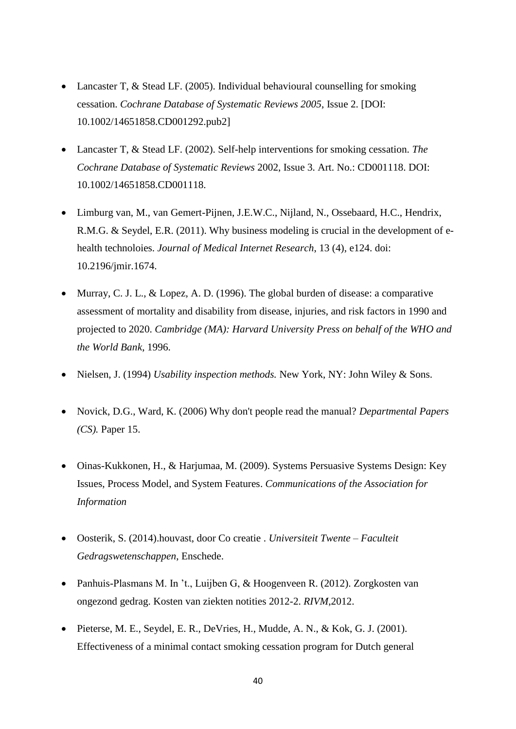- Lancaster T, & Stead LF. (2005). Individual behavioural counselling for smoking cessation. *Cochrane Database of Systematic Reviews 2005*, Issue 2. [DOI: 10.1002/14651858.CD001292.pub2]

- Lancaster T, & Stead LF. (2002). Self-help interventions for smoking cessation. *The Cochrane Database of Systematic Reviews* 2002, Issue 3. Art. No.: CD001118. DOI: 10.1002/14651858.CD001118.

- Limburg van, M., van Gemert-Pijnen, J.E.W.C., Nijland, N., Ossebaard, H.C., Hendrix, R.M.G. & Seydel, E.R. (2011). Why business modeling is crucial in the development of e-health technoloies. *Journal of Medical Internet Research*, 13 (4), e124. doi: 10.2196/jmir.1674.

- Murray, C. J. L., & Lopez, A. D. (1996). The global burden of disease: a comparative assessment of mortality and disability from disease, injuries, and risk factors in 1990 and projected to 2020. *Cambridge (MA): Harvard University Press on behalf of the WHO and the World Bank*, 1996.

- Nielsen, J. (1994) *Usability inspection methods.* New York, NY: John Wiley & Sons.

- Novick, D.G., Ward, K. (2006) Why don't people read the manual? *Departmental Papers (CS).* Paper 15.

- Oinas-Kukkonen, H., & Harjumaa, M. (2009). Systems Persuasive Systems Design: Key Issues, Process Model, and System Features. *Communications of the Association for Information*

- Oosterik, S. (2014).houvast, door Co creatie . *Universiteit Twente – Faculteit Gedragswetenschappen*, Enschede.

- Panhuis-Plasmans M. In ’t., Luijben G, & Hoogenveen R. (2012). Zorgkosten van ongezond gedrag. Kosten van ziekten notities 2012-2. *RIVM*,2012.

- Pieterse, M. E., Seydel, E. R., DeVries, H., Mudde, A. N., & Kok, G. J. (2001). Effectiveness of a minimal contact smoking cessation program for Dutch general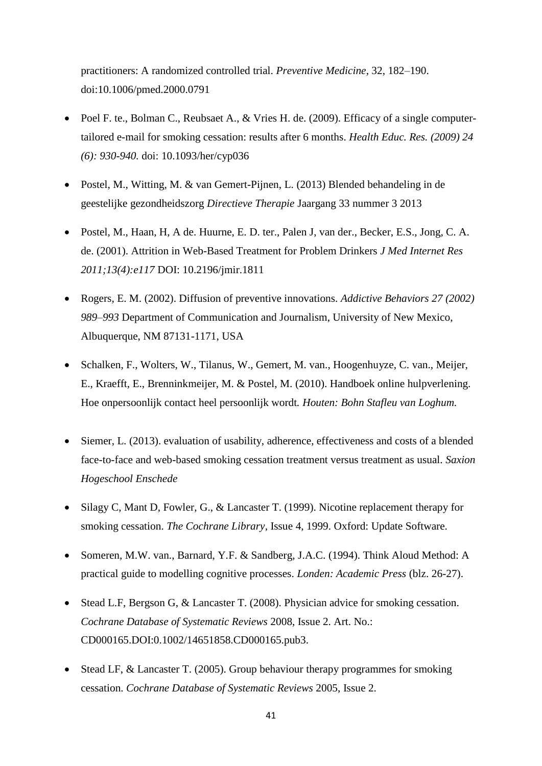practitioners: A randomized controlled trial. *Preventive Medicine*, 32, 182–190. doi:10.1006/pmed.2000.0791

- Poel F. te., Bolman C., Reubsaet A., & Vries H. de. (2009). Efficacy of a single computer-tailored e-mail for smoking cessation: results after 6 months. *Health Educ. Res. (2009) 24 (6): 930-940.* doi: 10.1093/her/cyp036
- Postel, M., Witting, M. & van Gemert-Pijnen, L. (2013) Blended behandeling in de geestelijke gezondheidszorg *Directieve Therapie* Jaargang 33 nummer 3 2013
- Postel, M., Haan, H, A de. Huurne, E. D. ter., Palen J, van der., Becker, E.S., Jong, C. A. de. (2001). Attrition in Web-Based Treatment for Problem Drinkers *J Med Internet Res 2011;13(4):e117* DOI: 10.2196/jmir.1811
- Rogers, E. M. (2002). Diffusion of preventive innovations. *Addictive Behaviors 27 (2002) 989–993* Department of Communication and Journalism, University of New Mexico, Albuquerque, NM 87131-1171, USA
- Schalken, F., Wolters, W., Tilanus, W., Gemert, M. van., Hoogenhuyze, C. van., Meijer, E., Kraefft, E., Brenninkmeijer, M. & Postel, M. (2010). Handboek online hulpverlening. Hoe onpersoonlijk contact heel persoonlijk wordt*. Houten: Bohn Stafleu van Loghum.*
- Siemer, L. (2013). evaluation of usability, adherence, effectiveness and costs of a blended face-to-face and web-based smoking cessation treatment versus treatment as usual. *Saxion Hogeschool Enschede*
- Silagy C, Mant D, Fowler, G., & Lancaster T. (1999). Nicotine replacement therapy for smoking cessation. *The Cochrane Library*, Issue 4, 1999. Oxford: Update Software.
- Someren, M.W. van., Barnard, Y.F. & Sandberg, J.A.C. (1994). Think Aloud Method: A practical guide to modelling cognitive processes. *Londen: Academic Press* (blz. 26-27).
- Stead L.F, Bergson G, & Lancaster T. (2008). Physician advice for smoking cessation. *Cochrane Database of Systematic Reviews* 2008, Issue 2. Art. No.: CD000165.DOI:0.1002/14651858.CD000165.pub3.
- Stead LF, & Lancaster T. (2005). Group behaviour therapy programmes for smoking cessation. *Cochrane Database of Systematic Reviews* 2005, Issue 2.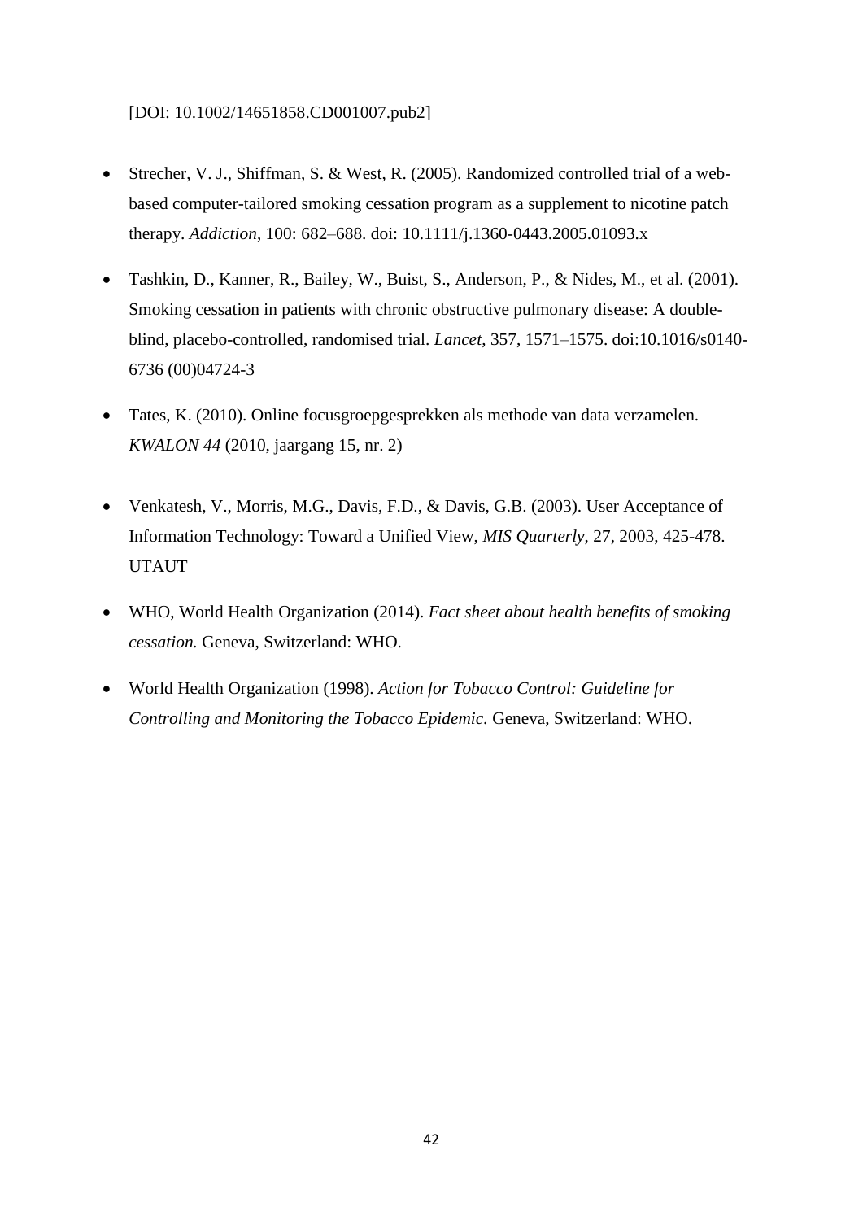[DOI: 10.1002/14651858.CD001007.pub2]

- Strecher, V. J., Shiffman, S. & West, R. (2005). Randomized controlled trial of a web-based computer-tailored smoking cessation program as a supplement to nicotine patch therapy. *Addiction*, 100: 682–688. doi: 10.1111/j.1360-0443.2005.01093.x

- Tashkin, D., Kanner, R., Bailey, W., Buist, S., Anderson, P., & Nides, M., et al. (2001). Smoking cessation in patients with chronic obstructive pulmonary disease: A double-blind, placebo-controlled, randomised trial. *Lancet*, 357, 1571–1575. doi:10.1016/s0140-6736 (00)04724-3

- Tates, K. (2010). Online focusgroepgesprekken als methode van data verzamelen. *KWALON 44* (2010, jaargang 15, nr. 2)

- Venkatesh, V., Morris, M.G., Davis, F.D., & Davis, G.B. (2003). User Acceptance of Information Technology: Toward a Unified View, *MIS Quarterly*, 27, 2003, 425-478. UTAUT

- WHO, World Health Organization (2014). *Fact sheet about health benefits of smoking cessation.* Geneva, Switzerland: WHO.

- World Health Organization (1998). *Action for Tobacco Control: Guideline for Controlling and Monitoring the Tobacco Epidemic.* Geneva, Switzerland: WHO.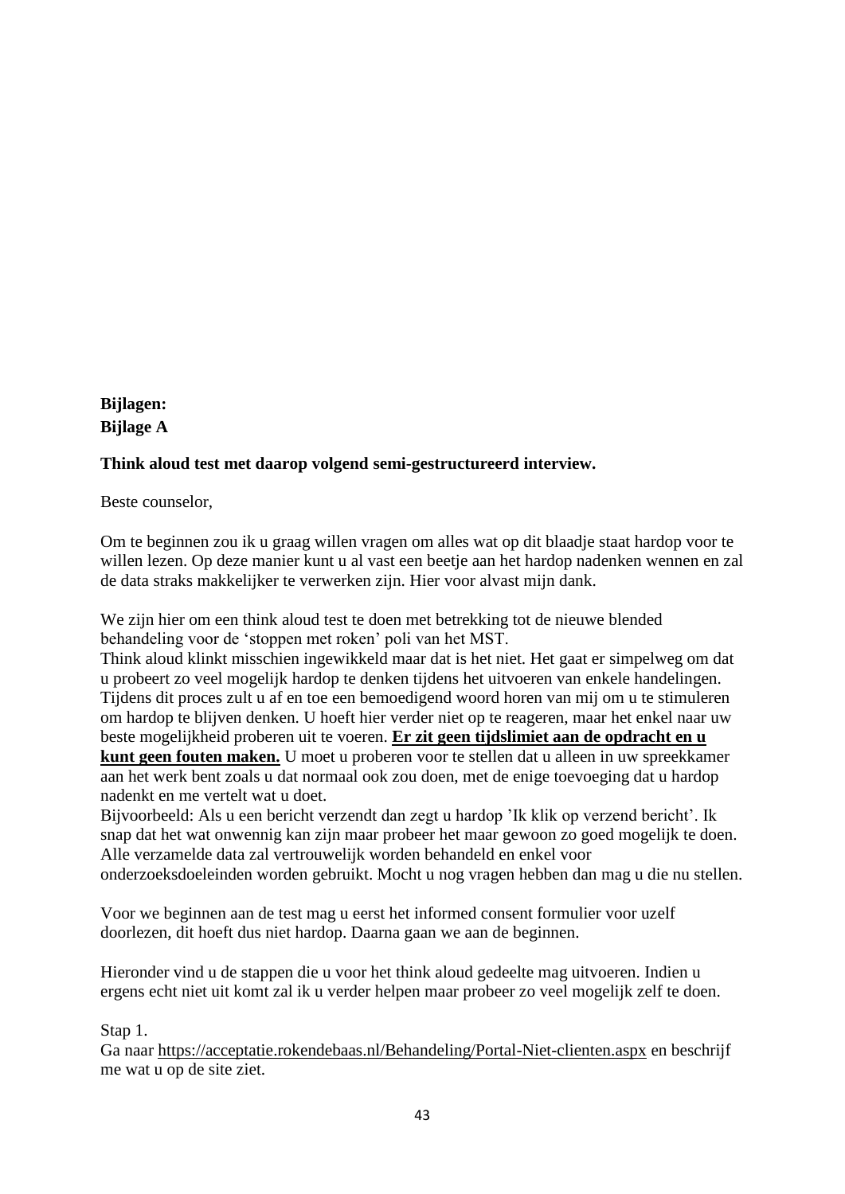**Bijlagen:**
**Bijlage A**

**Think aloud test met daarop volgend semi-gestructureerd interview.**

Beste counselor,

Om te beginnen zou ik u graag willen vragen om alles wat op dit blaadje staat hardop voor te willen lezen. Op deze manier kunt u al vast een beetje aan het hardop nadenken wennen en zal de data straks makkelijker te verwerken zijn. Hier voor alvast mijn dank.

We zijn hier om een think aloud test te doen met betrekking tot de nieuwe blended behandeling voor de 'stoppen met roken' poli van het MST.
Think aloud klinkt misschien ingewikkeld maar dat is het niet. Het gaat er simpelweg om dat u probeert zo veel mogelijk hardop te denken tijdens het uitvoeren van enkele handelingen. Tijdens dit proces zult u af en toe een bemoedigend woord horen van mij om u te stimuleren om hardop te blijven denken. U hoeft hier verder niet op te reageren, maar het enkel naar uw beste mogelijkheid proberen uit te voeren. **Er zit geen tijdslimiet aan de opdracht en u kunt geen fouten maken.** U moet u proberen voor te stellen dat u alleen in uw spreekkamer aan het werk bent zoals u dat normaal ook zou doen, met de enige toevoeging dat u hardop nadenkt en me vertelt wat u doet.
Bijvoorbeeld: Als u een bericht verzendt dan zegt u hardop 'Ik klik op verzend bericht'. Ik snap dat het wat onwennig kan zijn maar probeer het maar gewoon zo goed mogelijk te doen. Alle verzamelde data zal vertrouwelijk worden behandeld en enkel voor onderzoeksdoeleinden worden gebruikt. Mocht u nog vragen hebben dan mag u die nu stellen.

Voor we beginnen aan de test mag u eerst het informed consent formulier voor uzelf doorlezen, dit hoeft dus niet hardop. Daarna gaan we aan de beginnen.

Hieronder vind u de stappen die u voor het think aloud gedeelte mag uitvoeren. Indien u ergens echt niet uit komt zal ik u verder helpen maar probeer zo veel mogelijk zelf te doen.

Stap 1.
Ga naar https://acceptatie.rokendebaas.nl/Behandeling/Portal-Niet-clienten.aspx en beschrijf me wat u op de site ziet.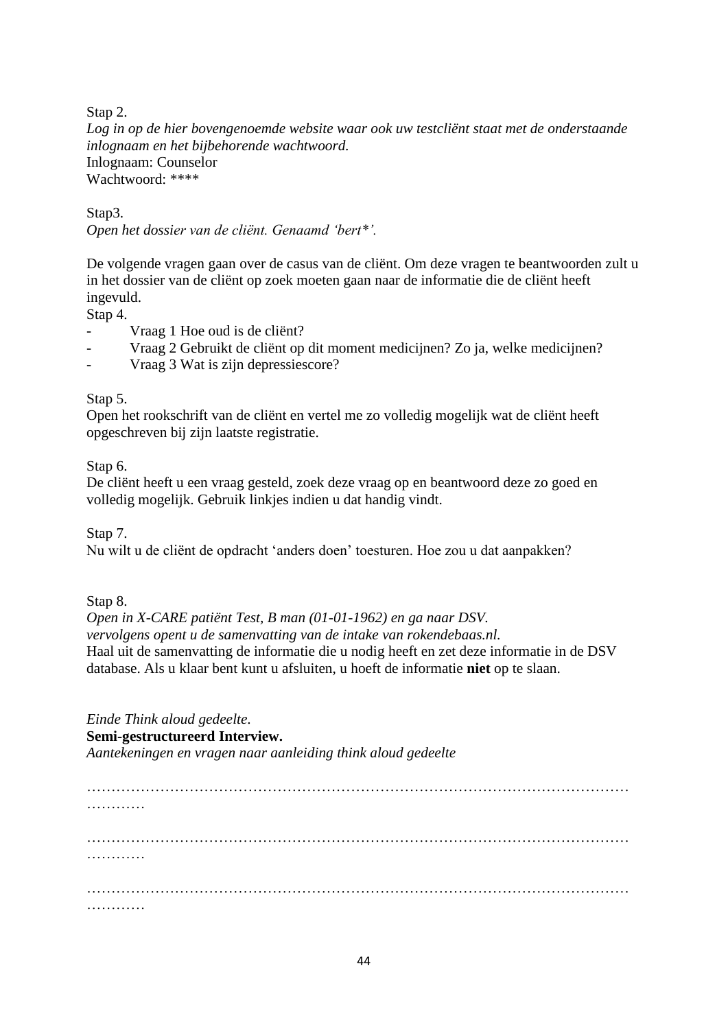Stap 2.  
*Log in op de hier bovengenoemde website waar ook uw testcliënt staat met de onderstaande inlognaam en het bijbehorende wachtwoord.*  
Inlognaam: Counselor  
Wachtwoord: ****

Stap3.  
*Open het dossier van de cliënt. Genaamd 'bert*'.*

De volgende vragen gaan over de casus van de cliënt. Om deze vragen te beantwoorden zult u in het dossier van de cliënt op zoek moeten gaan naar de informatie die de cliënt heeft ingevuld.  
Stap 4.

- Vraag 1 Hoe oud is de cliënt?
- Vraag 2 Gebruikt de cliënt op dit moment medicijnen? Zo ja, welke medicijnen?
- Vraag 3 Wat is zijn depressiescore?

Stap 5.  
Open het rookschrift van de cliënt en vertel me zo volledig mogelijk wat de cliënt heeft opgeschreven bij zijn laatste registratie.

Stap 6.  
De cliënt heeft u een vraag gesteld, zoek deze vraag op en beantwoord deze zo goed en volledig mogelijk. Gebruik linkjes indien u dat handig vindt.

Stap 7.  
Nu wilt u de cliënt de opdracht 'anders doen' toesturen. Hoe zou u dat aanpakken?

Stap 8.  
*Open in X-CARE patiënt Test, B man (01-01-1962) en ga naar DSV.*  
*vervolgens opent u de samenvatting van de intake van rokendebaas.nl.*  
Haal uit de samenvatting de informatie die u nodig heeft en zet deze informatie in de DSV database. Als u klaar bent kunt u afsluiten, u hoeft de informatie **niet** op te slaan.

*Einde Think aloud gedeelte.*  
**Semi-gestructureerd Interview.**  
*Aantekeningen en vragen naar aanleiding think aloud gedeelte*

……………………………………………………………………………………………………………

……………………………………………………………………………………………………………

……………………………………………………………………………………………………………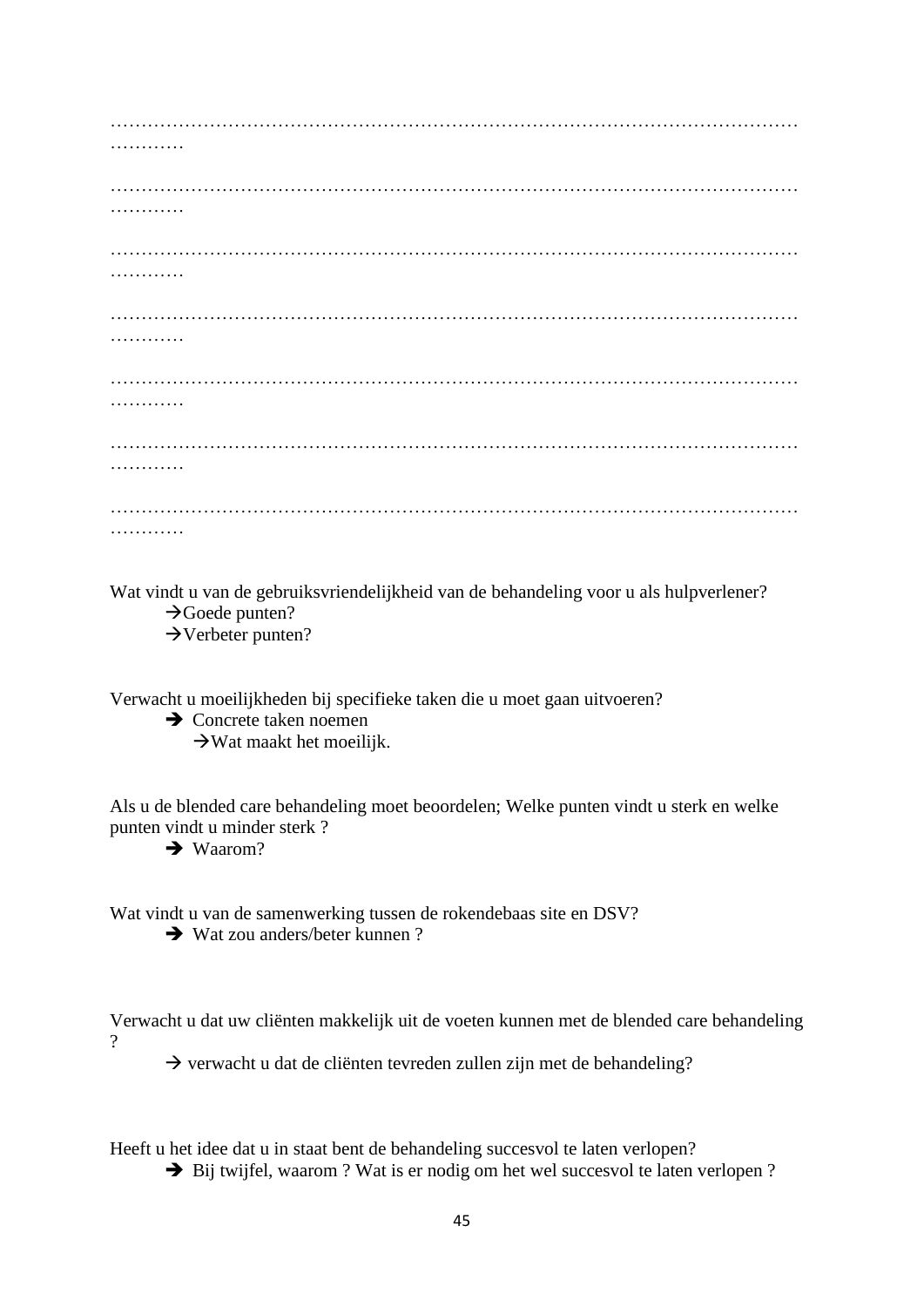……………………………………………………………………………………………………
…………

……………………………………………………………………………………………………
…………

……………………………………………………………………………………………………
…………

……………………………………………………………………………………………………
…………

……………………………………………………………………………………………………
…………

……………………………………………………………………………………………………
…………

……………………………………………………………………………………………………
…………

Wat vindt u van de gebruiksvriendelijkheid van de behandeling voor u als hulpverlener?

→Goede punten?

→Verbeter punten?

Verwacht u moeilijkheden bij specifieke taken die u moet gaan uitvoeren?

➔ Concrete taken noemen

→Wat maakt het moeilijk.

Als u de blended care behandeling moet beoordelen; Welke punten vindt u sterk en welke punten vindt u minder sterk ?

➔ Waarom?

Wat vindt u van de samenwerking tussen de rokendebaas site en DSV?

➔ Wat zou anders/beter kunnen ?

Verwacht u dat uw cliënten makkelijk uit de voeten kunnen met de blended care behandeling ?

→ verwacht u dat de cliënten tevreden zullen zijn met de behandeling?

Heeft u het idee dat u in staat bent de behandeling succesvol te laten verlopen?

➔ Bij twijfel, waarom ? Wat is er nodig om het wel succesvol te laten verlopen ?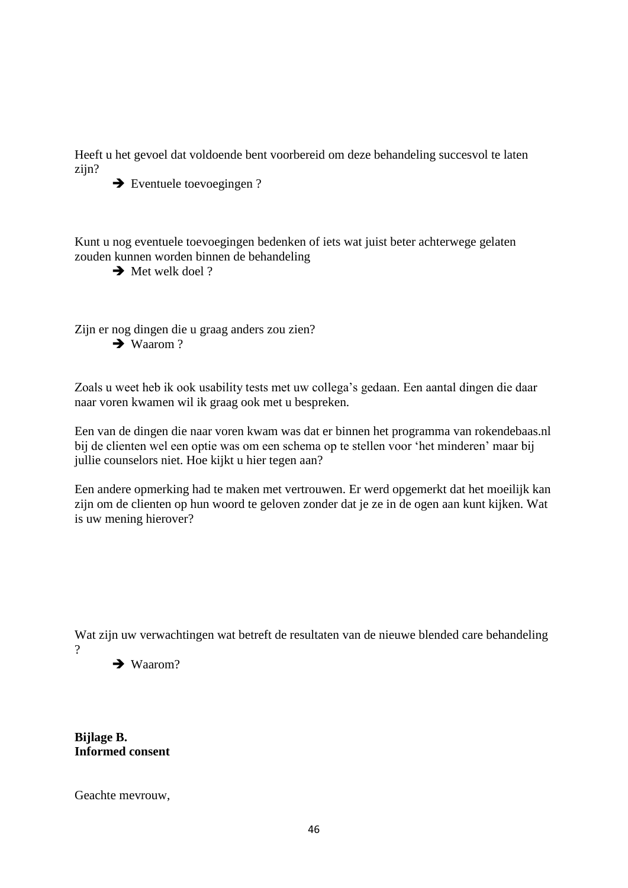Heeft u het gevoel dat voldoende bent voorbereid om deze behandeling succesvol te laten zijn?

- ➔ Eventuele toevoegingen ?

Kunt u nog eventuele toevoegingen bedenken of iets wat juist beter achterwege gelaten zouden kunnen worden binnen de behandeling

- ➔ Met welk doel ?

Zijn er nog dingen die u graag anders zou zien?

- ➔ Waarom ?

Zoals u weet heb ik ook usability tests met uw collega's gedaan. Een aantal dingen die daar naar voren kwamen wil ik graag ook met u bespreken.

Een van de dingen die naar voren kwam was dat er binnen het programma van rokendebaas.nl bij de clienten wel een optie was om een schema op te stellen voor 'het minderen' maar bij jullie counselors niet. Hoe kijkt u hier tegen aan?

Een andere opmerking had te maken met vertrouwen. Er werd opgemerkt dat het moeilijk kan zijn om de clienten op hun woord te geloven zonder dat je ze in de ogen aan kunt kijken. Wat is uw mening hierover?

Wat zijn uw verwachtingen wat betreft de resultaten van de nieuwe blended care behandeling ?

- ➔ Waarom?

**Bijlage B.**
**Informed consent**

Geachte mevrouw,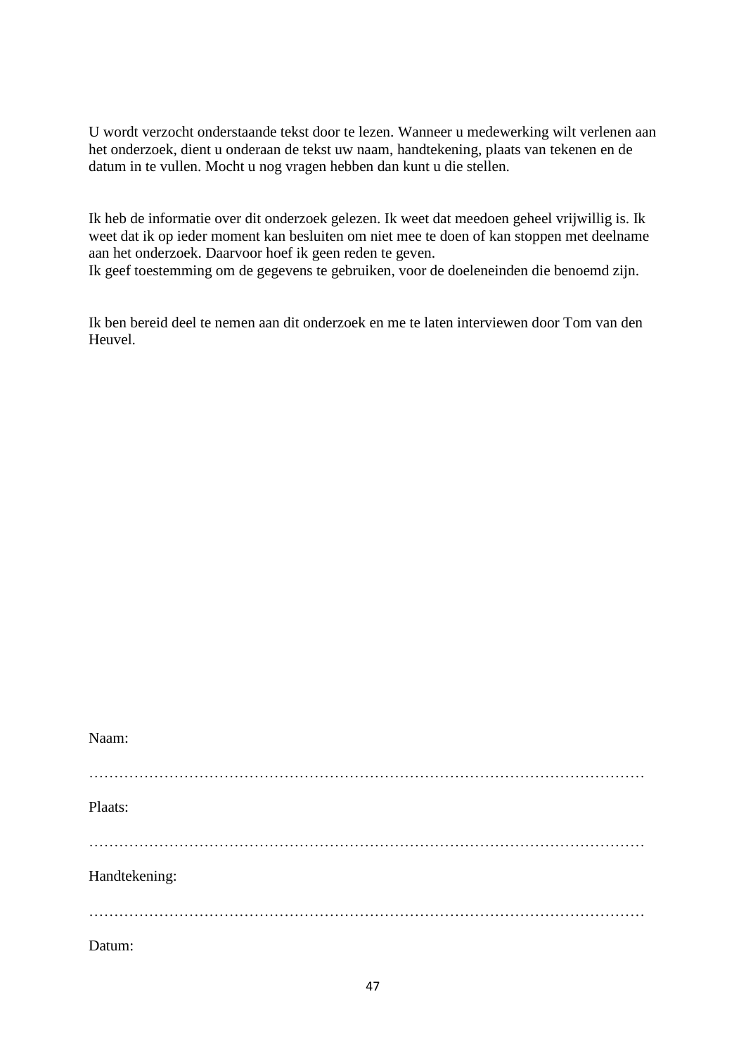U wordt verzocht onderstaande tekst door te lezen. Wanneer u medewerking wilt verlenen aan het onderzoek, dient u onderaan de tekst uw naam, handtekening, plaats van tekenen en de datum in te vullen. Mocht u nog vragen hebben dan kunt u die stellen.

Ik heb de informatie over dit onderzoek gelezen. Ik weet dat meedoen geheel vrijwillig is. Ik weet dat ik op ieder moment kan besluiten om niet mee te doen of kan stoppen met deelname aan het onderzoek. Daarvoor hoef ik geen reden te geven.
Ik geef toestemming om de gegevens te gebruiken, voor de doeleneinden die benoemd zijn.

Ik ben bereid deel te nemen aan dit onderzoek en me te laten interviewen door Tom van den Heuvel.

Naam:

…………………………………………………………………………………………………

Plaats:

…………………………………………………………………………………………………

Handtekening:

…………………………………………………………………………………………………

Datum: